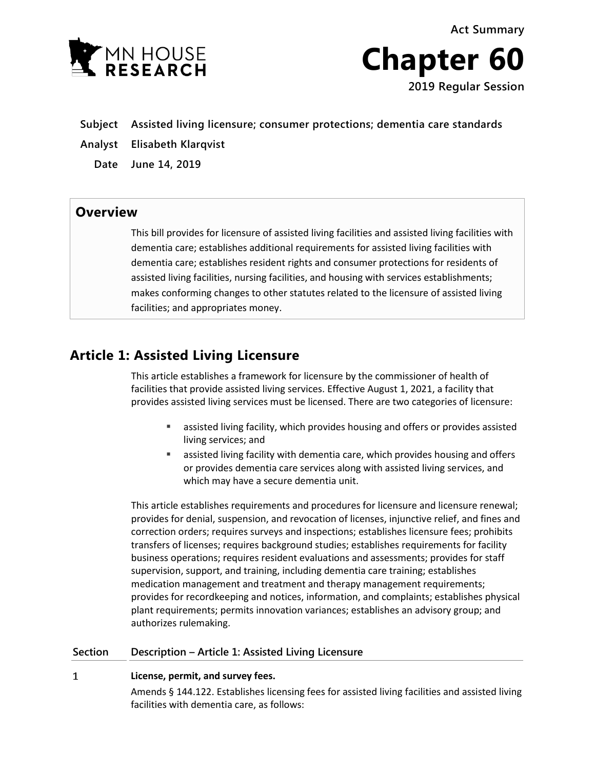Act Summary

# Chapter 60

**2019 Regular Session**

**Subject** Assisted living licensure; consumer protections; dementia care standards

**Analyst** Elisabeth Klarqvist

**Date** June 14, 2019

## Overview

This bill provides for licensure of assisted living facilities and assisted living facilities with dementia care; establishes additional requirements for assisted living facilities with dementia care; establishes resident rights and consumer protections for residents of assisted living facilities, nursing facilities, and housing with services establishments; makes conforming changes to other statutes related to the licensure of assisted living facilities; and appropriates money.

## Article 1: Assisted Living Licensure

This article establishes a framework for licensure by the commissioner of health of facilities that provide assisted living services. Effective August 1, 2021, a facility that provides assisted living services must be licensed. There are two categories of licensure:

- assisted living facility, which provides housing and offers or provides assisted living services; and
- assisted living facility with dementia care, which provides housing and offers or provides dementia care services along with assisted living services, and which may have a secure dementia unit.

This article establishes requirements and procedures for licensure and licensure renewal; provides for denial, suspension, and revocation of licenses, injunctive relief, and fines and correction orders; requires surveys and inspections; establishes licensure fees; prohibits transfers of licenses; requires background studies; establishes requirements for facility business operations; requires resident evaluations and assessments; provides for staff supervision, support, and training, including dementia care training; establishes medication management and treatment and therapy management requirements; provides for recordkeeping and notices, information, and complaints; establishes physical plant requirements; permits innovation variances; establishes an advisory group; and authorizes rulemaking.

| Section | Description – Article 1: Assisted Living Licensure |
|---|---|
| 1 | **License, permit, and survey fees.**<br>Amends § 144.122. Establishes licensing fees for assisted living facilities and assisted living facilities with dementia care, as follows: |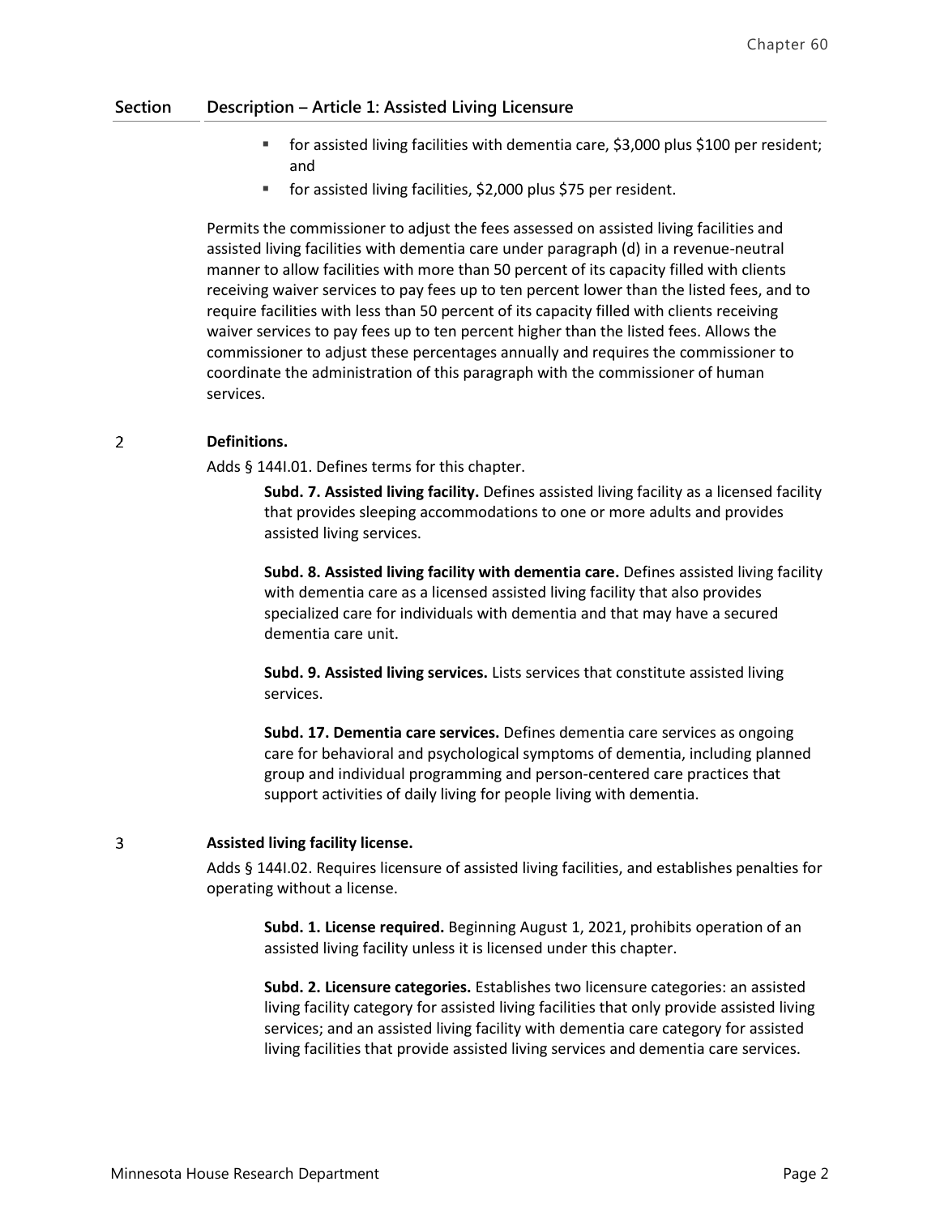| Section | Description – Article 1: Assisted Living Licensure |
|---|---|
| | ▪ for assisted living facilities with dementia care, \$3,000 plus \$100 per resident; and<br>▪ for assisted living facilities, \$2,000 plus \$75 per resident.<br><br>Permits the commissioner to adjust the fees assessed on assisted living facilities and assisted living facilities with dementia care under paragraph (d) in a revenue-neutral manner to allow facilities with more than 50 percent of its capacity filled with clients receiving waiver services to pay fees up to ten percent lower than the listed fees, and to require facilities with less than 50 percent of its capacity filled with clients receiving waiver services to pay fees up to ten percent higher than the listed fees. Allows the commissioner to adjust these percentages annually and requires the commissioner to coordinate the administration of this paragraph with the commissioner of human services. |
| 2 | **Definitions.**<br>Adds § 144I.01. Defines terms for this chapter.<br><br>**Subd. 7. Assisted living facility.** Defines assisted living facility as a licensed facility that provides sleeping accommodations to one or more adults and provides assisted living services.<br><br>**Subd. 8. Assisted living facility with dementia care.** Defines assisted living facility with dementia care as a licensed assisted living facility that also provides specialized care for individuals with dementia and that may have a secured dementia care unit.<br><br>**Subd. 9. Assisted living services.** Lists services that constitute assisted living services.<br><br>**Subd. 17. Dementia care services.** Defines dementia care services as ongoing care for behavioral and psychological symptoms of dementia, including planned group and individual programming and person-centered care practices that support activities of daily living for people living with dementia. |
| 3 | **Assisted living facility license.**<br>Adds § 144I.02. Requires licensure of assisted living facilities, and establishes penalties for operating without a license.<br><br>**Subd. 1. License required.** Beginning August 1, 2021, prohibits operation of an assisted living facility unless it is licensed under this chapter.<br><br>**Subd. 2. Licensure categories.** Establishes two licensure categories: an assisted living facility category for assisted living facilities that only provide assisted living services; and an assisted living facility with dementia care category for assisted living facilities that provide assisted living services and dementia care services. |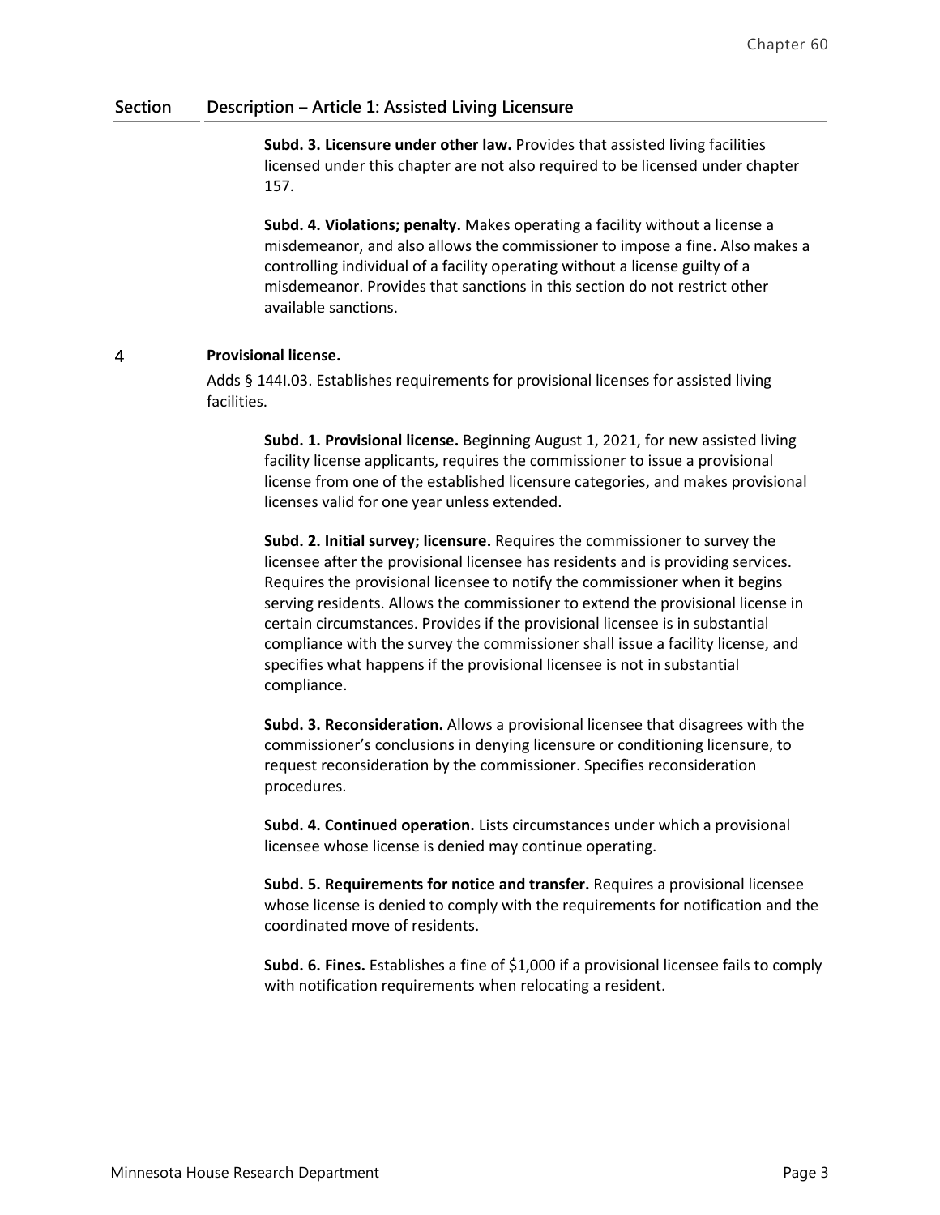| Section | Description – Article 1: Assisted Living Licensure |
| --- | --- |
| | **Subd. 3. Licensure under other law.** Provides that assisted living facilities licensed under this chapter are not also required to be licensed under chapter 157. |
| | **Subd. 4. Violations; penalty.** Makes operating a facility without a license a misdemeanor, and also allows the commissioner to impose a fine. Also makes a controlling individual of a facility operating without a license guilty of a misdemeanor. Provides that sanctions in this section do not restrict other available sanctions. |
| 4 | **Provisional license.**<br>Adds § 144I.03. Establishes requirements for provisional licenses for assisted living facilities. |
| | **Subd. 1. Provisional license.** Beginning August 1, 2021, for new assisted living facility license applicants, requires the commissioner to issue a provisional license from one of the established licensure categories, and makes provisional licenses valid for one year unless extended. |
| | **Subd. 2. Initial survey; licensure.** Requires the commissioner to survey the licensee after the provisional licensee has residents and is providing services. Requires the provisional licensee to notify the commissioner when it begins serving residents. Allows the commissioner to extend the provisional license in certain circumstances. Provides if the provisional licensee is in substantial compliance with the survey the commissioner shall issue a facility license, and specifies what happens if the provisional licensee is not in substantial compliance. |
| | **Subd. 3. Reconsideration.** Allows a provisional licensee that disagrees with the commissioner's conclusions in denying licensure or conditioning licensure, to request reconsideration by the commissioner. Specifies reconsideration procedures. |
| | **Subd. 4. Continued operation.** Lists circumstances under which a provisional licensee whose license is denied may continue operating. |
| | **Subd. 5. Requirements for notice and transfer.** Requires a provisional licensee whose license is denied to comply with the requirements for notification and the coordinated move of residents. |
| | **Subd. 6. Fines.** Establishes a fine of $1,000 if a provisional licensee fails to comply with notification requirements when relocating a resident. |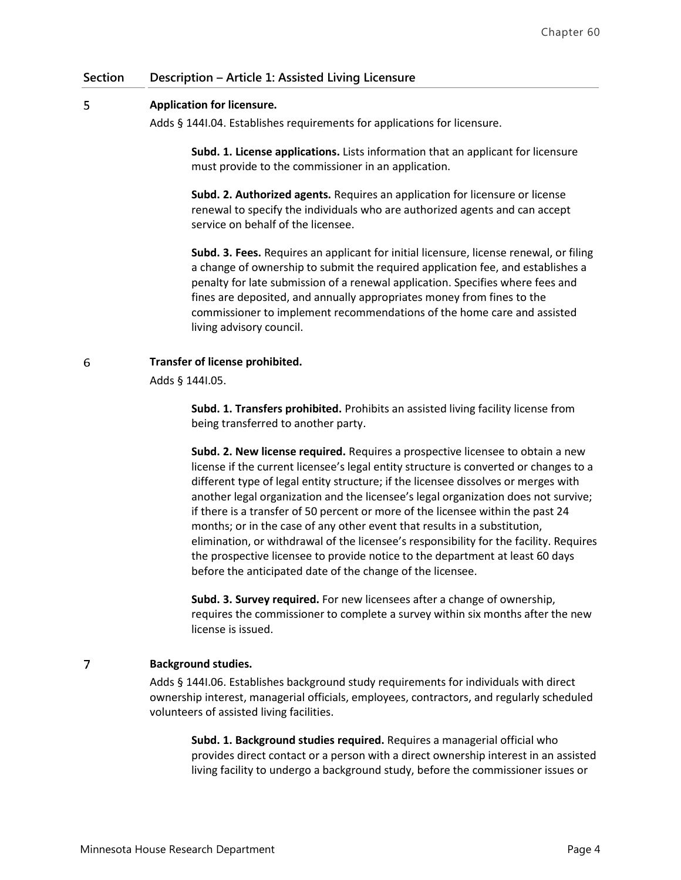| Section | Description – Article 1: Assisted Living Licensure |
|---|---|

**5 Application for licensure.**

Adds § 144I.04. Establishes requirements for applications for licensure.

**Subd. 1. License applications.** Lists information that an applicant for licensure must provide to the commissioner in an application.

**Subd. 2. Authorized agents.** Requires an application for licensure or license renewal to specify the individuals who are authorized agents and can accept service on behalf of the licensee.

**Subd. 3. Fees.** Requires an applicant for initial licensure, license renewal, or filing a change of ownership to submit the required application fee, and establishes a penalty for late submission of a renewal application. Specifies where fees and fines are deposited, and annually appropriates money from fines to the commissioner to implement recommendations of the home care and assisted living advisory council.

**6 Transfer of license prohibited.**

Adds § 144I.05.

**Subd. 1. Transfers prohibited.** Prohibits an assisted living facility license from being transferred to another party.

**Subd. 2. New license required.** Requires a prospective licensee to obtain a new license if the current licensee's legal entity structure is converted or changes to a different type of legal entity structure; if the licensee dissolves or merges with another legal organization and the licensee's legal organization does not survive; if there is a transfer of 50 percent or more of the licensee within the past 24 months; or in the case of any other event that results in a substitution, elimination, or withdrawal of the licensee's responsibility for the facility. Requires the prospective licensee to provide notice to the department at least 60 days before the anticipated date of the change of the licensee.

**Subd. 3. Survey required.** For new licensees after a change of ownership, requires the commissioner to complete a survey within six months after the new license is issued.

**7 Background studies.**

Adds § 144I.06. Establishes background study requirements for individuals with direct ownership interest, managerial officials, employees, contractors, and regularly scheduled volunteers of assisted living facilities.

**Subd. 1. Background studies required.** Requires a managerial official who provides direct contact or a person with a direct ownership interest in an assisted living facility to undergo a background study, before the commissioner issues or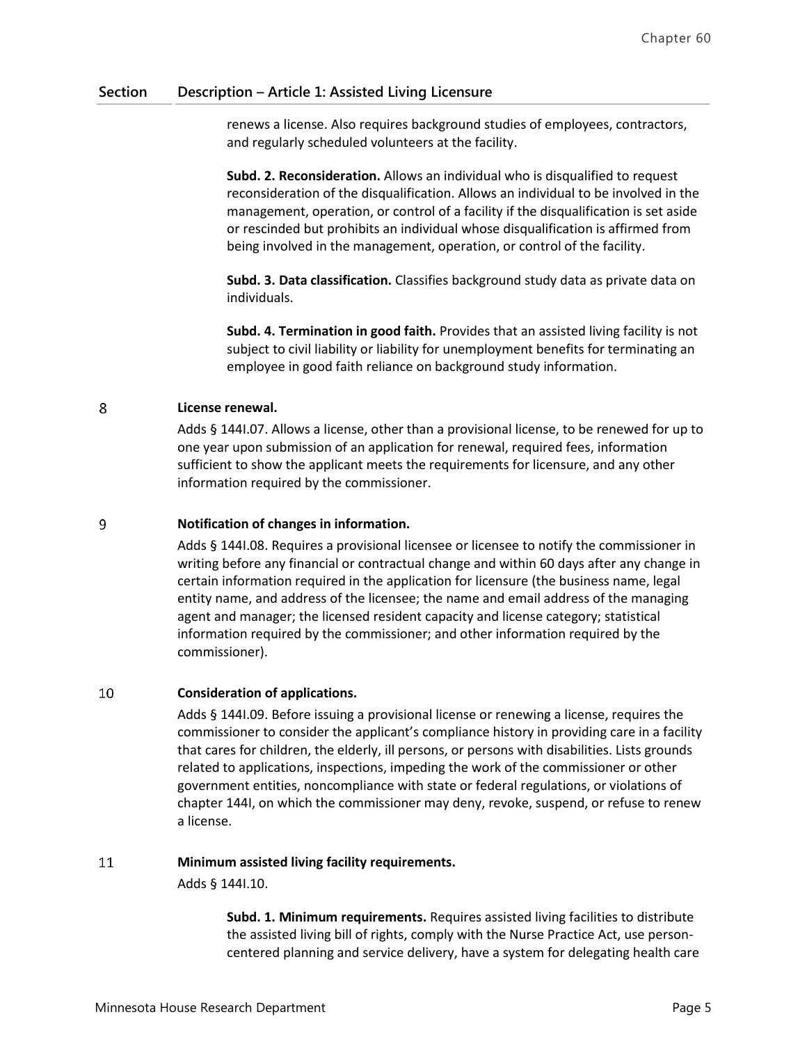| Section | Description – Article 1: Assisted Living Licensure |
|---|---|
| | renews a license. Also requires background studies of employees, contractors, and regularly scheduled volunteers at the facility.<br><br>**Subd. 2. Reconsideration.** Allows an individual who is disqualified to request reconsideration of the disqualification. Allows an individual to be involved in the management, operation, or control of a facility if the disqualification is set aside or rescinded but prohibits an individual whose disqualification is affirmed from being involved in the management, operation, or control of the facility.<br><br>**Subd. 3. Data classification.** Classifies background study data as private data on individuals.<br><br>**Subd. 4. Termination in good faith.** Provides that an assisted living facility is not subject to civil liability or liability for unemployment benefits for terminating an employee in good faith reliance on background study information. |
| 8 | **License renewal.**<br>Adds § 144I.07. Allows a license, other than a provisional license, to be renewed for up to one year upon submission of an application for renewal, required fees, information sufficient to show the applicant meets the requirements for licensure, and any other information required by the commissioner. |
| 9 | **Notification of changes in information.**<br>Adds § 144I.08. Requires a provisional licensee or licensee to notify the commissioner in writing before any financial or contractual change and within 60 days after any change in certain information required in the application for licensure (the business name, legal entity name, and address of the licensee; the name and email address of the managing agent and manager; the licensed resident capacity and license category; statistical information required by the commissioner; and other information required by the commissioner). |
| 10 | **Consideration of applications.**<br>Adds § 144I.09. Before issuing a provisional license or renewing a license, requires the commissioner to consider the applicant's compliance history in providing care in a facility that cares for children, the elderly, ill persons, or persons with disabilities. Lists grounds related to applications, inspections, impeding the work of the commissioner or other government entities, noncompliance with state or federal regulations, or violations of chapter 144I, on which the commissioner may deny, revoke, suspend, or refuse to renew a license. |
| 11 | **Minimum assisted living facility requirements.**<br>Adds § 144I.10.<br><br>**Subd. 1. Minimum requirements.** Requires assisted living facilities to distribute the assisted living bill of rights, comply with the Nurse Practice Act, use person-centered planning and service delivery, have a system for delegating health care |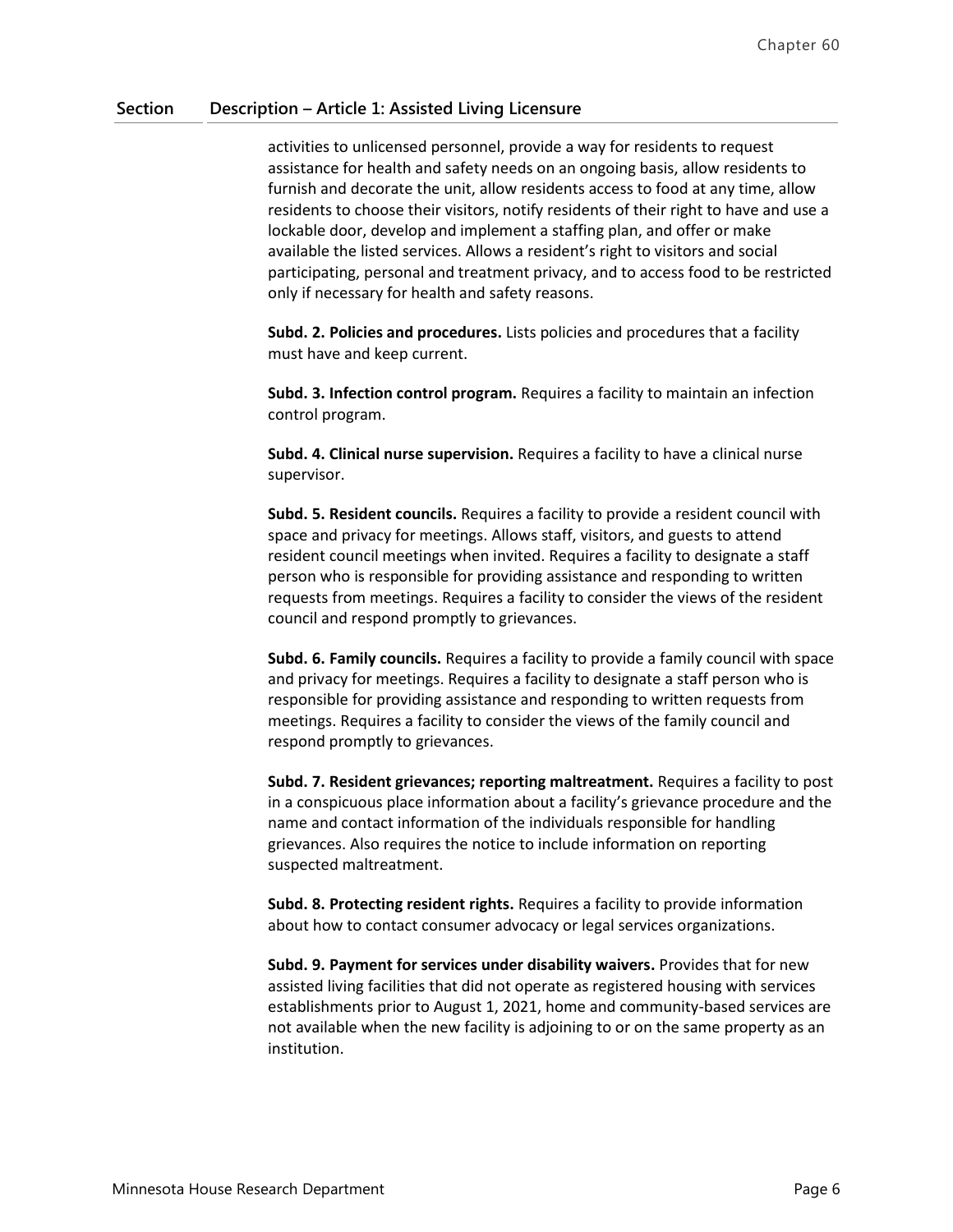| Section | Description – Article 1: Assisted Living Licensure |
|---|---|
| | activities to unlicensed personnel, provide a way for residents to request assistance for health and safety needs on an ongoing basis, allow residents to furnish and decorate the unit, allow residents access to food at any time, allow residents to choose their visitors, notify residents of their right to have and use a lockable door, develop and implement a staffing plan, and offer or make available the listed services. Allows a resident's right to visitors and social participating, personal and treatment privacy, and to access food to be restricted only if necessary for health and safety reasons.<br><br>**Subd. 2. Policies and procedures.** Lists policies and procedures that a facility must have and keep current.<br><br>**Subd. 3. Infection control program.** Requires a facility to maintain an infection control program.<br><br>**Subd. 4. Clinical nurse supervision.** Requires a facility to have a clinical nurse supervisor.<br><br>**Subd. 5. Resident councils.** Requires a facility to provide a resident council with space and privacy for meetings. Allows staff, visitors, and guests to attend resident council meetings when invited. Requires a facility to designate a staff person who is responsible for providing assistance and responding to written requests from meetings. Requires a facility to consider the views of the resident council and respond promptly to grievances.<br><br>**Subd. 6. Family councils.** Requires a facility to provide a family council with space and privacy for meetings. Requires a facility to designate a staff person who is responsible for providing assistance and responding to written requests from meetings. Requires a facility to consider the views of the family council and respond promptly to grievances.<br><br>**Subd. 7. Resident grievances; reporting maltreatment.** Requires a facility to post in a conspicuous place information about a facility's grievance procedure and the name and contact information of the individuals responsible for handling grievances. Also requires the notice to include information on reporting suspected maltreatment.<br><br>**Subd. 8. Protecting resident rights.** Requires a facility to provide information about how to contact consumer advocacy or legal services organizations.<br><br>**Subd. 9. Payment for services under disability waivers.** Provides that for new assisted living facilities that did not operate as registered housing with services establishments prior to August 1, 2021, home and community-based services are not available when the new facility is adjoining to or on the same property as an institution. |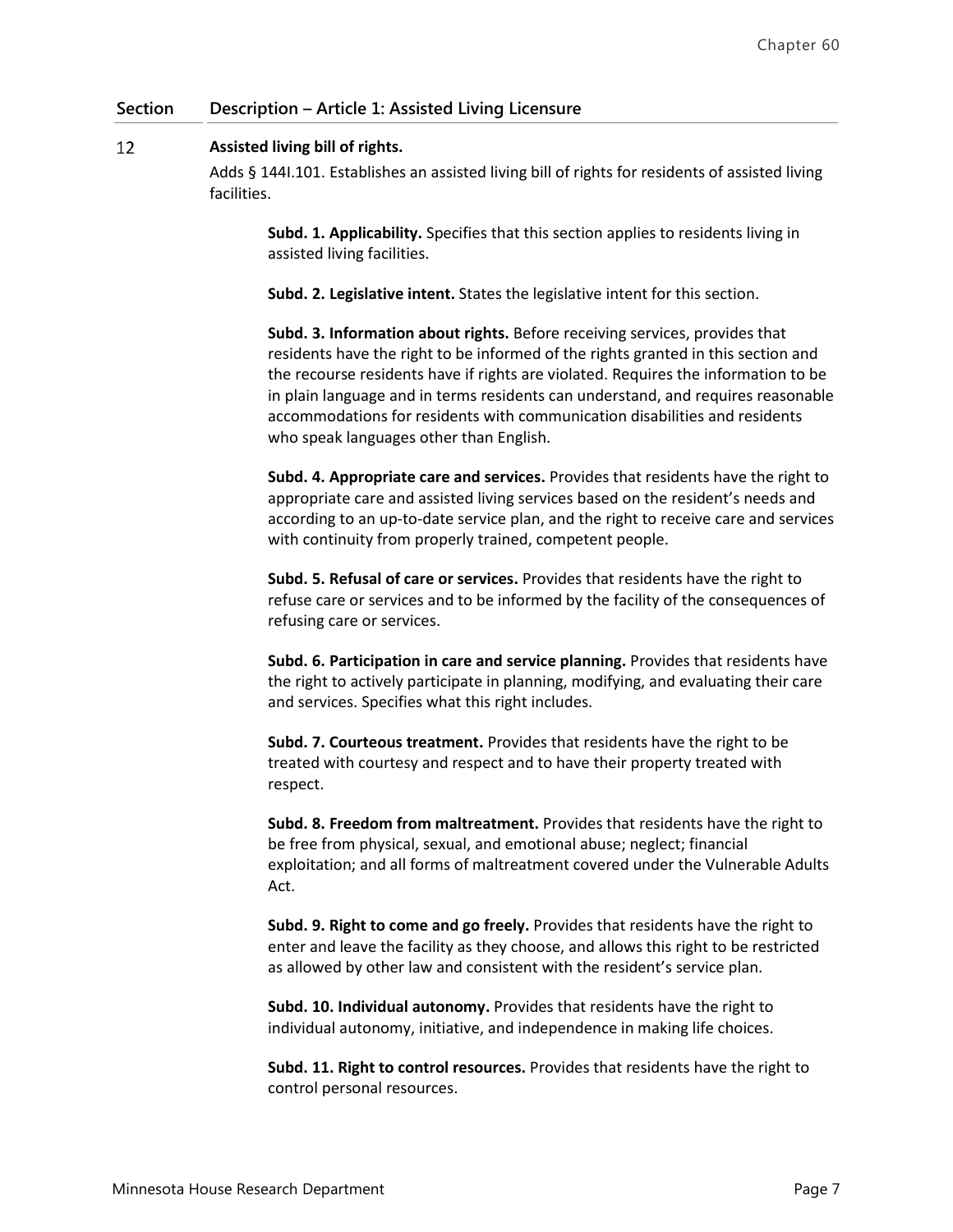| Section | Description – Article 1: Assisted Living Licensure |
|---|---|

12 **Assisted living bill of rights.**

Adds § 144I.101. Establishes an assisted living bill of rights for residents of assisted living facilities.

**Subd. 1. Applicability.** Specifies that this section applies to residents living in assisted living facilities.

**Subd. 2. Legislative intent.** States the legislative intent for this section.

**Subd. 3. Information about rights.** Before receiving services, provides that residents have the right to be informed of the rights granted in this section and the recourse residents have if rights are violated. Requires the information to be in plain language and in terms residents can understand, and requires reasonable accommodations for residents with communication disabilities and residents who speak languages other than English.

**Subd. 4. Appropriate care and services.** Provides that residents have the right to appropriate care and assisted living services based on the resident's needs and according to an up-to-date service plan, and the right to receive care and services with continuity from properly trained, competent people.

**Subd. 5. Refusal of care or services.** Provides that residents have the right to refuse care or services and to be informed by the facility of the consequences of refusing care or services.

**Subd. 6. Participation in care and service planning.** Provides that residents have the right to actively participate in planning, modifying, and evaluating their care and services. Specifies what this right includes.

**Subd. 7. Courteous treatment.** Provides that residents have the right to be treated with courtesy and respect and to have their property treated with respect.

**Subd. 8. Freedom from maltreatment.** Provides that residents have the right to be free from physical, sexual, and emotional abuse; neglect; financial exploitation; and all forms of maltreatment covered under the Vulnerable Adults Act.

**Subd. 9. Right to come and go freely.** Provides that residents have the right to enter and leave the facility as they choose, and allows this right to be restricted as allowed by other law and consistent with the resident's service plan.

**Subd. 10. Individual autonomy.** Provides that residents have the right to individual autonomy, initiative, and independence in making life choices.

**Subd. 11. Right to control resources.** Provides that residents have the right to control personal resources.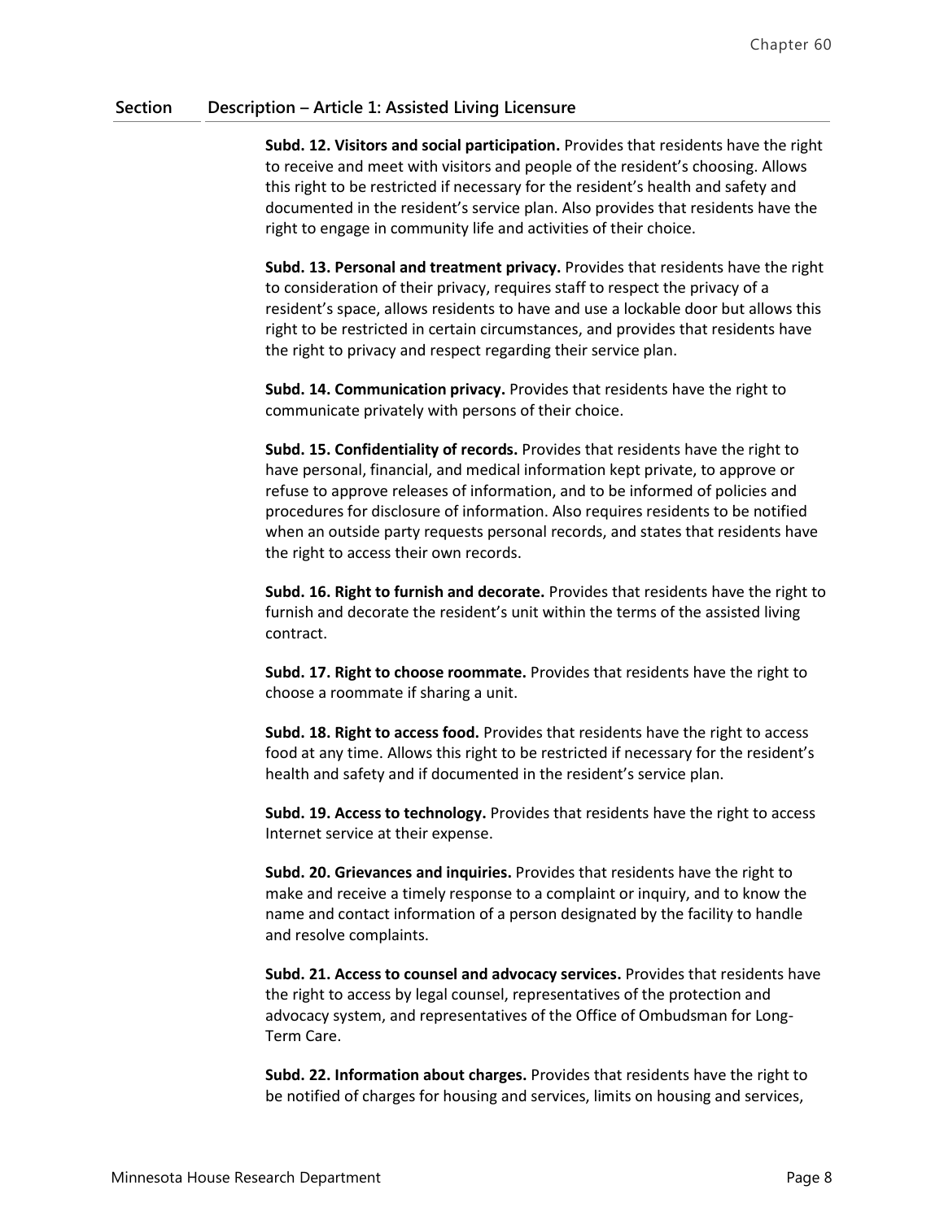| Section | Description – Article 1: Assisted Living Licensure |
|---|---|
| | **Subd. 12. Visitors and social participation.** Provides that residents have the right to receive and meet with visitors and people of the resident's choosing. Allows this right to be restricted if necessary for the resident's health and safety and documented in the resident's service plan. Also provides that residents have the right to engage in community life and activities of their choice.<br><br>**Subd. 13. Personal and treatment privacy.** Provides that residents have the right to consideration of their privacy, requires staff to respect the privacy of a resident's space, allows residents to have and use a lockable door but allows this right to be restricted in certain circumstances, and provides that residents have the right to privacy and respect regarding their service plan.<br><br>**Subd. 14. Communication privacy.** Provides that residents have the right to communicate privately with persons of their choice.<br><br>**Subd. 15. Confidentiality of records.** Provides that residents have the right to have personal, financial, and medical information kept private, to approve or refuse to approve releases of information, and to be informed of policies and procedures for disclosure of information. Also requires residents to be notified when an outside party requests personal records, and states that residents have the right to access their own records.<br><br>**Subd. 16. Right to furnish and decorate.** Provides that residents have the right to furnish and decorate the resident's unit within the terms of the assisted living contract.<br><br>**Subd. 17. Right to choose roommate.** Provides that residents have the right to choose a roommate if sharing a unit.<br><br>**Subd. 18. Right to access food.** Provides that residents have the right to access food at any time. Allows this right to be restricted if necessary for the resident's health and safety and if documented in the resident's service plan.<br><br>**Subd. 19. Access to technology.** Provides that residents have the right to access Internet service at their expense.<br><br>**Subd. 20. Grievances and inquiries.** Provides that residents have the right to make and receive a timely response to a complaint or inquiry, and to know the name and contact information of a person designated by the facility to handle and resolve complaints.<br><br>**Subd. 21. Access to counsel and advocacy services.** Provides that residents have the right to access by legal counsel, representatives of the protection and advocacy system, and representatives of the Office of Ombudsman for Long-Term Care.<br><br>**Subd. 22. Information about charges.** Provides that residents have the right to be notified of charges for housing and services, limits on housing and services, |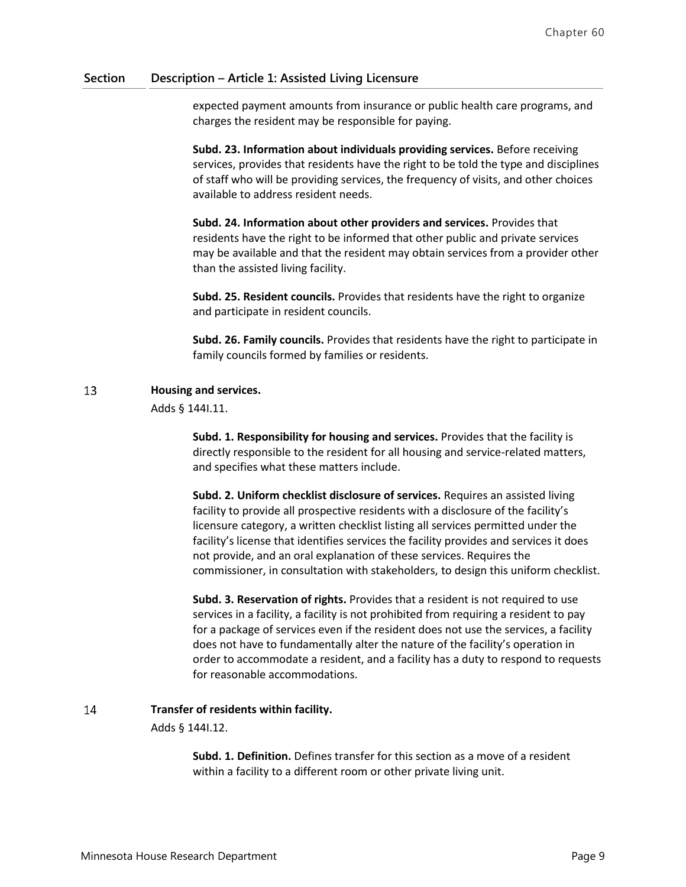| Section | Description – Article 1: Assisted Living Licensure |
|---|---|

expected payment amounts from insurance or public health care programs, and charges the resident may be responsible for paying.

**Subd. 23. Information about individuals providing services.** Before receiving services, provides that residents have the right to be told the type and disciplines of staff who will be providing services, the frequency of visits, and other choices available to address resident needs.

**Subd. 24. Information about other providers and services.** Provides that residents have the right to be informed that other public and private services may be available and that the resident may obtain services from a provider other than the assisted living facility.

**Subd. 25. Resident councils.** Provides that residents have the right to organize and participate in resident councils.

**Subd. 26. Family councils.** Provides that residents have the right to participate in family councils formed by families or residents.

13 **Housing and services.**

Adds § 144I.11.

**Subd. 1. Responsibility for housing and services.** Provides that the facility is directly responsible to the resident for all housing and service-related matters, and specifies what these matters include.

**Subd. 2. Uniform checklist disclosure of services.** Requires an assisted living facility to provide all prospective residents with a disclosure of the facility's licensure category, a written checklist listing all services permitted under the facility's license that identifies services the facility provides and services it does not provide, and an oral explanation of these services. Requires the commissioner, in consultation with stakeholders, to design this uniform checklist.

**Subd. 3. Reservation of rights.** Provides that a resident is not required to use services in a facility, a facility is not prohibited from requiring a resident to pay for a package of services even if the resident does not use the services, a facility does not have to fundamentally alter the nature of the facility's operation in order to accommodate a resident, and a facility has a duty to respond to requests for reasonable accommodations.

14 **Transfer of residents within facility.**

Adds § 144I.12.

**Subd. 1. Definition.** Defines transfer for this section as a move of a resident within a facility to a different room or other private living unit.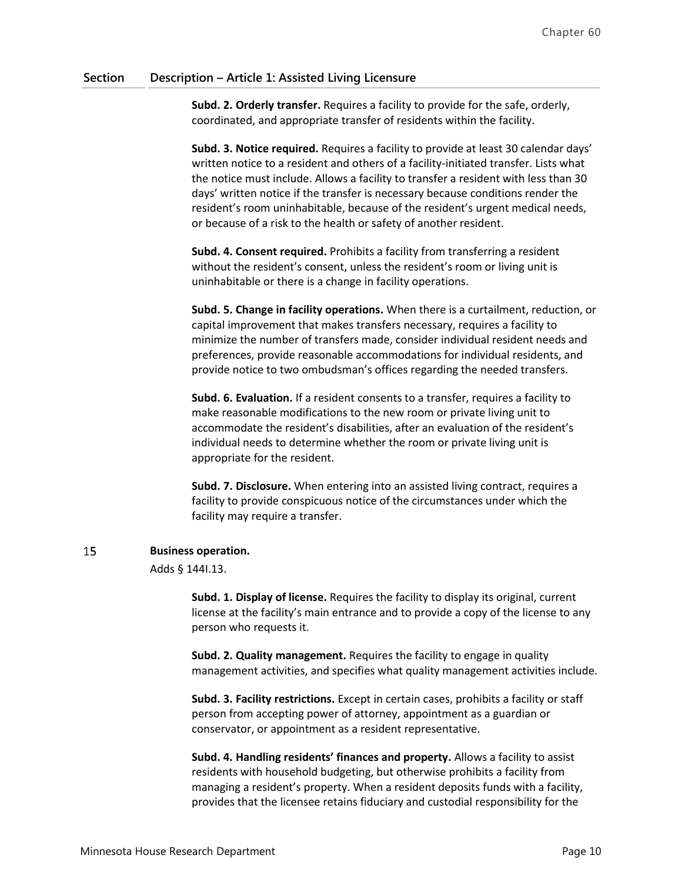| Section | Description – Article 1: Assisted Living Licensure |
|---|---|

**Subd. 2. Orderly transfer.** Requires a facility to provide for the safe, orderly, coordinated, and appropriate transfer of residents within the facility.

**Subd. 3. Notice required.** Requires a facility to provide at least 30 calendar days' written notice to a resident and others of a facility-initiated transfer. Lists what the notice must include. Allows a facility to transfer a resident with less than 30 days' written notice if the transfer is necessary because conditions render the resident's room uninhabitable, because of the resident's urgent medical needs, or because of a risk to the health or safety of another resident.

**Subd. 4. Consent required.** Prohibits a facility from transferring a resident without the resident's consent, unless the resident's room or living unit is uninhabitable or there is a change in facility operations.

**Subd. 5. Change in facility operations.** When there is a curtailment, reduction, or capital improvement that makes transfers necessary, requires a facility to minimize the number of transfers made, consider individual resident needs and preferences, provide reasonable accommodations for individual residents, and provide notice to two ombudsman's offices regarding the needed transfers.

**Subd. 6. Evaluation.** If a resident consents to a transfer, requires a facility to make reasonable modifications to the new room or private living unit to accommodate the resident's disabilities, after an evaluation of the resident's individual needs to determine whether the room or private living unit is appropriate for the resident.

**Subd. 7. Disclosure.** When entering into an assisted living contract, requires a facility to provide conspicuous notice of the circumstances under which the facility may require a transfer.

15 **Business operation.**

Adds § 144I.13.

**Subd. 1. Display of license.** Requires the facility to display its original, current license at the facility's main entrance and to provide a copy of the license to any person who requests it.

**Subd. 2. Quality management.** Requires the facility to engage in quality management activities, and specifies what quality management activities include.

**Subd. 3. Facility restrictions.** Except in certain cases, prohibits a facility or staff person from accepting power of attorney, appointment as a guardian or conservator, or appointment as a resident representative.

**Subd. 4. Handling residents' finances and property.** Allows a facility to assist residents with household budgeting, but otherwise prohibits a facility from managing a resident's property. When a resident deposits funds with a facility, provides that the licensee retains fiduciary and custodial responsibility for the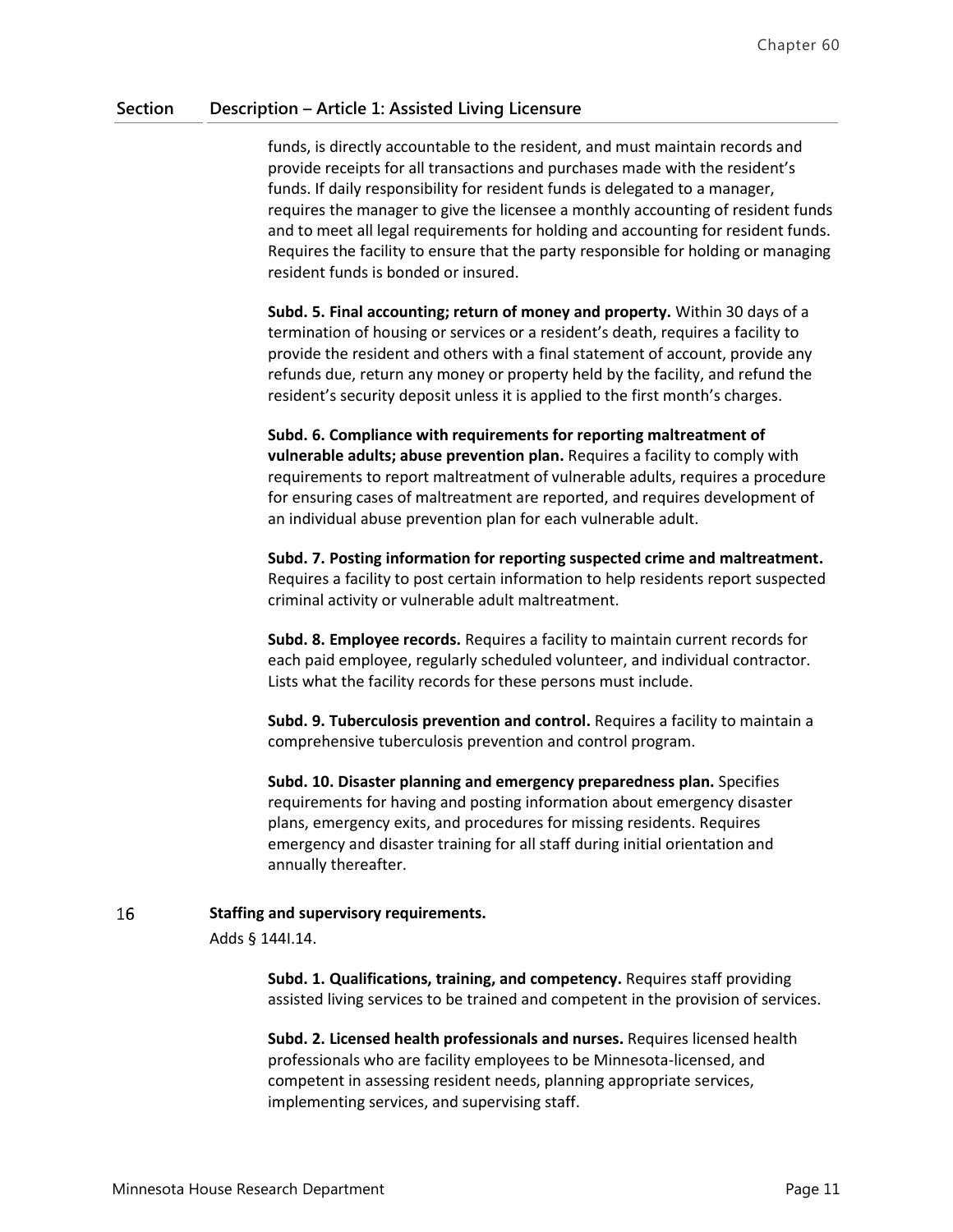| Section | Description – Article 1: Assisted Living Licensure |
|---|---|
| | funds, is directly accountable to the resident, and must maintain records and provide receipts for all transactions and purchases made with the resident's funds. If daily responsibility for resident funds is delegated to a manager, requires the manager to give the licensee a monthly accounting of resident funds and to meet all legal requirements for holding and accounting for resident funds. Requires the facility to ensure that the party responsible for holding or managing resident funds is bonded or insured. |
| | **Subd. 5. Final accounting; return of money and property.** Within 30 days of a termination of housing or services or a resident's death, requires a facility to provide the resident and others with a final statement of account, provide any refunds due, return any money or property held by the facility, and refund the resident's security deposit unless it is applied to the first month's charges. |
| | **Subd. 6. Compliance with requirements for reporting maltreatment of vulnerable adults; abuse prevention plan.** Requires a facility to comply with requirements to report maltreatment of vulnerable adults, requires a procedure for ensuring cases of maltreatment are reported, and requires development of an individual abuse prevention plan for each vulnerable adult. |
| | **Subd. 7. Posting information for reporting suspected crime and maltreatment.** Requires a facility to post certain information to help residents report suspected criminal activity or vulnerable adult maltreatment. |
| | **Subd. 8. Employee records.** Requires a facility to maintain current records for each paid employee, regularly scheduled volunteer, and individual contractor. Lists what the facility records for these persons must include. |
| | **Subd. 9. Tuberculosis prevention and control.** Requires a facility to maintain a comprehensive tuberculosis prevention and control program. |
| | **Subd. 10. Disaster planning and emergency preparedness plan.** Specifies requirements for having and posting information about emergency disaster plans, emergency exits, and procedures for missing residents. Requires emergency and disaster training for all staff during initial orientation and annually thereafter. |
| 16 | **Staffing and supervisory requirements.**<br>Adds § 144I.14. |
| | **Subd. 1. Qualifications, training, and competency.** Requires staff providing assisted living services to be trained and competent in the provision of services. |
| | **Subd. 2. Licensed health professionals and nurses.** Requires licensed health professionals who are facility employees to be Minnesota-licensed, and competent in assessing resident needs, planning appropriate services, implementing services, and supervising staff. |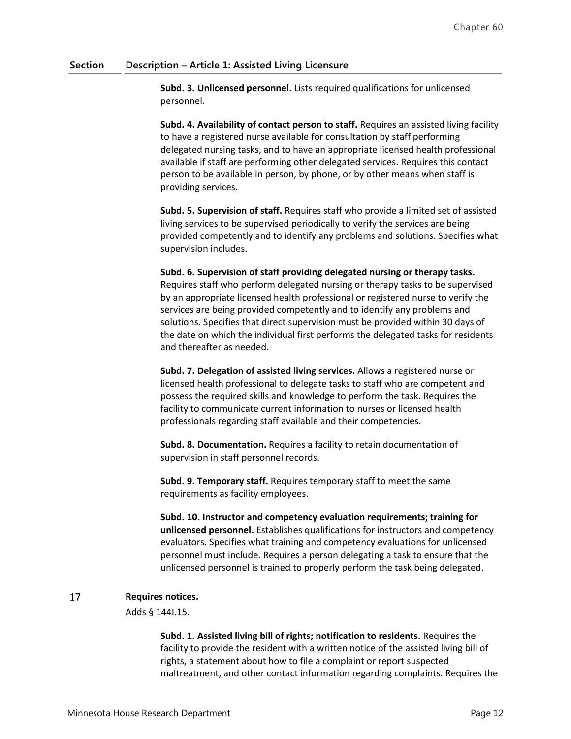| Section | Description – Article 1: Assisted Living Licensure |
|---|---|
| | **Subd. 3. Unlicensed personnel.** Lists required qualifications for unlicensed personnel.<br><br>**Subd. 4. Availability of contact person to staff.** Requires an assisted living facility to have a registered nurse available for consultation by staff performing delegated nursing tasks, and to have an appropriate licensed health professional available if staff are performing other delegated services. Requires this contact person to be available in person, by phone, or by other means when staff is providing services.<br><br>**Subd. 5. Supervision of staff.** Requires staff who provide a limited set of assisted living services to be supervised periodically to verify the services are being provided competently and to identify any problems and solutions. Specifies what supervision includes.<br><br>**Subd. 6. Supervision of staff providing delegated nursing or therapy tasks.** Requires staff who perform delegated nursing or therapy tasks to be supervised by an appropriate licensed health professional or registered nurse to verify the services are being provided competently and to identify any problems and solutions. Specifies that direct supervision must be provided within 30 days of the date on which the individual first performs the delegated tasks for residents and thereafter as needed.<br><br>**Subd. 7. Delegation of assisted living services.** Allows a registered nurse or licensed health professional to delegate tasks to staff who are competent and possess the required skills and knowledge to perform the task. Requires the facility to communicate current information to nurses or licensed health professionals regarding staff available and their competencies.<br><br>**Subd. 8. Documentation.** Requires a facility to retain documentation of supervision in staff personnel records.<br><br>**Subd. 9. Temporary staff.** Requires temporary staff to meet the same requirements as facility employees.<br><br>**Subd. 10. Instructor and competency evaluation requirements; training for unlicensed personnel.** Establishes qualifications for instructors and competency evaluators. Specifies what training and competency evaluations for unlicensed personnel must include. Requires a person delegating a task to ensure that the unlicensed personnel is trained to properly perform the task being delegated. |
| 17 | **Requires notices.**<br>Adds § 144I.15.<br><br>**Subd. 1. Assisted living bill of rights; notification to residents.** Requires the facility to provide the resident with a written notice of the assisted living bill of rights, a statement about how to file a complaint or report suspected maltreatment, and other contact information regarding complaints. Requires the |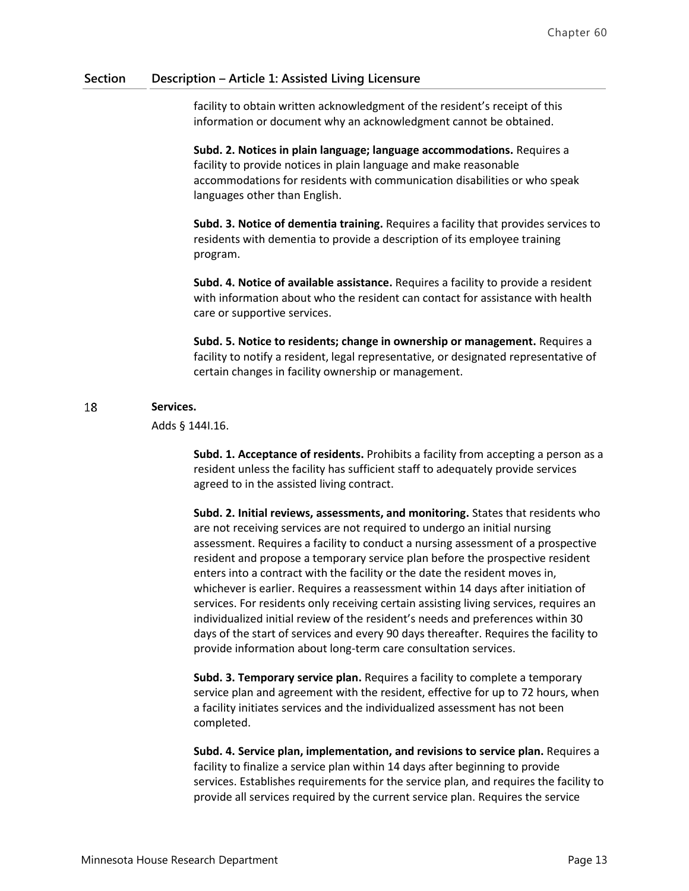| Section | Description – Article 1: Assisted Living Licensure |
|---|---|
| | facility to obtain written acknowledgment of the resident's receipt of this information or document why an acknowledgment cannot be obtained.<br><br>**Subd. 2. Notices in plain language; language accommodations.** Requires a facility to provide notices in plain language and make reasonable accommodations for residents with communication disabilities or who speak languages other than English.<br><br>**Subd. 3. Notice of dementia training.** Requires a facility that provides services to residents with dementia to provide a description of its employee training program.<br><br>**Subd. 4. Notice of available assistance.** Requires a facility to provide a resident with information about who the resident can contact for assistance with health care or supportive services.<br><br>**Subd. 5. Notice to residents; change in ownership or management.** Requires a facility to notify a resident, legal representative, or designated representative of certain changes in facility ownership or management. |
| 18 | **Services.**<br>Adds § 144I.16.<br><br>**Subd. 1. Acceptance of residents.** Prohibits a facility from accepting a person as a resident unless the facility has sufficient staff to adequately provide services agreed to in the assisted living contract.<br><br>**Subd. 2. Initial reviews, assessments, and monitoring.** States that residents who are not receiving services are not required to undergo an initial nursing assessment. Requires a facility to conduct a nursing assessment of a prospective resident and propose a temporary service plan before the prospective resident enters into a contract with the facility or the date the resident moves in, whichever is earlier. Requires a reassessment within 14 days after initiation of services. For residents only receiving certain assisting living services, requires an individualized initial review of the resident's needs and preferences within 30 days of the start of services and every 90 days thereafter. Requires the facility to provide information about long-term care consultation services.<br><br>**Subd. 3. Temporary service plan.** Requires a facility to complete a temporary service plan and agreement with the resident, effective for up to 72 hours, when a facility initiates services and the individualized assessment has not been completed.<br><br>**Subd. 4. Service plan, implementation, and revisions to service plan.** Requires a facility to finalize a service plan within 14 days after beginning to provide services. Establishes requirements for the service plan, and requires the facility to provide all services required by the current service plan. Requires the service |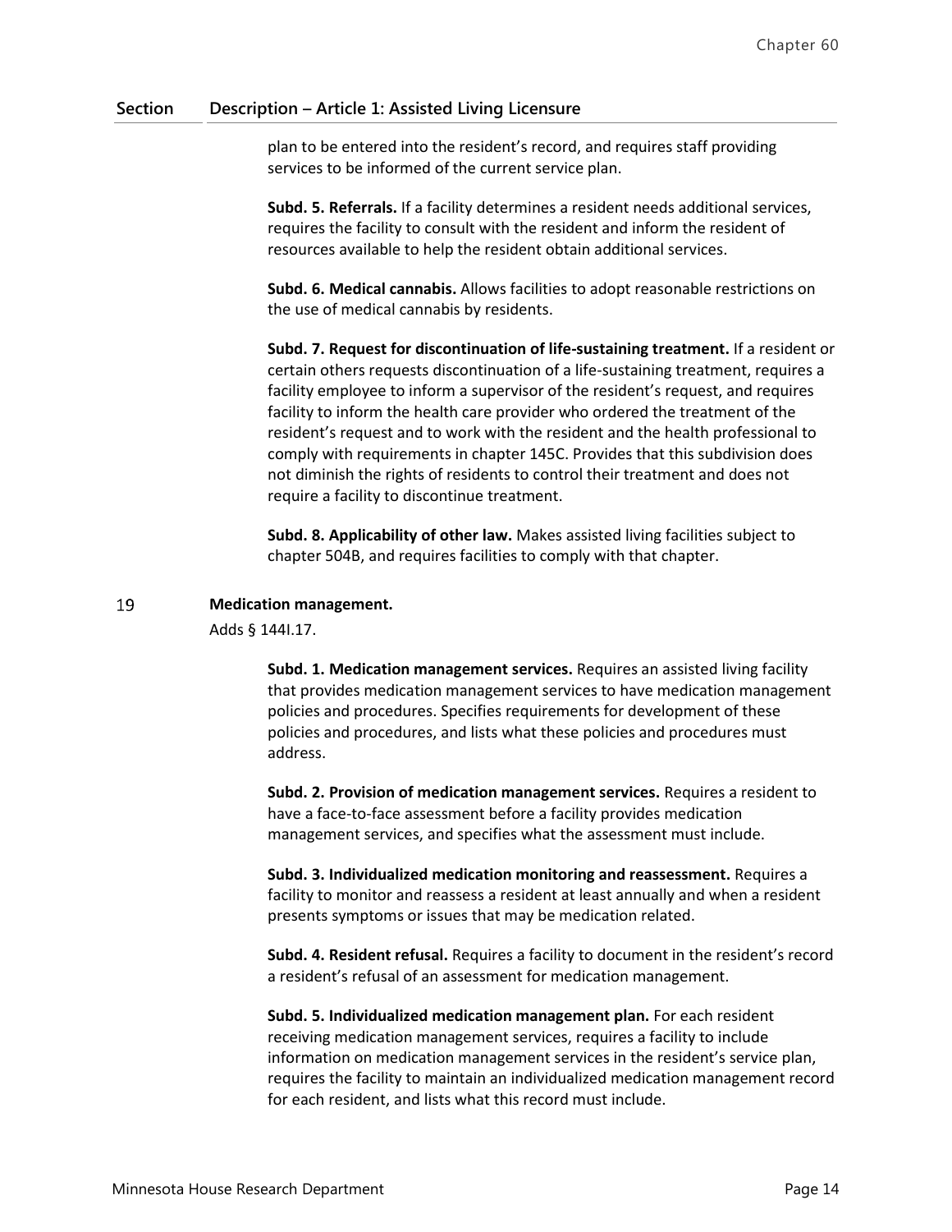| Section | Description – Article 1: Assisted Living Licensure |
|---|---|

plan to be entered into the resident's record, and requires staff providing services to be informed of the current service plan.

**Subd. 5. Referrals.** If a facility determines a resident needs additional services, requires the facility to consult with the resident and inform the resident of resources available to help the resident obtain additional services.

**Subd. 6. Medical cannabis.** Allows facilities to adopt reasonable restrictions on the use of medical cannabis by residents.

**Subd. 7. Request for discontinuation of life-sustaining treatment.** If a resident or certain others requests discontinuation of a life-sustaining treatment, requires a facility employee to inform a supervisor of the resident's request, and requires facility to inform the health care provider who ordered the treatment of the resident's request and to work with the resident and the health professional to comply with requirements in chapter 145C. Provides that this subdivision does not diminish the rights of residents to control their treatment and does not require a facility to discontinue treatment.

**Subd. 8. Applicability of other law.** Makes assisted living facilities subject to chapter 504B, and requires facilities to comply with that chapter.

19 **Medication management.**

Adds § 144I.17.

**Subd. 1. Medication management services.** Requires an assisted living facility that provides medication management services to have medication management policies and procedures. Specifies requirements for development of these policies and procedures, and lists what these policies and procedures must address.

**Subd. 2. Provision of medication management services.** Requires a resident to have a face-to-face assessment before a facility provides medication management services, and specifies what the assessment must include.

**Subd. 3. Individualized medication monitoring and reassessment.** Requires a facility to monitor and reassess a resident at least annually and when a resident presents symptoms or issues that may be medication related.

**Subd. 4. Resident refusal.** Requires a facility to document in the resident's record a resident's refusal of an assessment for medication management.

**Subd. 5. Individualized medication management plan.** For each resident receiving medication management services, requires a facility to include information on medication management services in the resident's service plan, requires the facility to maintain an individualized medication management record for each resident, and lists what this record must include.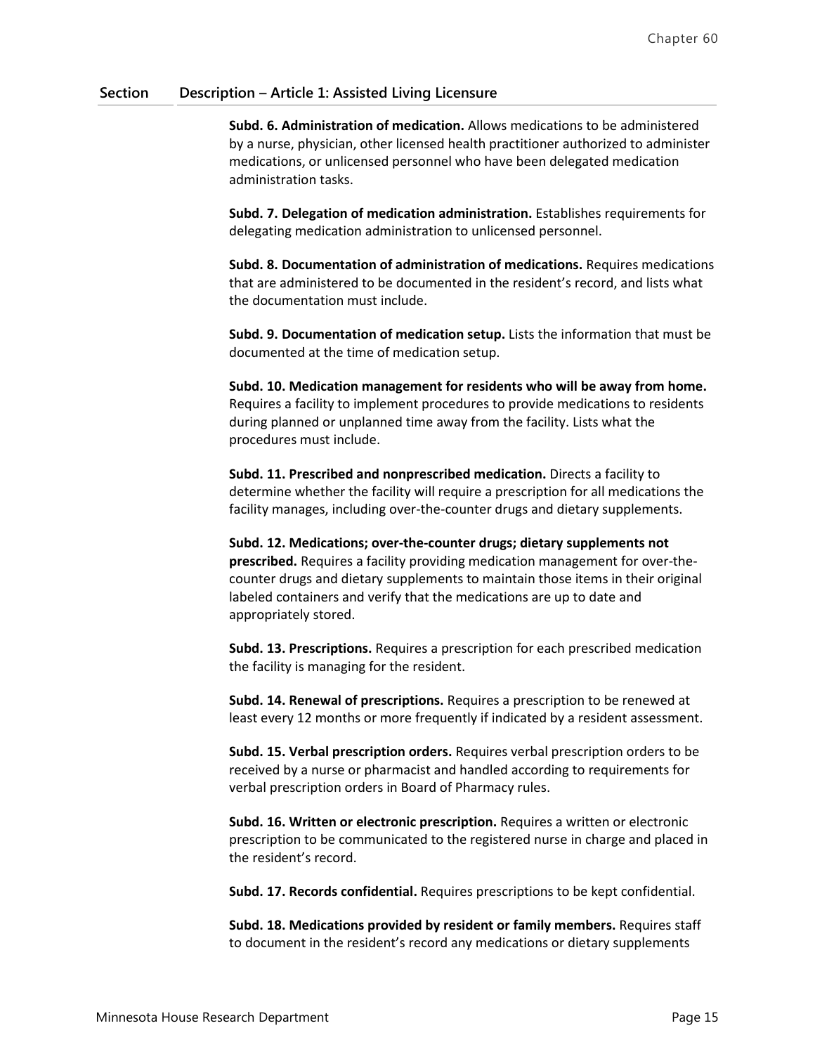| Section | Description – Article 1: Assisted Living Licensure |
|---|---|
| | **Subd. 6. Administration of medication.** Allows medications to be administered by a nurse, physician, other licensed health practitioner authorized to administer medications, or unlicensed personnel who have been delegated medication administration tasks. |

**Subd. 7. Delegation of medication administration.** Establishes requirements for delegating medication administration to unlicensed personnel.

**Subd. 8. Documentation of administration of medications.** Requires medications that are administered to be documented in the resident's record, and lists what the documentation must include.

**Subd. 9. Documentation of medication setup.** Lists the information that must be documented at the time of medication setup.

**Subd. 10. Medication management for residents who will be away from home.** Requires a facility to implement procedures to provide medications to residents during planned or unplanned time away from the facility. Lists what the procedures must include.

**Subd. 11. Prescribed and nonprescribed medication.** Directs a facility to determine whether the facility will require a prescription for all medications the facility manages, including over-the-counter drugs and dietary supplements.

**Subd. 12. Medications; over-the-counter drugs; dietary supplements not prescribed.** Requires a facility providing medication management for over-the-counter drugs and dietary supplements to maintain those items in their original labeled containers and verify that the medications are up to date and appropriately stored.

**Subd. 13. Prescriptions.** Requires a prescription for each prescribed medication the facility is managing for the resident.

**Subd. 14. Renewal of prescriptions.** Requires a prescription to be renewed at least every 12 months or more frequently if indicated by a resident assessment.

**Subd. 15. Verbal prescription orders.** Requires verbal prescription orders to be received by a nurse or pharmacist and handled according to requirements for verbal prescription orders in Board of Pharmacy rules.

**Subd. 16. Written or electronic prescription.** Requires a written or electronic prescription to be communicated to the registered nurse in charge and placed in the resident's record.

**Subd. 17. Records confidential.** Requires prescriptions to be kept confidential.

**Subd. 18. Medications provided by resident or family members.** Requires staff to document in the resident's record any medications or dietary supplements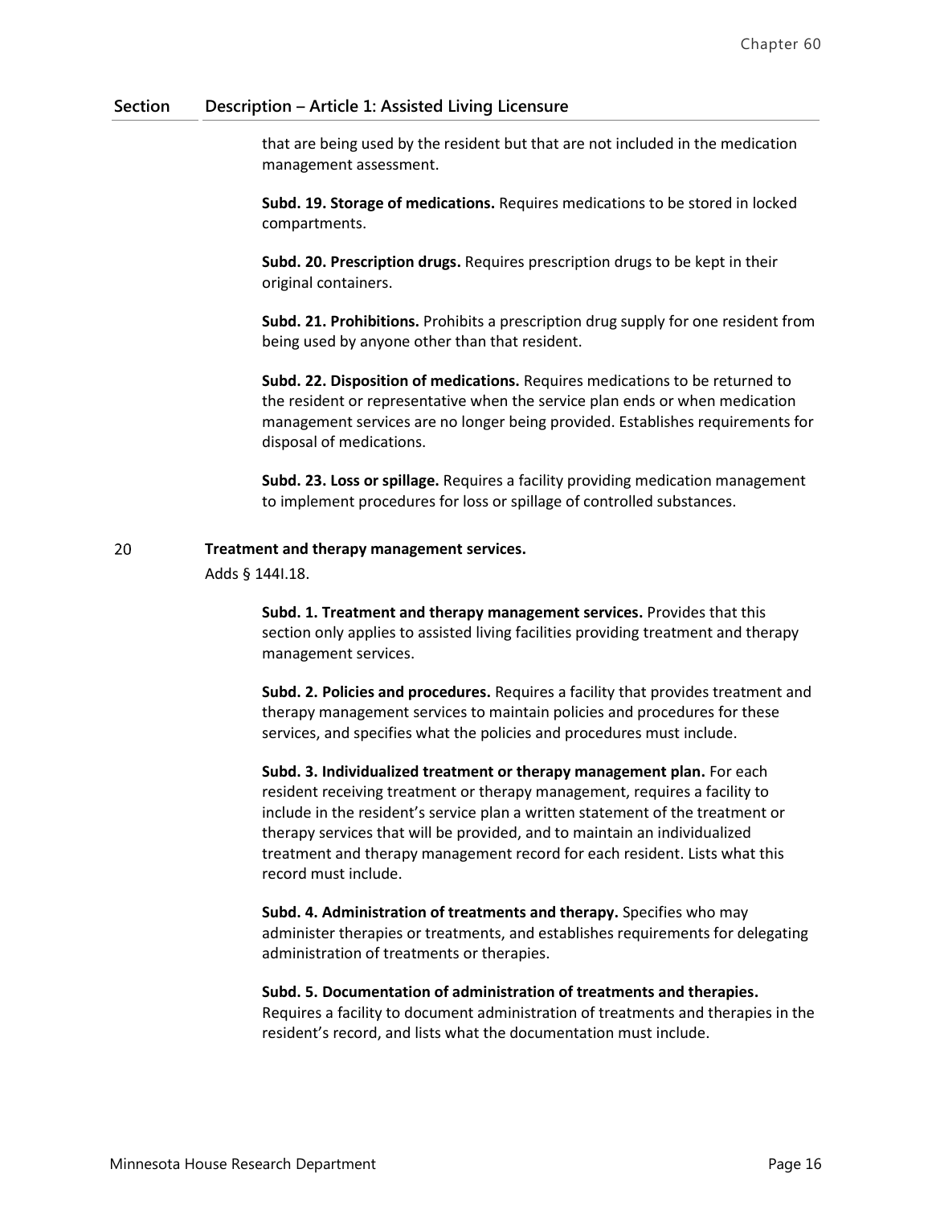| Section | Description – Article 1: Assisted Living Licensure |
|---|---|
| | that are being used by the resident but that are not included in the medication management assessment. |
| | **Subd. 19. Storage of medications.** Requires medications to be stored in locked compartments. |
| | **Subd. 20. Prescription drugs.** Requires prescription drugs to be kept in their original containers. |
| | **Subd. 21. Prohibitions.** Prohibits a prescription drug supply for one resident from being used by anyone other than that resident. |
| | **Subd. 22. Disposition of medications.** Requires medications to be returned to the resident or representative when the service plan ends or when medication management services are no longer being provided. Establishes requirements for disposal of medications. |
| | **Subd. 23. Loss or spillage.** Requires a facility providing medication management to implement procedures for loss or spillage of controlled substances. |
| 20 | **Treatment and therapy management services.** Adds § 144I.18. |
| | **Subd. 1. Treatment and therapy management services.** Provides that this section only applies to assisted living facilities providing treatment and therapy management services. |
| | **Subd. 2. Policies and procedures.** Requires a facility that provides treatment and therapy management services to maintain policies and procedures for these services, and specifies what the policies and procedures must include. |
| | **Subd. 3. Individualized treatment or therapy management plan.** For each resident receiving treatment or therapy management, requires a facility to include in the resident's service plan a written statement of the treatment or therapy services that will be provided, and to maintain an individualized treatment and therapy management record for each resident. Lists what this record must include. |
| | **Subd. 4. Administration of treatments and therapy.** Specifies who may administer therapies or treatments, and establishes requirements for delegating administration of treatments or therapies. |
| | **Subd. 5. Documentation of administration of treatments and therapies.** Requires a facility to document administration of treatments and therapies in the resident's record, and lists what the documentation must include. |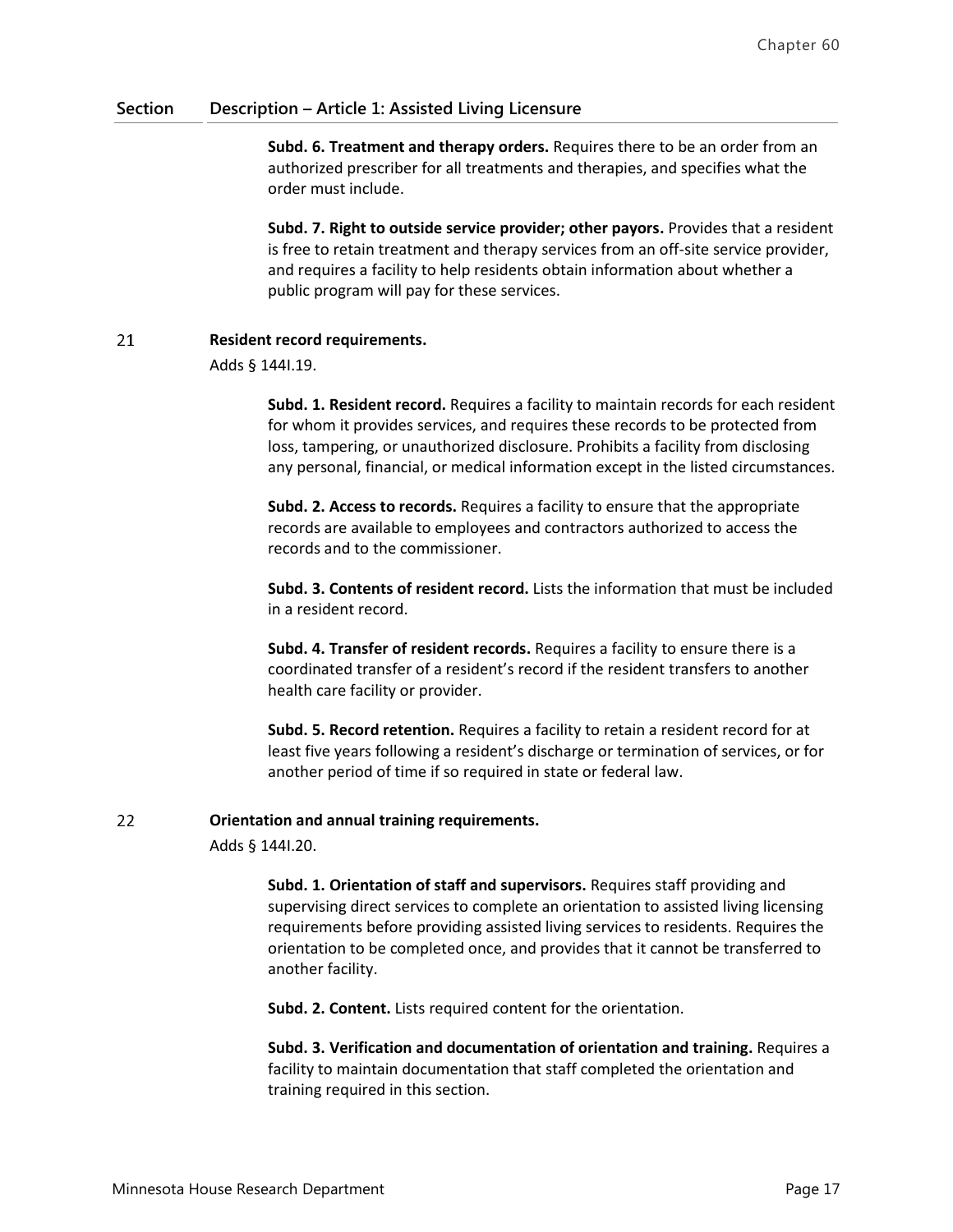| Section | Description – Article 1: Assisted Living Licensure |
|---|---|
| | **Subd. 6. Treatment and therapy orders.** Requires there to be an order from an authorized prescriber for all treatments and therapies, and specifies what the order must include. |
| | **Subd. 7. Right to outside service provider; other payors.** Provides that a resident is free to retain treatment and therapy services from an off-site service provider, and requires a facility to help residents obtain information about whether a public program will pay for these services. |
| 21 | **Resident record requirements.** |
| | Adds § 144I.19. |
| | **Subd. 1. Resident record.** Requires a facility to maintain records for each resident for whom it provides services, and requires these records to be protected from loss, tampering, or unauthorized disclosure. Prohibits a facility from disclosing any personal, financial, or medical information except in the listed circumstances. |
| | **Subd. 2. Access to records.** Requires a facility to ensure that the appropriate records are available to employees and contractors authorized to access the records and to the commissioner. |
| | **Subd. 3. Contents of resident record.** Lists the information that must be included in a resident record. |
| | **Subd. 4. Transfer of resident records.** Requires a facility to ensure there is a coordinated transfer of a resident's record if the resident transfers to another health care facility or provider. |
| | **Subd. 5. Record retention.** Requires a facility to retain a resident record for at least five years following a resident's discharge or termination of services, or for another period of time if so required in state or federal law. |
| 22 | **Orientation and annual training requirements.** |
| | Adds § 144I.20. |
| | **Subd. 1. Orientation of staff and supervisors.** Requires staff providing and supervising direct services to complete an orientation to assisted living licensing requirements before providing assisted living services to residents. Requires the orientation to be completed once, and provides that it cannot be transferred to another facility. |
| | **Subd. 2. Content.** Lists required content for the orientation. |
| | **Subd. 3. Verification and documentation of orientation and training.** Requires a facility to maintain documentation that staff completed the orientation and training required in this section. |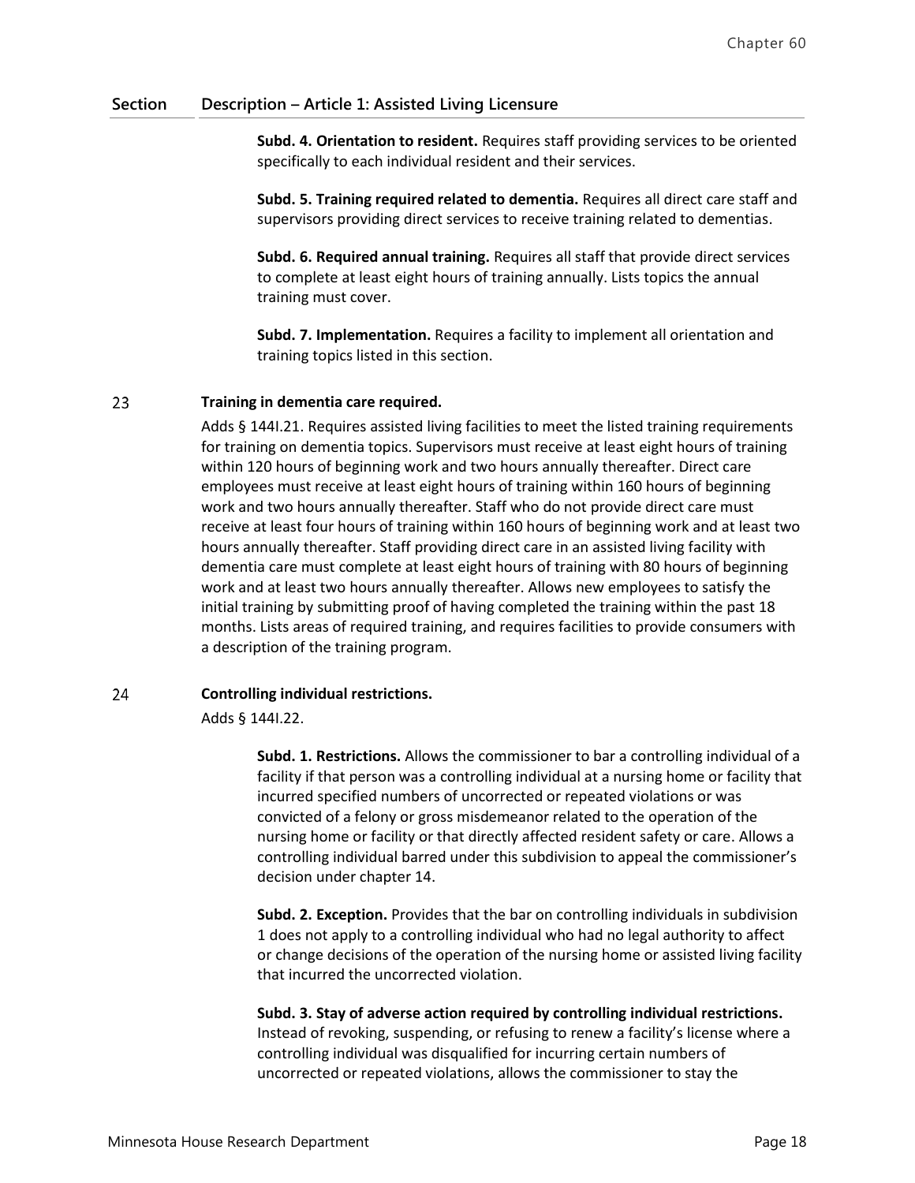| Section | Description – Article 1: Assisted Living Licensure |
|---|---|
| | **Subd. 4. Orientation to resident.** Requires staff providing services to be oriented specifically to each individual resident and their services.<br><br>**Subd. 5. Training required related to dementia.** Requires all direct care staff and supervisors providing direct services to receive training related to dementias.<br><br>**Subd. 6. Required annual training.** Requires all staff that provide direct services to complete at least eight hours of training annually. Lists topics the annual training must cover.<br><br>**Subd. 7. Implementation.** Requires a facility to implement all orientation and training topics listed in this section. |
| 23 | **Training in dementia care required.**<br>Adds § 144I.21. Requires assisted living facilities to meet the listed training requirements for training on dementia topics. Supervisors must receive at least eight hours of training within 120 hours of beginning work and two hours annually thereafter. Direct care employees must receive at least eight hours of training within 160 hours of beginning work and two hours annually thereafter. Staff who do not provide direct care must receive at least four hours of training within 160 hours of beginning work and at least two hours annually thereafter. Staff providing direct care in an assisted living facility with dementia care must complete at least eight hours of training with 80 hours of beginning work and at least two hours annually thereafter. Allows new employees to satisfy the initial training by submitting proof of having completed the training within the past 18 months. Lists areas of required training, and requires facilities to provide consumers with a description of the training program. |
| 24 | **Controlling individual restrictions.**<br>Adds § 144I.22.<br><br>**Subd. 1. Restrictions.** Allows the commissioner to bar a controlling individual of a facility if that person was a controlling individual at a nursing home or facility that incurred specified numbers of uncorrected or repeated violations or was convicted of a felony or gross misdemeanor related to the operation of the nursing home or facility or that directly affected resident safety or care. Allows a controlling individual barred under this subdivision to appeal the commissioner's decision under chapter 14.<br><br>**Subd. 2. Exception.** Provides that the bar on controlling individuals in subdivision 1 does not apply to a controlling individual who had no legal authority to affect or change decisions of the operation of the nursing home or assisted living facility that incurred the uncorrected violation.<br><br>**Subd. 3. Stay of adverse action required by controlling individual restrictions.** Instead of revoking, suspending, or refusing to renew a facility's license where a controlling individual was disqualified for incurring certain numbers of uncorrected or repeated violations, allows the commissioner to stay the |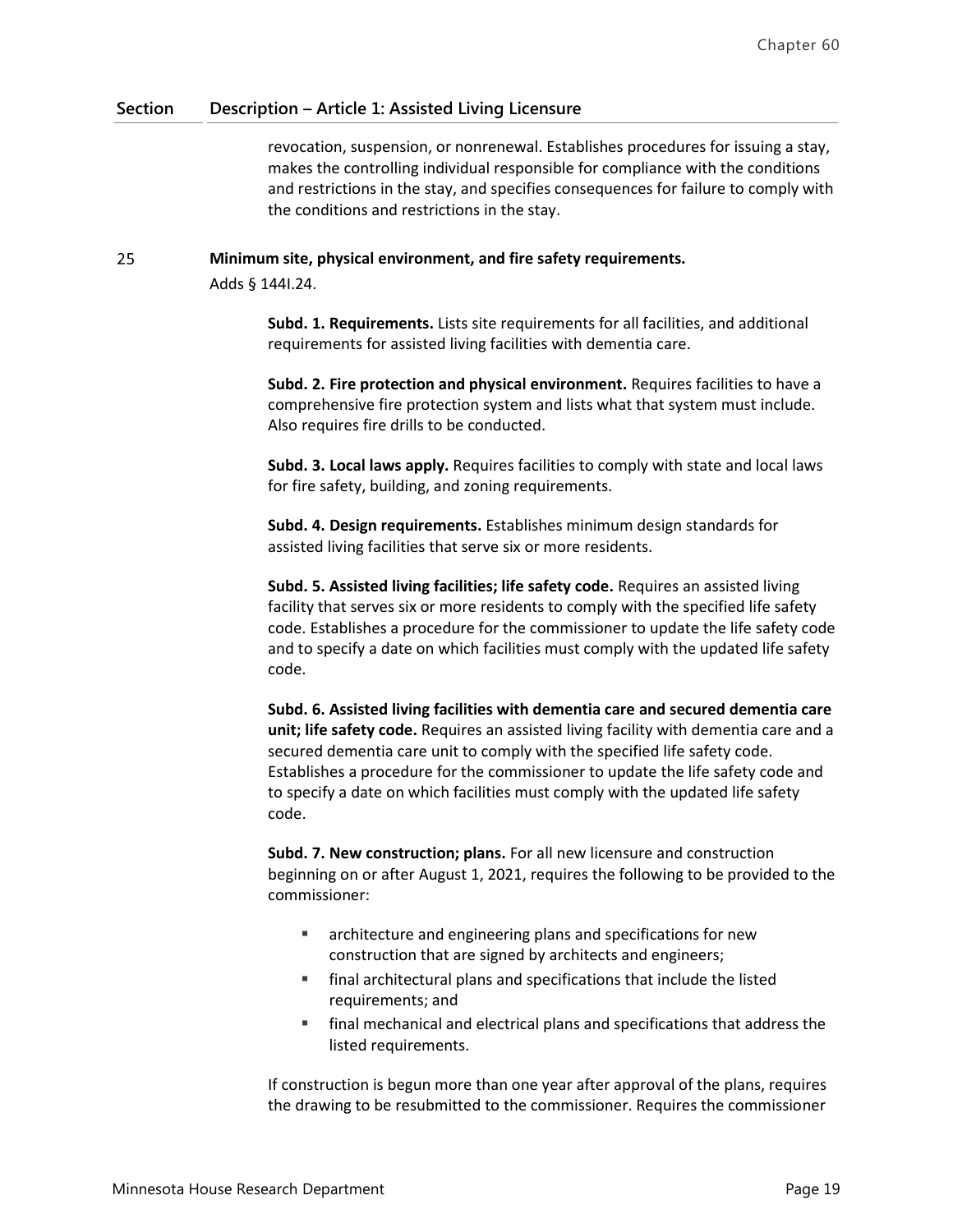| Section | Description – Article 1: Assisted Living Licensure |
|---|---|

revocation, suspension, or nonrenewal. Establishes procedures for issuing a stay, makes the controlling individual responsible for compliance with the conditions and restrictions in the stay, and specifies consequences for failure to comply with the conditions and restrictions in the stay.

25 **Minimum site, physical environment, and fire safety requirements.**

Adds § 144I.24.

**Subd. 1. Requirements.** Lists site requirements for all facilities, and additional requirements for assisted living facilities with dementia care.

**Subd. 2. Fire protection and physical environment.** Requires facilities to have a comprehensive fire protection system and lists what that system must include. Also requires fire drills to be conducted.

**Subd. 3. Local laws apply.** Requires facilities to comply with state and local laws for fire safety, building, and zoning requirements.

**Subd. 4. Design requirements.** Establishes minimum design standards for assisted living facilities that serve six or more residents.

**Subd. 5. Assisted living facilities; life safety code.** Requires an assisted living facility that serves six or more residents to comply with the specified life safety code. Establishes a procedure for the commissioner to update the life safety code and to specify a date on which facilities must comply with the updated life safety code.

**Subd. 6. Assisted living facilities with dementia care and secured dementia care unit; life safety code.** Requires an assisted living facility with dementia care and a secured dementia care unit to comply with the specified life safety code. Establishes a procedure for the commissioner to update the life safety code and to specify a date on which facilities must comply with the updated life safety code.

**Subd. 7. New construction; plans.** For all new licensure and construction beginning on or after August 1, 2021, requires the following to be provided to the commissioner:

- architecture and engineering plans and specifications for new construction that are signed by architects and engineers;
- final architectural plans and specifications that include the listed requirements; and
- final mechanical and electrical plans and specifications that address the listed requirements.

If construction is begun more than one year after approval of the plans, requires the drawing to be resubmitted to the commissioner. Requires the commissioner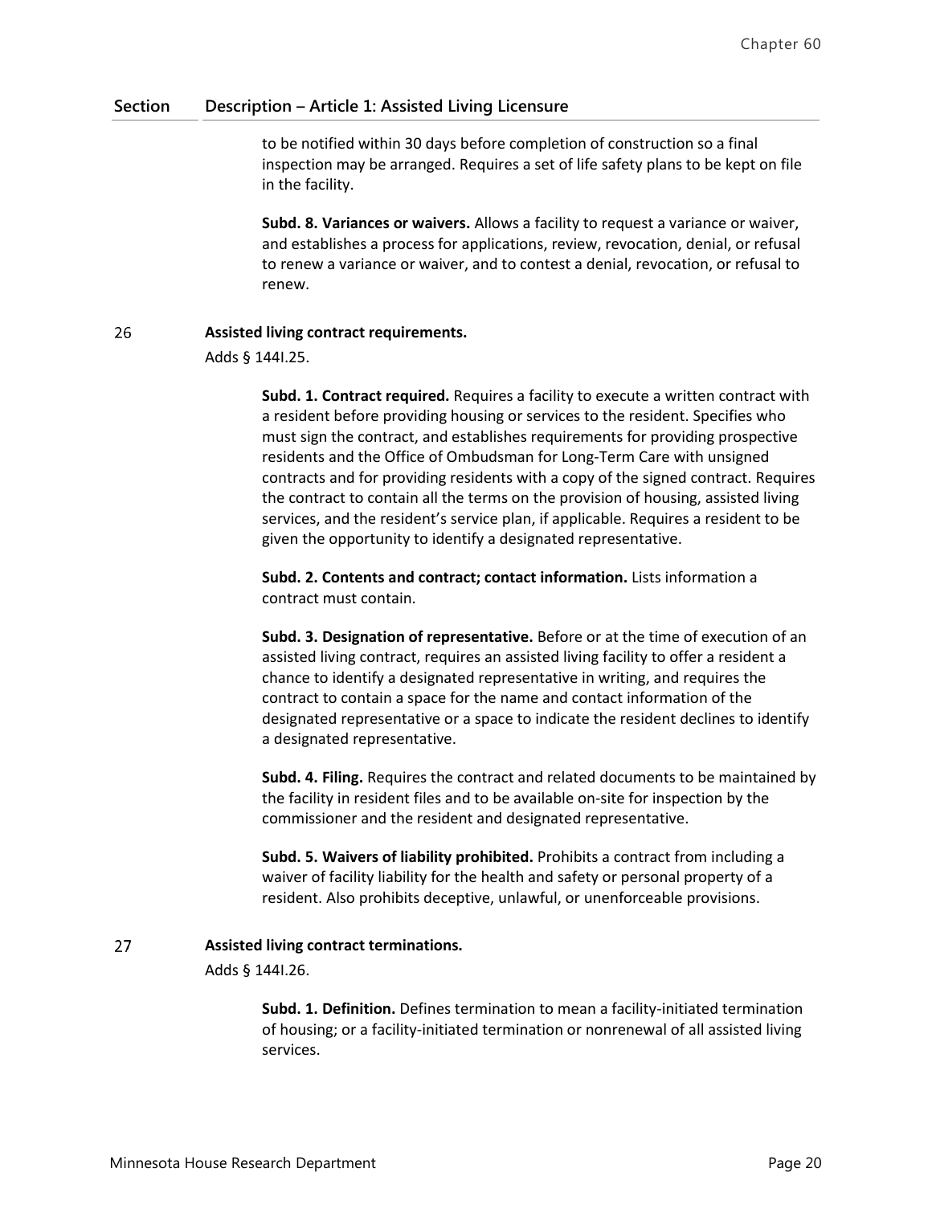| Section | Description – Article 1: Assisted Living Licensure |
|---|---|
| | to be notified within 30 days before completion of construction so a final inspection may be arranged. Requires a set of life safety plans to be kept on file in the facility.<br><br>**Subd. 8. Variances or waivers.** Allows a facility to request a variance or waiver, and establishes a process for applications, review, revocation, denial, or refusal to renew a variance or waiver, and to contest a denial, revocation, or refusal to renew. |
| 26 | **Assisted living contract requirements.**<br>Adds § 144I.25.<br><br>**Subd. 1. Contract required.** Requires a facility to execute a written contract with a resident before providing housing or services to the resident. Specifies who must sign the contract, and establishes requirements for providing prospective residents and the Office of Ombudsman for Long-Term Care with unsigned contracts and for providing residents with a copy of the signed contract. Requires the contract to contain all the terms on the provision of housing, assisted living services, and the resident's service plan, if applicable. Requires a resident to be given the opportunity to identify a designated representative.<br><br>**Subd. 2. Contents and contract; contact information.** Lists information a contract must contain.<br><br>**Subd. 3. Designation of representative.** Before or at the time of execution of an assisted living contract, requires an assisted living facility to offer a resident a chance to identify a designated representative in writing, and requires the contract to contain a space for the name and contact information of the designated representative or a space to indicate the resident declines to identify a designated representative.<br><br>**Subd. 4. Filing.** Requires the contract and related documents to be maintained by the facility in resident files and to be available on-site for inspection by the commissioner and the resident and designated representative.<br><br>**Subd. 5. Waivers of liability prohibited.** Prohibits a contract from including a waiver of facility liability for the health and safety or personal property of a resident. Also prohibits deceptive, unlawful, or unenforceable provisions. |
| 27 | **Assisted living contract terminations.**<br>Adds § 144I.26.<br><br>**Subd. 1. Definition.** Defines termination to mean a facility-initiated termination of housing; or a facility-initiated termination or nonrenewal of all assisted living services. |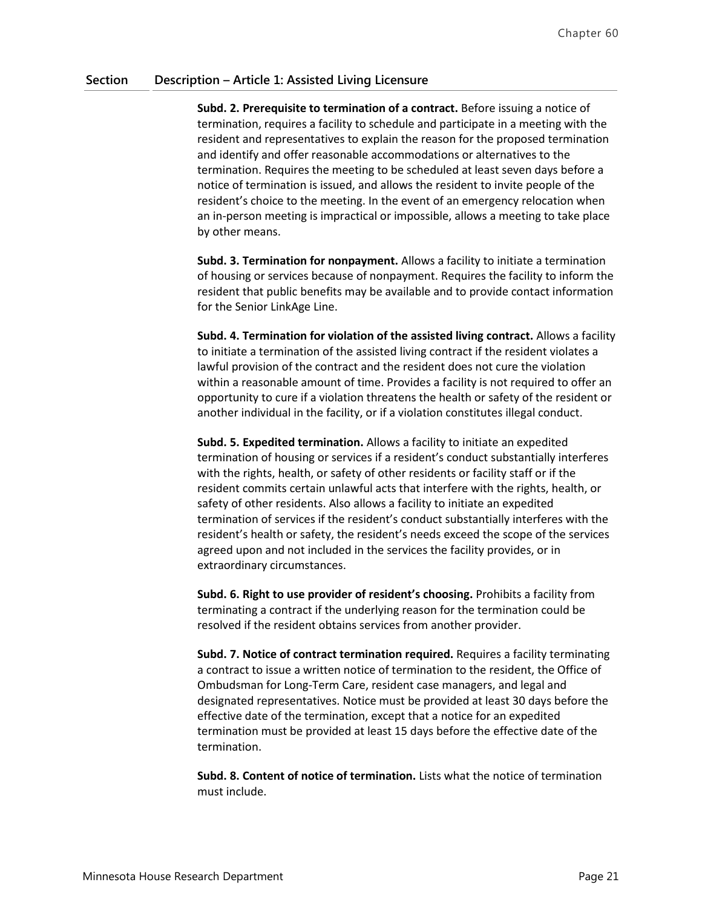| Section | Description – Article 1: Assisted Living Licensure |
|---|---|
| | **Subd. 2. Prerequisite to termination of a contract.** Before issuing a notice of termination, requires a facility to schedule and participate in a meeting with the resident and representatives to explain the reason for the proposed termination and identify and offer reasonable accommodations or alternatives to the termination. Requires the meeting to be scheduled at least seven days before a notice of termination is issued, and allows the resident to invite people of the resident's choice to the meeting. In the event of an emergency relocation when an in-person meeting is impractical or impossible, allows a meeting to take place by other means. |
| | **Subd. 3. Termination for nonpayment.** Allows a facility to initiate a termination of housing or services because of nonpayment. Requires the facility to inform the resident that public benefits may be available and to provide contact information for the Senior LinkAge Line. |
| | **Subd. 4. Termination for violation of the assisted living contract.** Allows a facility to initiate a termination of the assisted living contract if the resident violates a lawful provision of the contract and the resident does not cure the violation within a reasonable amount of time. Provides a facility is not required to offer an opportunity to cure if a violation threatens the health or safety of the resident or another individual in the facility, or if a violation constitutes illegal conduct. |
| | **Subd. 5. Expedited termination.** Allows a facility to initiate an expedited termination of housing or services if a resident's conduct substantially interferes with the rights, health, or safety of other residents or facility staff or if the resident commits certain unlawful acts that interfere with the rights, health, or safety of other residents. Also allows a facility to initiate an expedited termination of services if the resident's conduct substantially interferes with the resident's health or safety, the resident's needs exceed the scope of the services agreed upon and not included in the services the facility provides, or in extraordinary circumstances. |
| | **Subd. 6. Right to use provider of resident's choosing.** Prohibits a facility from terminating a contract if the underlying reason for the termination could be resolved if the resident obtains services from another provider. |
| | **Subd. 7. Notice of contract termination required.** Requires a facility terminating a contract to issue a written notice of termination to the resident, the Office of Ombudsman for Long-Term Care, resident case managers, and legal and designated representatives. Notice must be provided at least 30 days before the effective date of the termination, except that a notice for an expedited termination must be provided at least 15 days before the effective date of the termination. |
| | **Subd. 8. Content of notice of termination.** Lists what the notice of termination must include. |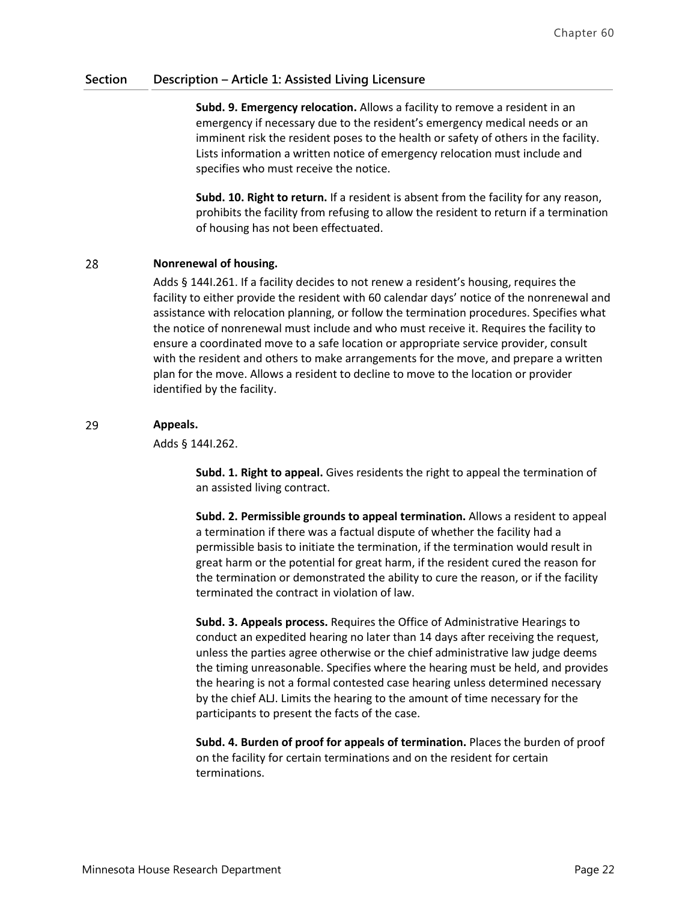| Section | Description – Article 1: Assisted Living Licensure |
|---|---|
| | **Subd. 9. Emergency relocation.** Allows a facility to remove a resident in an emergency if necessary due to the resident's emergency medical needs or an imminent risk the resident poses to the health or safety of others in the facility. Lists information a written notice of emergency relocation must include and specifies who must receive the notice. |
| | **Subd. 10. Right to return.** If a resident is absent from the facility for any reason, prohibits the facility from refusing to allow the resident to return if a termination of housing has not been effectuated. |
| 28 | **Nonrenewal of housing.** Adds § 144I.261. If a facility decides to not renew a resident's housing, requires the facility to either provide the resident with 60 calendar days' notice of the nonrenewal and assistance with relocation planning, or follow the termination procedures. Specifies what the notice of nonrenewal must include and who must receive it. Requires the facility to ensure a coordinated move to a safe location or appropriate service provider, consult with the resident and others to make arrangements for the move, and prepare a written plan for the move. Allows a resident to decline to move to the location or provider identified by the facility. |
| 29 | **Appeals.** Adds § 144I.262. |
| | **Subd. 1. Right to appeal.** Gives residents the right to appeal the termination of an assisted living contract. |
| | **Subd. 2. Permissible grounds to appeal termination.** Allows a resident to appeal a termination if there was a factual dispute of whether the facility had a permissible basis to initiate the termination, if the termination would result in great harm or the potential for great harm, if the resident cured the reason for the termination or demonstrated the ability to cure the reason, or if the facility terminated the contract in violation of law. |
| | **Subd. 3. Appeals process.** Requires the Office of Administrative Hearings to conduct an expedited hearing no later than 14 days after receiving the request, unless the parties agree otherwise or the chief administrative law judge deems the timing unreasonable. Specifies where the hearing must be held, and provides the hearing is not a formal contested case hearing unless determined necessary by the chief ALJ. Limits the hearing to the amount of time necessary for the participants to present the facts of the case. |
| | **Subd. 4. Burden of proof for appeals of termination.** Places the burden of proof on the facility for certain terminations and on the resident for certain terminations. |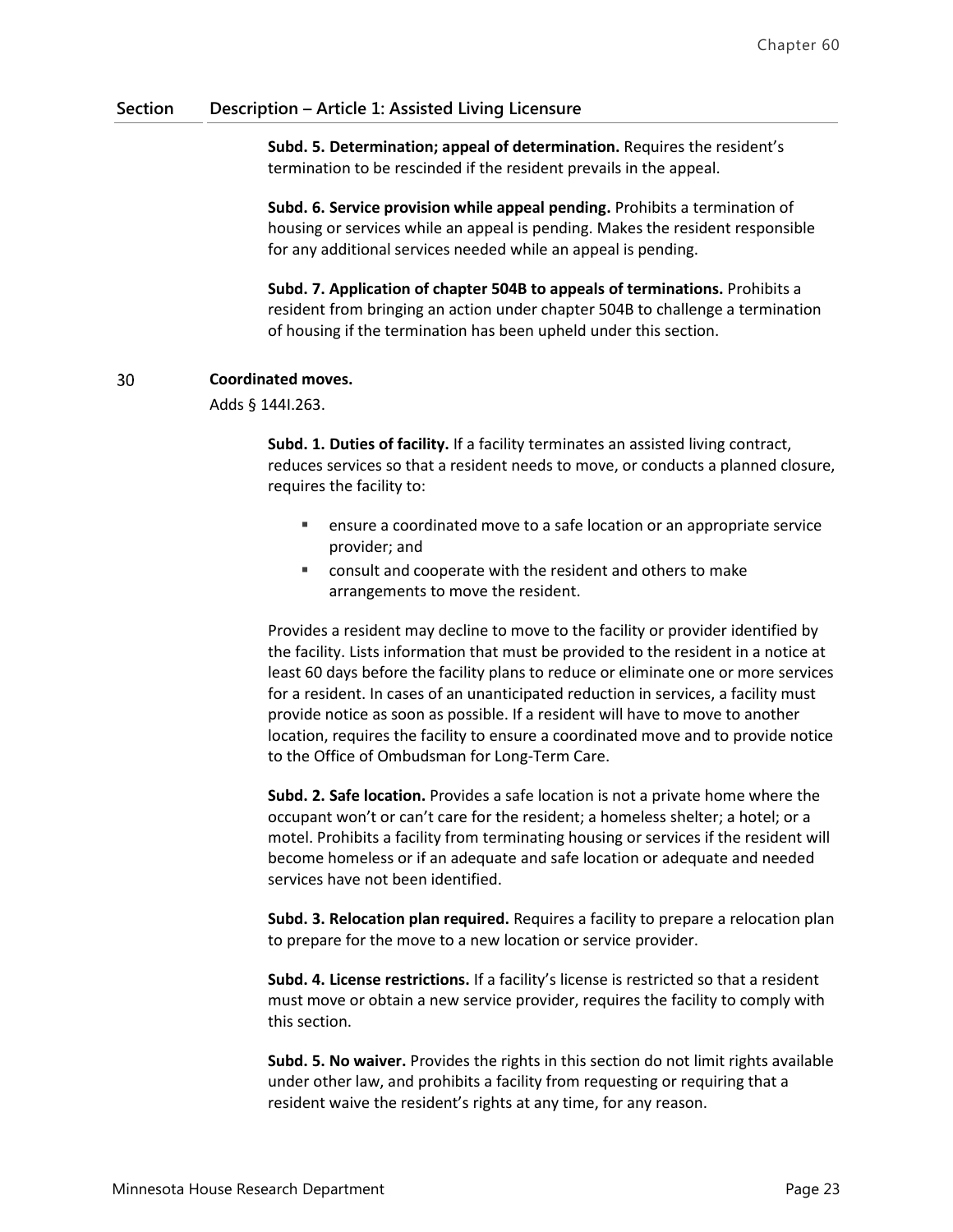| Section | Description – Article 1: Assisted Living Licensure |
|---|---|

**Subd. 5. Determination; appeal of determination.** Requires the resident's termination to be rescinded if the resident prevails in the appeal.

**Subd. 6. Service provision while appeal pending.** Prohibits a termination of housing or services while an appeal is pending. Makes the resident responsible for any additional services needed while an appeal is pending.

**Subd. 7. Application of chapter 504B to appeals of terminations.** Prohibits a resident from bringing an action under chapter 504B to challenge a termination of housing if the termination has been upheld under this section.

30 **Coordinated moves.**

Adds § 144I.263.

**Subd. 1. Duties of facility.** If a facility terminates an assisted living contract, reduces services so that a resident needs to move, or conducts a planned closure, requires the facility to:

- ensure a coordinated move to a safe location or an appropriate service provider; and
- consult and cooperate with the resident and others to make arrangements to move the resident.

Provides a resident may decline to move to the facility or provider identified by the facility. Lists information that must be provided to the resident in a notice at least 60 days before the facility plans to reduce or eliminate one or more services for a resident. In cases of an unanticipated reduction in services, a facility must provide notice as soon as possible. If a resident will have to move to another location, requires the facility to ensure a coordinated move and to provide notice to the Office of Ombudsman for Long-Term Care.

**Subd. 2. Safe location.** Provides a safe location is not a private home where the occupant won't or can't care for the resident; a homeless shelter; a hotel; or a motel. Prohibits a facility from terminating housing or services if the resident will become homeless or if an adequate and safe location or adequate and needed services have not been identified.

**Subd. 3. Relocation plan required.** Requires a facility to prepare a relocation plan to prepare for the move to a new location or service provider.

**Subd. 4. License restrictions.** If a facility's license is restricted so that a resident must move or obtain a new service provider, requires the facility to comply with this section.

**Subd. 5. No waiver.** Provides the rights in this section do not limit rights available under other law, and prohibits a facility from requesting or requiring that a resident waive the resident's rights at any time, for any reason.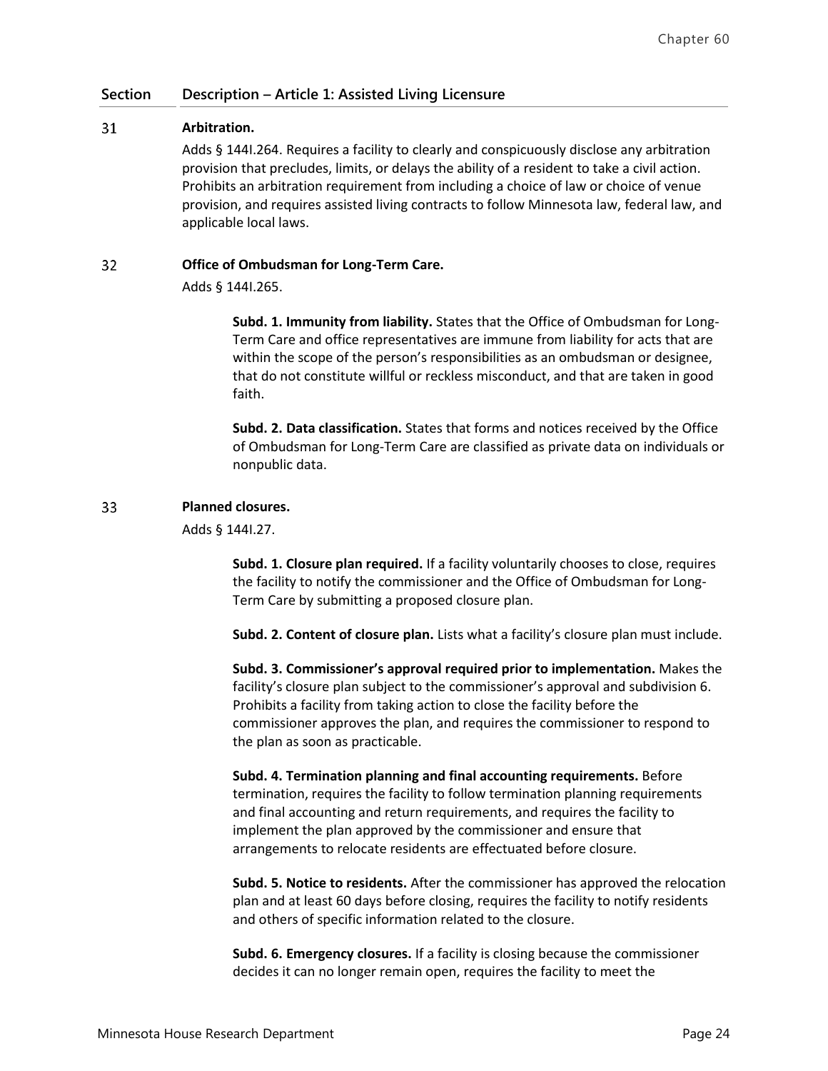| Section | Description – Article 1: Assisted Living Licensure |
|---|---|
| 31 | **Arbitration.** Adds § 144I.264. Requires a facility to clearly and conspicuously disclose any arbitration provision that precludes, limits, or delays the ability of a resident to take a civil action. Prohibits an arbitration requirement from including a choice of law or choice of venue provision, and requires assisted living contracts to follow Minnesota law, federal law, and applicable local laws. |
| 32 | **Office of Ombudsman for Long-Term Care.** Adds § 144I.265. **Subd. 1. Immunity from liability.** States that the Office of Ombudsman for Long-Term Care and office representatives are immune from liability for acts that are within the scope of the person's responsibilities as an ombudsman or designee, that do not constitute willful or reckless misconduct, and that are taken in good faith. **Subd. 2. Data classification.** States that forms and notices received by the Office of Ombudsman for Long-Term Care are classified as private data on individuals or nonpublic data. |
| 33 | **Planned closures.** Adds § 144I.27. **Subd. 1. Closure plan required.** If a facility voluntarily chooses to close, requires the facility to notify the commissioner and the Office of Ombudsman for Long-Term Care by submitting a proposed closure plan. **Subd. 2. Content of closure plan.** Lists what a facility's closure plan must include. **Subd. 3. Commissioner's approval required prior to implementation.** Makes the facility's closure plan subject to the commissioner's approval and subdivision 6. Prohibits a facility from taking action to close the facility before the commissioner approves the plan, and requires the commissioner to respond to the plan as soon as practicable. **Subd. 4. Termination planning and final accounting requirements.** Before termination, requires the facility to follow termination planning requirements and final accounting and return requirements, and requires the facility to implement the plan approved by the commissioner and ensure that arrangements to relocate residents are effectuated before closure. **Subd. 5. Notice to residents.** After the commissioner has approved the relocation plan and at least 60 days before closing, requires the facility to notify residents and others of specific information related to the closure. **Subd. 6. Emergency closures.** If a facility is closing because the commissioner decides it can no longer remain open, requires the facility to meet the |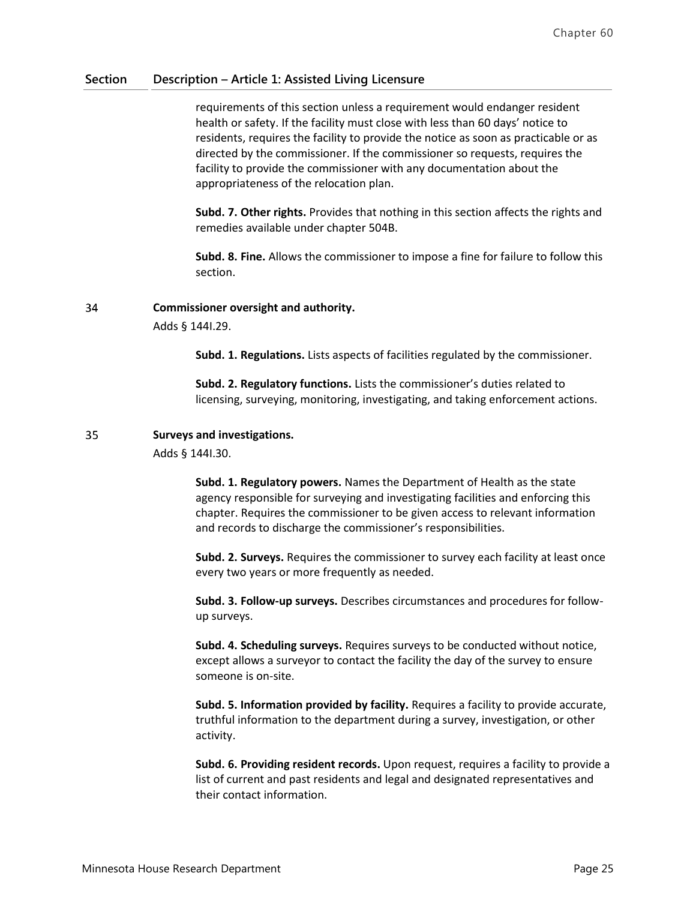| Section | Description – Article 1: Assisted Living Licensure |
|---|---|
| | requirements of this section unless a requirement would endanger resident health or safety. If the facility must close with less than 60 days' notice to residents, requires the facility to provide the notice as soon as practicable or as directed by the commissioner. If the commissioner so requests, requires the facility to provide the commissioner with any documentation about the appropriateness of the relocation plan.<br><br>**Subd. 7. Other rights.** Provides that nothing in this section affects the rights and remedies available under chapter 504B.<br><br>**Subd. 8. Fine.** Allows the commissioner to impose a fine for failure to follow this section. |
| 34 | **Commissioner oversight and authority.**<br>Adds § 144I.29.<br><br>**Subd. 1. Regulations.** Lists aspects of facilities regulated by the commissioner.<br><br>**Subd. 2. Regulatory functions.** Lists the commissioner's duties related to licensing, surveying, monitoring, investigating, and taking enforcement actions. |
| 35 | **Surveys and investigations.**<br>Adds § 144I.30.<br><br>**Subd. 1. Regulatory powers.** Names the Department of Health as the state agency responsible for surveying and investigating facilities and enforcing this chapter. Requires the commissioner to be given access to relevant information and records to discharge the commissioner's responsibilities.<br><br>**Subd. 2. Surveys.** Requires the commissioner to survey each facility at least once every two years or more frequently as needed.<br><br>**Subd. 3. Follow-up surveys.** Describes circumstances and procedures for follow-up surveys.<br><br>**Subd. 4. Scheduling surveys.** Requires surveys to be conducted without notice, except allows a surveyor to contact the facility the day of the survey to ensure someone is on-site.<br><br>**Subd. 5. Information provided by facility.** Requires a facility to provide accurate, truthful information to the department during a survey, investigation, or other activity.<br><br>**Subd. 6. Providing resident records.** Upon request, requires a facility to provide a list of current and past residents and legal and designated representatives and their contact information. |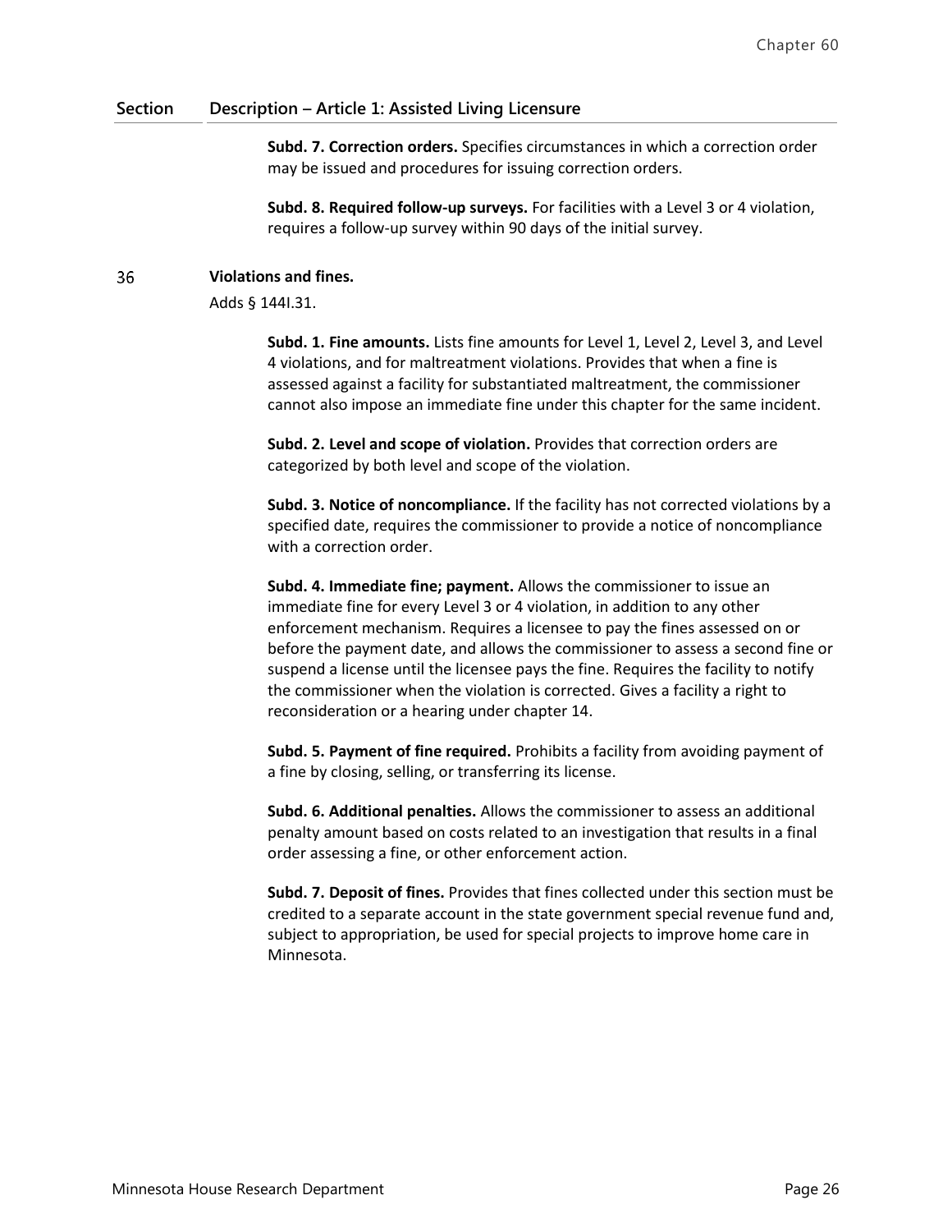| Section | Description – Article 1: Assisted Living Licensure |
|---|---|
| | **Subd. 7. Correction orders.** Specifies circumstances in which a correction order may be issued and procedures for issuing correction orders.<br><br>**Subd. 8. Required follow-up surveys.** For facilities with a Level 3 or 4 violation, requires a follow-up survey within 90 days of the initial survey. |
| 36 | **Violations and fines.**<br><br>Adds § 144I.31.<br><br>**Subd. 1. Fine amounts.** Lists fine amounts for Level 1, Level 2, Level 3, and Level 4 violations, and for maltreatment violations. Provides that when a fine is assessed against a facility for substantiated maltreatment, the commissioner cannot also impose an immediate fine under this chapter for the same incident.<br><br>**Subd. 2. Level and scope of violation.** Provides that correction orders are categorized by both level and scope of the violation.<br><br>**Subd. 3. Notice of noncompliance.** If the facility has not corrected violations by a specified date, requires the commissioner to provide a notice of noncompliance with a correction order.<br><br>**Subd. 4. Immediate fine; payment.** Allows the commissioner to issue an immediate fine for every Level 3 or 4 violation, in addition to any other enforcement mechanism. Requires a licensee to pay the fines assessed on or before the payment date, and allows the commissioner to assess a second fine or suspend a license until the licensee pays the fine. Requires the facility to notify the commissioner when the violation is corrected. Gives a facility a right to reconsideration or a hearing under chapter 14.<br><br>**Subd. 5. Payment of fine required.** Prohibits a facility from avoiding payment of a fine by closing, selling, or transferring its license.<br><br>**Subd. 6. Additional penalties.** Allows the commissioner to assess an additional penalty amount based on costs related to an investigation that results in a final order assessing a fine, or other enforcement action.<br><br>**Subd. 7. Deposit of fines.** Provides that fines collected under this section must be credited to a separate account in the state government special revenue fund and, subject to appropriation, be used for special projects to improve home care in Minnesota. |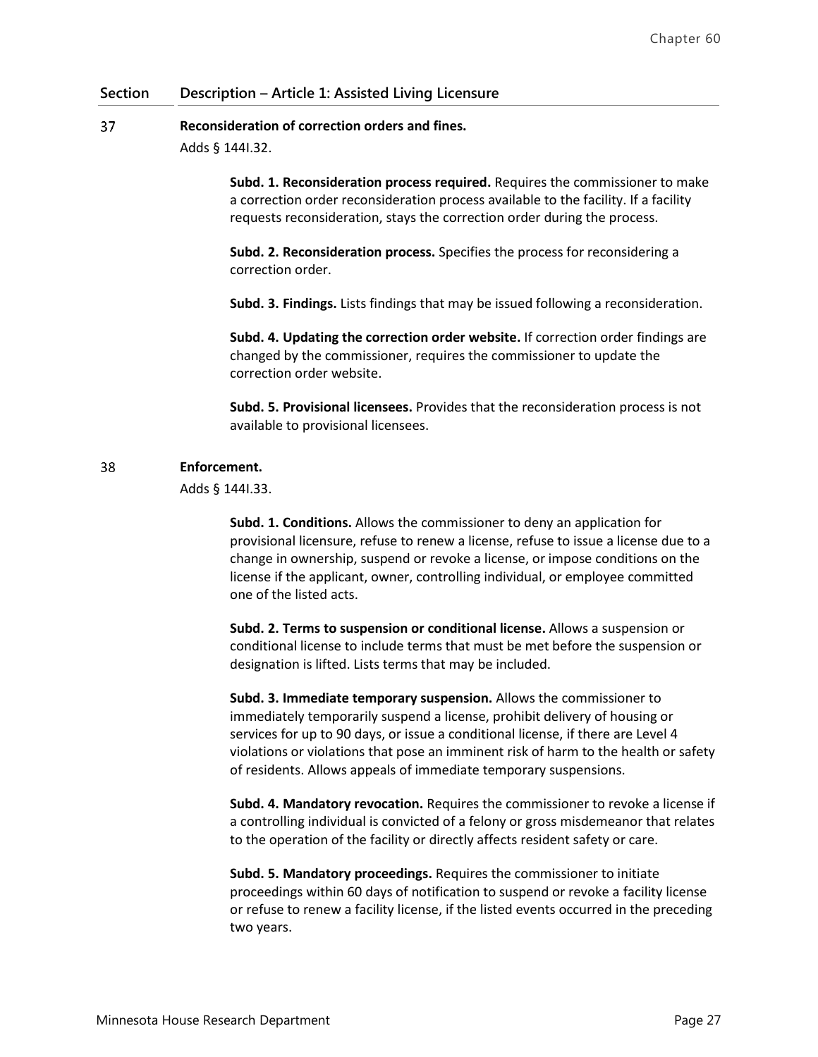| Section | Description – Article 1: Assisted Living Licensure |
|---|---|
| 37 | **Reconsideration of correction orders and fines.** |

Adds § 144I.32.

**Subd. 1. Reconsideration process required.** Requires the commissioner to make a correction order reconsideration process available to the facility. If a facility requests reconsideration, stays the correction order during the process.

**Subd. 2. Reconsideration process.** Specifies the process for reconsidering a correction order.

**Subd. 3. Findings.** Lists findings that may be issued following a reconsideration.

**Subd. 4. Updating the correction order website.** If correction order findings are changed by the commissioner, requires the commissioner to update the correction order website.

**Subd. 5. Provisional licensees.** Provides that the reconsideration process is not available to provisional licensees.

38 **Enforcement.**

Adds § 144I.33.

**Subd. 1. Conditions.** Allows the commissioner to deny an application for provisional licensure, refuse to renew a license, refuse to issue a license due to a change in ownership, suspend or revoke a license, or impose conditions on the license if the applicant, owner, controlling individual, or employee committed one of the listed acts.

**Subd. 2. Terms to suspension or conditional license.** Allows a suspension or conditional license to include terms that must be met before the suspension or designation is lifted. Lists terms that may be included.

**Subd. 3. Immediate temporary suspension.** Allows the commissioner to immediately temporarily suspend a license, prohibit delivery of housing or services for up to 90 days, or issue a conditional license, if there are Level 4 violations or violations that pose an imminent risk of harm to the health or safety of residents. Allows appeals of immediate temporary suspensions.

**Subd. 4. Mandatory revocation.** Requires the commissioner to revoke a license if a controlling individual is convicted of a felony or gross misdemeanor that relates to the operation of the facility or directly affects resident safety or care.

**Subd. 5. Mandatory proceedings.** Requires the commissioner to initiate proceedings within 60 days of notification to suspend or revoke a facility license or refuse to renew a facility license, if the listed events occurred in the preceding two years.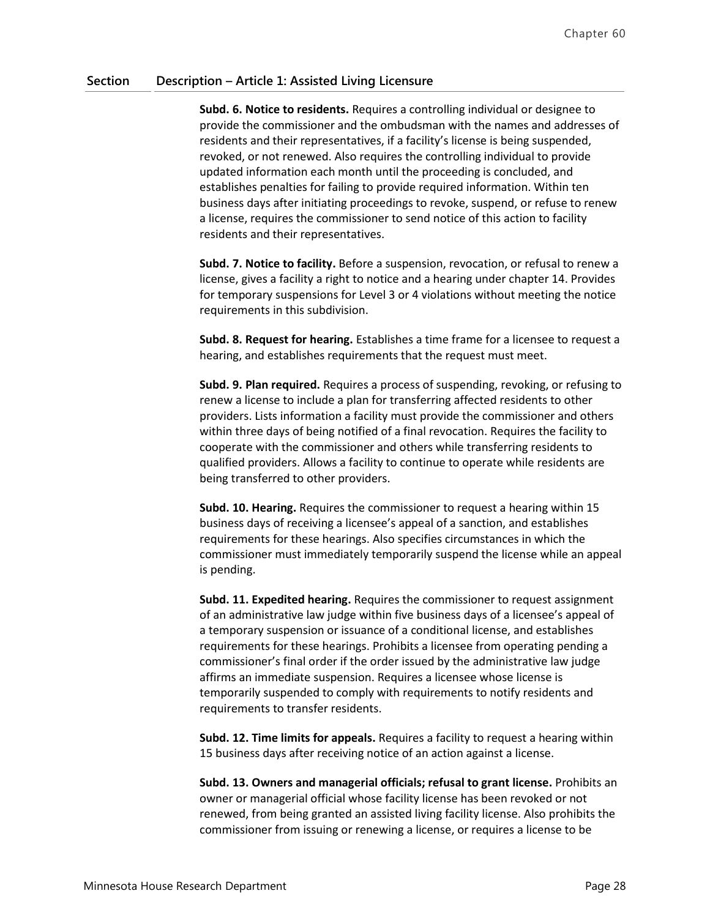| Section | Description – Article 1: Assisted Living Licensure |
|---|---|
| | **Subd. 6. Notice to residents.** Requires a controlling individual or designee to provide the commissioner and the ombudsman with the names and addresses of residents and their representatives, if a facility's license is being suspended, revoked, or not renewed. Also requires the controlling individual to provide updated information each month until the proceeding is concluded, and establishes penalties for failing to provide required information. Within ten business days after initiating proceedings to revoke, suspend, or refuse to renew a license, requires the commissioner to send notice of this action to facility residents and their representatives. |
| | **Subd. 7. Notice to facility.** Before a suspension, revocation, or refusal to renew a license, gives a facility a right to notice and a hearing under chapter 14. Provides for temporary suspensions for Level 3 or 4 violations without meeting the notice requirements in this subdivision. |
| | **Subd. 8. Request for hearing.** Establishes a time frame for a licensee to request a hearing, and establishes requirements that the request must meet. |
| | **Subd. 9. Plan required.** Requires a process of suspending, revoking, or refusing to renew a license to include a plan for transferring affected residents to other providers. Lists information a facility must provide the commissioner and others within three days of being notified of a final revocation. Requires the facility to cooperate with the commissioner and others while transferring residents to qualified providers. Allows a facility to continue to operate while residents are being transferred to other providers. |
| | **Subd. 10. Hearing.** Requires the commissioner to request a hearing within 15 business days of receiving a licensee's appeal of a sanction, and establishes requirements for these hearings. Also specifies circumstances in which the commissioner must immediately temporarily suspend the license while an appeal is pending. |
| | **Subd. 11. Expedited hearing.** Requires the commissioner to request assignment of an administrative law judge within five business days of a licensee's appeal of a temporary suspension or issuance of a conditional license, and establishes requirements for these hearings. Prohibits a licensee from operating pending a commissioner's final order if the order issued by the administrative law judge affirms an immediate suspension. Requires a licensee whose license is temporarily suspended to comply with requirements to notify residents and requirements to transfer residents. |
| | **Subd. 12. Time limits for appeals.** Requires a facility to request a hearing within 15 business days after receiving notice of an action against a license. |
| | **Subd. 13. Owners and managerial officials; refusal to grant license.** Prohibits an owner or managerial official whose facility license has been revoked or not renewed, from being granted an assisted living facility license. Also prohibits the commissioner from issuing or renewing a license, or requires a license to be |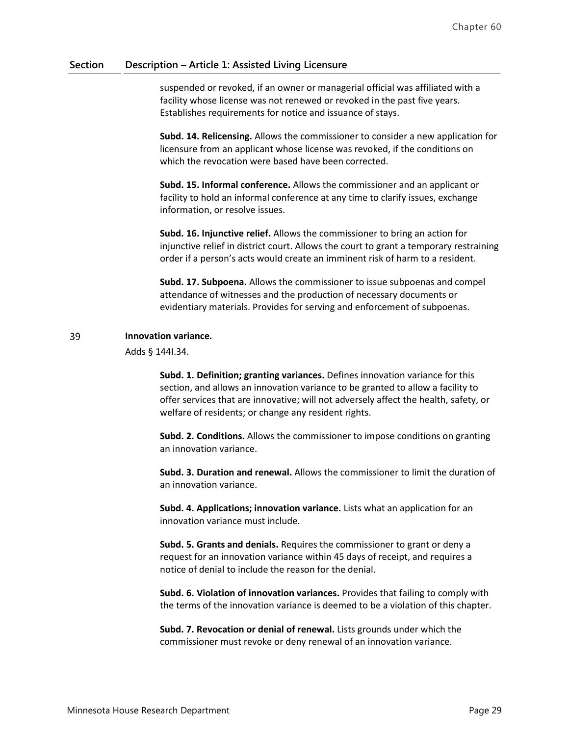| Section | Description – Article 1: Assisted Living Licensure |
|---|---|
| | suspended or revoked, if an owner or managerial official was affiliated with a facility whose license was not renewed or revoked in the past five years. Establishes requirements for notice and issuance of stays. |

**Subd. 14. Relicensing.** Allows the commissioner to consider a new application for licensure from an applicant whose license was revoked, if the conditions on which the revocation were based have been corrected.

**Subd. 15. Informal conference.** Allows the commissioner and an applicant or facility to hold an informal conference at any time to clarify issues, exchange information, or resolve issues.

**Subd. 16. Injunctive relief.** Allows the commissioner to bring an action for injunctive relief in district court. Allows the court to grant a temporary restraining order if a person's acts would create an imminent risk of harm to a resident.

**Subd. 17. Subpoena.** Allows the commissioner to issue subpoenas and compel attendance of witnesses and the production of necessary documents or evidentiary materials. Provides for serving and enforcement of subpoenas.

39 **Innovation variance.**

Adds § 144I.34.

**Subd. 1. Definition; granting variances.** Defines innovation variance for this section, and allows an innovation variance to be granted to allow a facility to offer services that are innovative; will not adversely affect the health, safety, or welfare of residents; or change any resident rights.

**Subd. 2. Conditions.** Allows the commissioner to impose conditions on granting an innovation variance.

**Subd. 3. Duration and renewal.** Allows the commissioner to limit the duration of an innovation variance.

**Subd. 4. Applications; innovation variance.** Lists what an application for an innovation variance must include.

**Subd. 5. Grants and denials.** Requires the commissioner to grant or deny a request for an innovation variance within 45 days of receipt, and requires a notice of denial to include the reason for the denial.

**Subd. 6. Violation of innovation variances.** Provides that failing to comply with the terms of the innovation variance is deemed to be a violation of this chapter.

**Subd. 7. Revocation or denial of renewal.** Lists grounds under which the commissioner must revoke or deny renewal of an innovation variance.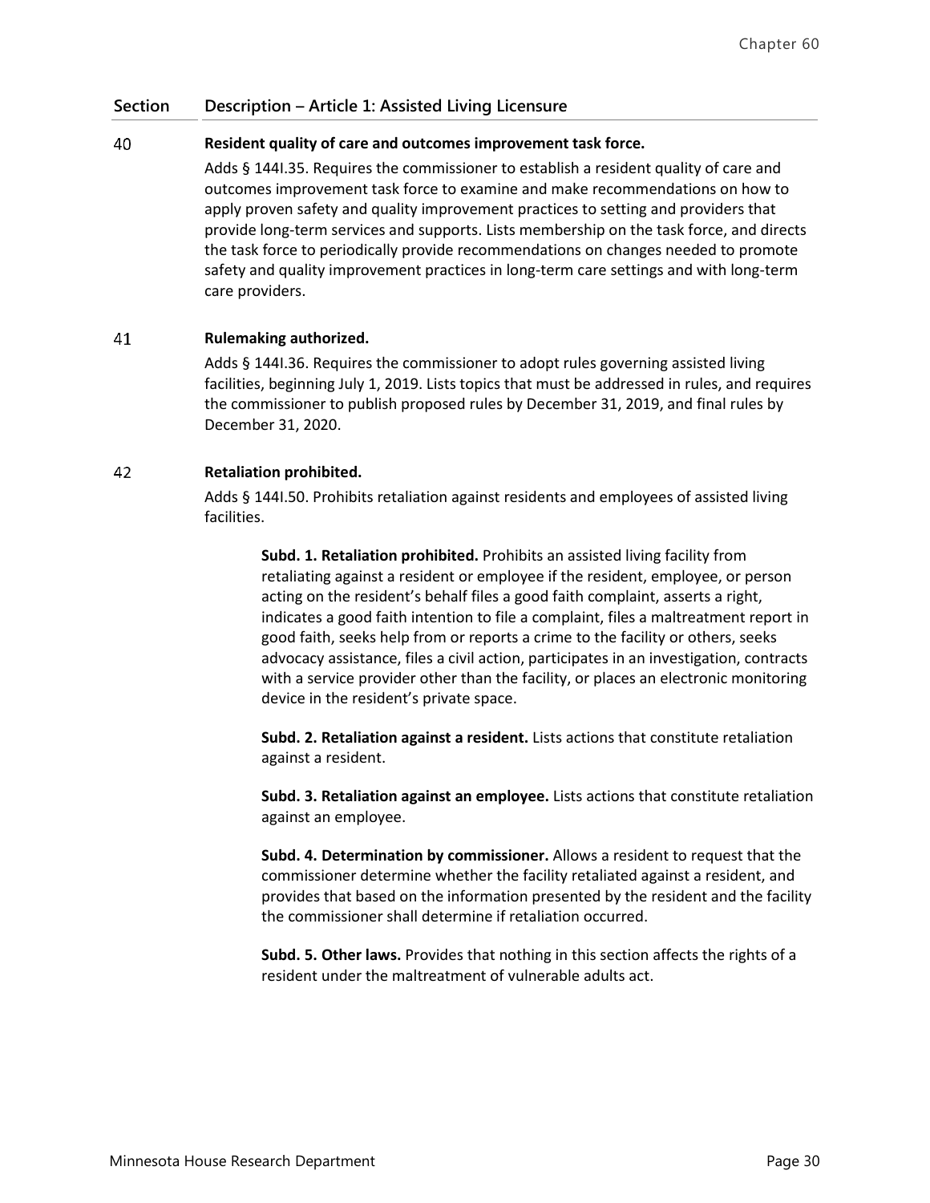| Section | Description – Article 1: Assisted Living Licensure |
|---|---|
| 40 | **Resident quality of care and outcomes improvement task force.**<br>Adds § 144I.35. Requires the commissioner to establish a resident quality of care and outcomes improvement task force to examine and make recommendations on how to apply proven safety and quality improvement practices to setting and providers that provide long-term services and supports. Lists membership on the task force, and directs the task force to periodically provide recommendations on changes needed to promote safety and quality improvement practices in long-term care settings and with long-term care providers. |
| 41 | **Rulemaking authorized.**<br>Adds § 144I.36. Requires the commissioner to adopt rules governing assisted living facilities, beginning July 1, 2019. Lists topics that must be addressed in rules, and requires the commissioner to publish proposed rules by December 31, 2019, and final rules by December 31, 2020. |
| 42 | **Retaliation prohibited.**<br>Adds § 144I.50. Prohibits retaliation against residents and employees of assisted living facilities.<br><br>**Subd. 1. Retaliation prohibited.** Prohibits an assisted living facility from retaliating against a resident or employee if the resident, employee, or person acting on the resident's behalf files a good faith complaint, asserts a right, indicates a good faith intention to file a complaint, files a maltreatment report in good faith, seeks help from or reports a crime to the facility or others, seeks advocacy assistance, files a civil action, participates in an investigation, contracts with a service provider other than the facility, or places an electronic monitoring device in the resident's private space.<br><br>**Subd. 2. Retaliation against a resident.** Lists actions that constitute retaliation against a resident.<br><br>**Subd. 3. Retaliation against an employee.** Lists actions that constitute retaliation against an employee.<br><br>**Subd. 4. Determination by commissioner.** Allows a resident to request that the commissioner determine whether the facility retaliated against a resident, and provides that based on the information presented by the resident and the facility the commissioner shall determine if retaliation occurred.<br><br>**Subd. 5. Other laws.** Provides that nothing in this section affects the rights of a resident under the maltreatment of vulnerable adults act. |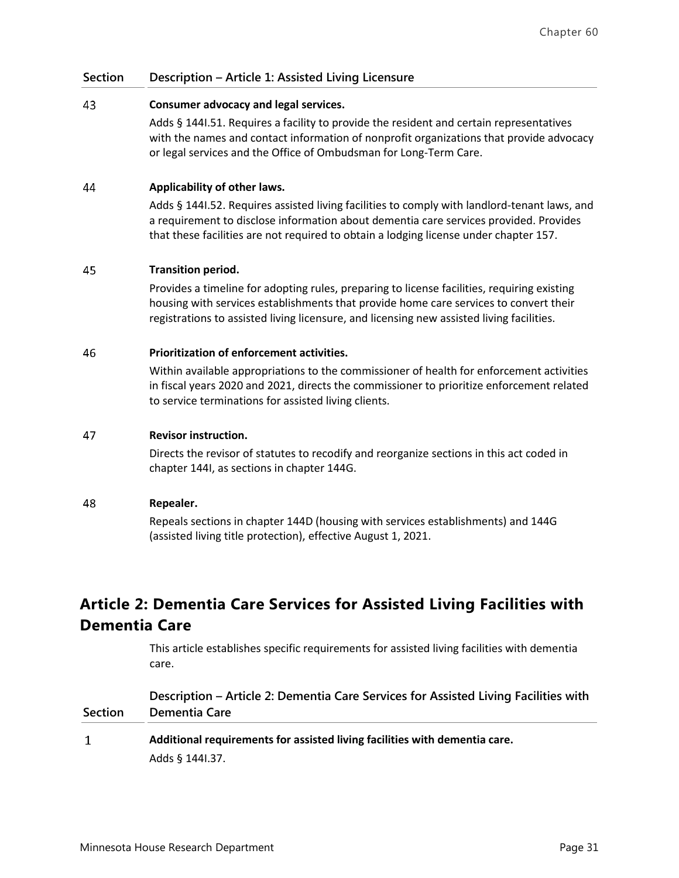| Section | Description – Article 1: Assisted Living Licensure |
|---|---|
| 43 | **Consumer advocacy and legal services.**<br>Adds § 144I.51. Requires a facility to provide the resident and certain representatives with the names and contact information of nonprofit organizations that provide advocacy or legal services and the Office of Ombudsman for Long-Term Care. |
| 44 | **Applicability of other laws.**<br>Adds § 144I.52. Requires assisted living facilities to comply with landlord-tenant laws, and a requirement to disclose information about dementia care services provided. Provides that these facilities are not required to obtain a lodging license under chapter 157. |
| 45 | **Transition period.**<br>Provides a timeline for adopting rules, preparing to license facilities, requiring existing housing with services establishments that provide home care services to convert their registrations to assisted living licensure, and licensing new assisted living facilities. |
| 46 | **Prioritization of enforcement activities.**<br>Within available appropriations to the commissioner of health for enforcement activities in fiscal years 2020 and 2021, directs the commissioner to prioritize enforcement related to service terminations for assisted living clients. |
| 47 | **Revisor instruction.**<br>Directs the revisor of statutes to recodify and reorganize sections in this act coded in chapter 144I, as sections in chapter 144G. |
| 48 | **Repealer.**<br>Repeals sections in chapter 144D (housing with services establishments) and 144G (assisted living title protection), effective August 1, 2021. |

## Article 2: Dementia Care Services for Assisted Living Facilities with Dementia Care

This article establishes specific requirements for assisted living facilities with dementia care.

| Section | Description – Article 2: Dementia Care Services for Assisted Living Facilities with Dementia Care |
|---|---|
| 1 | **Additional requirements for assisted living facilities with dementia care.**<br>Adds § 144I.37. |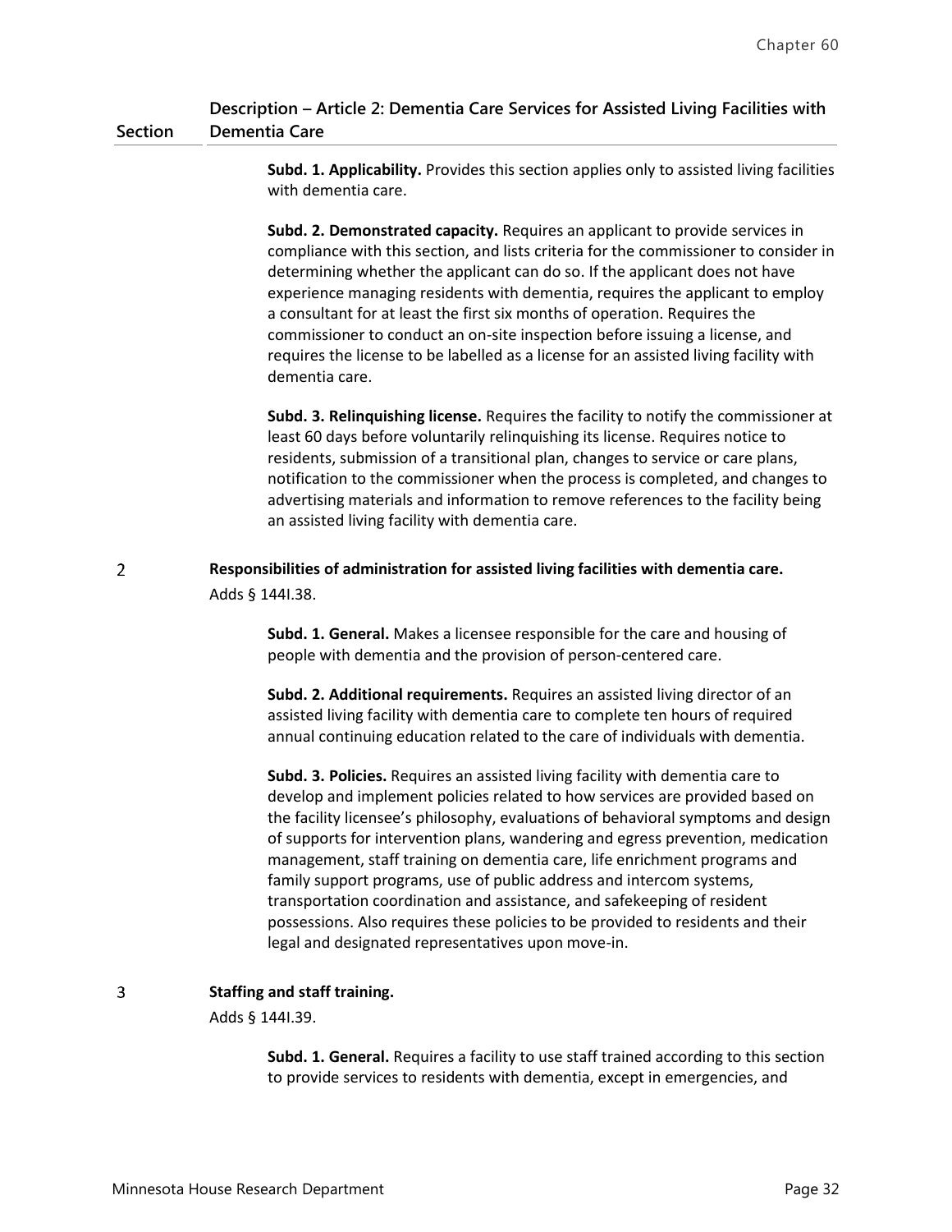| Section | Description – Article 2: Dementia Care Services for Assisted Living Facilities with Dementia Care |
|---|---|
| | **Subd. 1. Applicability.** Provides this section applies only to assisted living facilities with dementia care.<br><br>**Subd. 2. Demonstrated capacity.** Requires an applicant to provide services in compliance with this section, and lists criteria for the commissioner to consider in determining whether the applicant can do so. If the applicant does not have experience managing residents with dementia, requires the applicant to employ a consultant for at least the first six months of operation. Requires the commissioner to conduct an on-site inspection before issuing a license, and requires the license to be labelled as a license for an assisted living facility with dementia care.<br><br>**Subd. 3. Relinquishing license.** Requires the facility to notify the commissioner at least 60 days before voluntarily relinquishing its license. Requires notice to residents, submission of a transitional plan, changes to service or care plans, notification to the commissioner when the process is completed, and changes to advertising materials and information to remove references to the facility being an assisted living facility with dementia care. |
| 2 | **Responsibilities of administration for assisted living facilities with dementia care.**<br>Adds § 144I.38.<br><br>**Subd. 1. General.** Makes a licensee responsible for the care and housing of people with dementia and the provision of person-centered care.<br><br>**Subd. 2. Additional requirements.** Requires an assisted living director of an assisted living facility with dementia care to complete ten hours of required annual continuing education related to the care of individuals with dementia.<br><br>**Subd. 3. Policies.** Requires an assisted living facility with dementia care to develop and implement policies related to how services are provided based on the facility licensee's philosophy, evaluations of behavioral symptoms and design of supports for intervention plans, wandering and egress prevention, medication management, staff training on dementia care, life enrichment programs and family support programs, use of public address and intercom systems, transportation coordination and assistance, and safekeeping of resident possessions. Also requires these policies to be provided to residents and their legal and designated representatives upon move-in. |
| 3 | **Staffing and staff training.**<br>Adds § 144I.39.<br><br>**Subd. 1. General.** Requires a facility to use staff trained according to this section to provide services to residents with dementia, except in emergencies, and |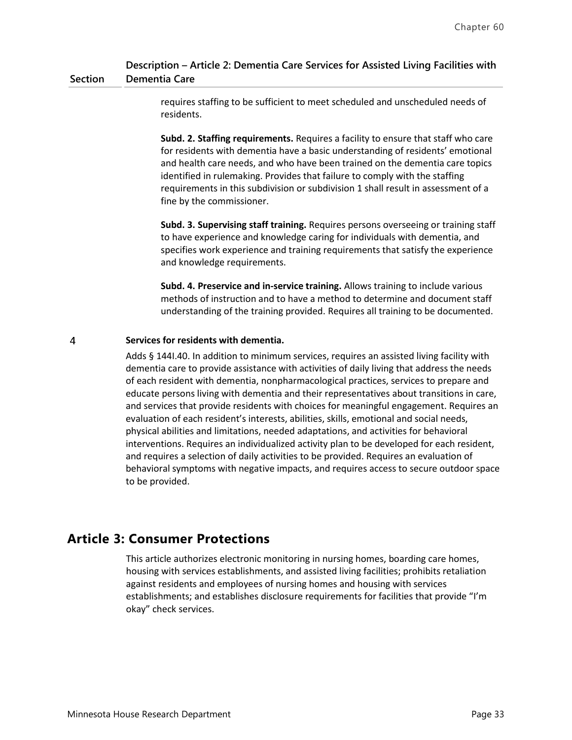| Section | Description – Article 2: Dementia Care Services for Assisted Living Facilities with Dementia Care |
|---|---|
| | requires staffing to be sufficient to meet scheduled and unscheduled needs of residents.<br><br>**Subd. 2. Staffing requirements.** Requires a facility to ensure that staff who care for residents with dementia have a basic understanding of residents' emotional and health care needs, and who have been trained on the dementia care topics identified in rulemaking. Provides that failure to comply with the staffing requirements in this subdivision or subdivision 1 shall result in assessment of a fine by the commissioner.<br><br>**Subd. 3. Supervising staff training.** Requires persons overseeing or training staff to have experience and knowledge caring for individuals with dementia, and specifies work experience and training requirements that satisfy the experience and knowledge requirements.<br><br>**Subd. 4. Preservice and in-service training.** Allows training to include various methods of instruction and to have a method to determine and document staff understanding of the training provided. Requires all training to be documented. |
| 4 | **Services for residents with dementia.**<br><br>Adds § 144I.40. In addition to minimum services, requires an assisted living facility with dementia care to provide assistance with activities of daily living that address the needs of each resident with dementia, nonpharmacological practices, services to prepare and educate persons living with dementia and their representatives about transitions in care, and services that provide residents with choices for meaningful engagement. Requires an evaluation of each resident's interests, abilities, skills, emotional and social needs, physical abilities and limitations, needed adaptations, and activities for behavioral interventions. Requires an individualized activity plan to be developed for each resident, and requires a selection of daily activities to be provided. Requires an evaluation of behavioral symptoms with negative impacts, and requires access to secure outdoor space to be provided. |

## Article 3: Consumer Protections

This article authorizes electronic monitoring in nursing homes, boarding care homes, housing with services establishments, and assisted living facilities; prohibits retaliation against residents and employees of nursing homes and housing with services establishments; and establishes disclosure requirements for facilities that provide "I'm okay" check services.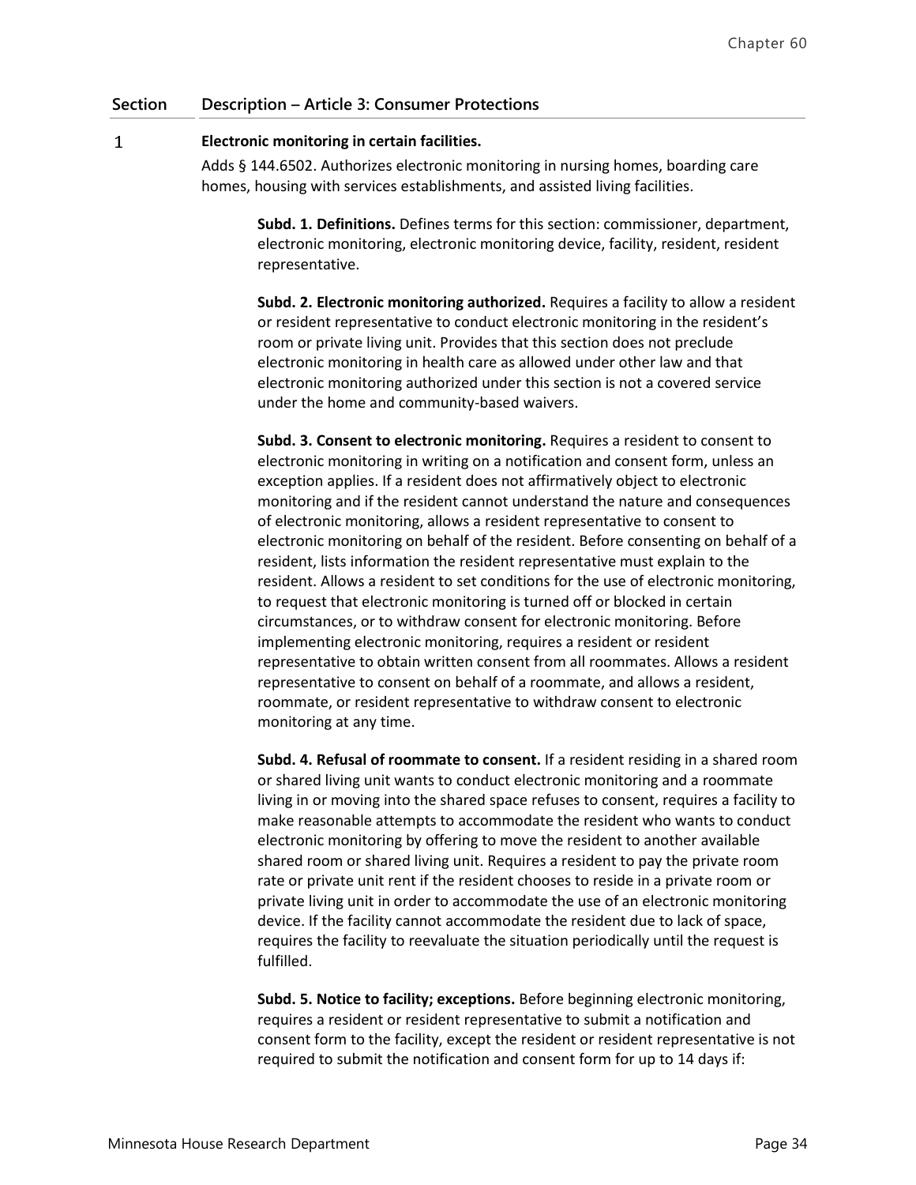| Section | Description – Article 3: Consumer Protections |
| --- | --- |
| 1 | **Electronic monitoring in certain facilities.** |

Adds § 144.6502. Authorizes electronic monitoring in nursing homes, boarding care homes, housing with services establishments, and assisted living facilities.

**Subd. 1. Definitions.** Defines terms for this section: commissioner, department, electronic monitoring, electronic monitoring device, facility, resident, resident representative.

**Subd. 2. Electronic monitoring authorized.** Requires a facility to allow a resident or resident representative to conduct electronic monitoring in the resident's room or private living unit. Provides that this section does not preclude electronic monitoring in health care as allowed under other law and that electronic monitoring authorized under this section is not a covered service under the home and community-based waivers.

**Subd. 3. Consent to electronic monitoring.** Requires a resident to consent to electronic monitoring in writing on a notification and consent form, unless an exception applies. If a resident does not affirmatively object to electronic monitoring and if the resident cannot understand the nature and consequences of electronic monitoring, allows a resident representative to consent to electronic monitoring on behalf of the resident. Before consenting on behalf of a resident, lists information the resident representative must explain to the resident. Allows a resident to set conditions for the use of electronic monitoring, to request that electronic monitoring is turned off or blocked in certain circumstances, or to withdraw consent for electronic monitoring. Before implementing electronic monitoring, requires a resident or resident representative to obtain written consent from all roommates. Allows a resident representative to consent on behalf of a roommate, and allows a resident, roommate, or resident representative to withdraw consent to electronic monitoring at any time.

**Subd. 4. Refusal of roommate to consent.** If a resident residing in a shared room or shared living unit wants to conduct electronic monitoring and a roommate living in or moving into the shared space refuses to consent, requires a facility to make reasonable attempts to accommodate the resident who wants to conduct electronic monitoring by offering to move the resident to another available shared room or shared living unit. Requires a resident to pay the private room rate or private unit rent if the resident chooses to reside in a private room or private living unit in order to accommodate the use of an electronic monitoring device. If the facility cannot accommodate the resident due to lack of space, requires the facility to reevaluate the situation periodically until the request is fulfilled.

**Subd. 5. Notice to facility; exceptions.** Before beginning electronic monitoring, requires a resident or resident representative to submit a notification and consent form to the facility, except the resident or resident representative is not required to submit the notification and consent form for up to 14 days if: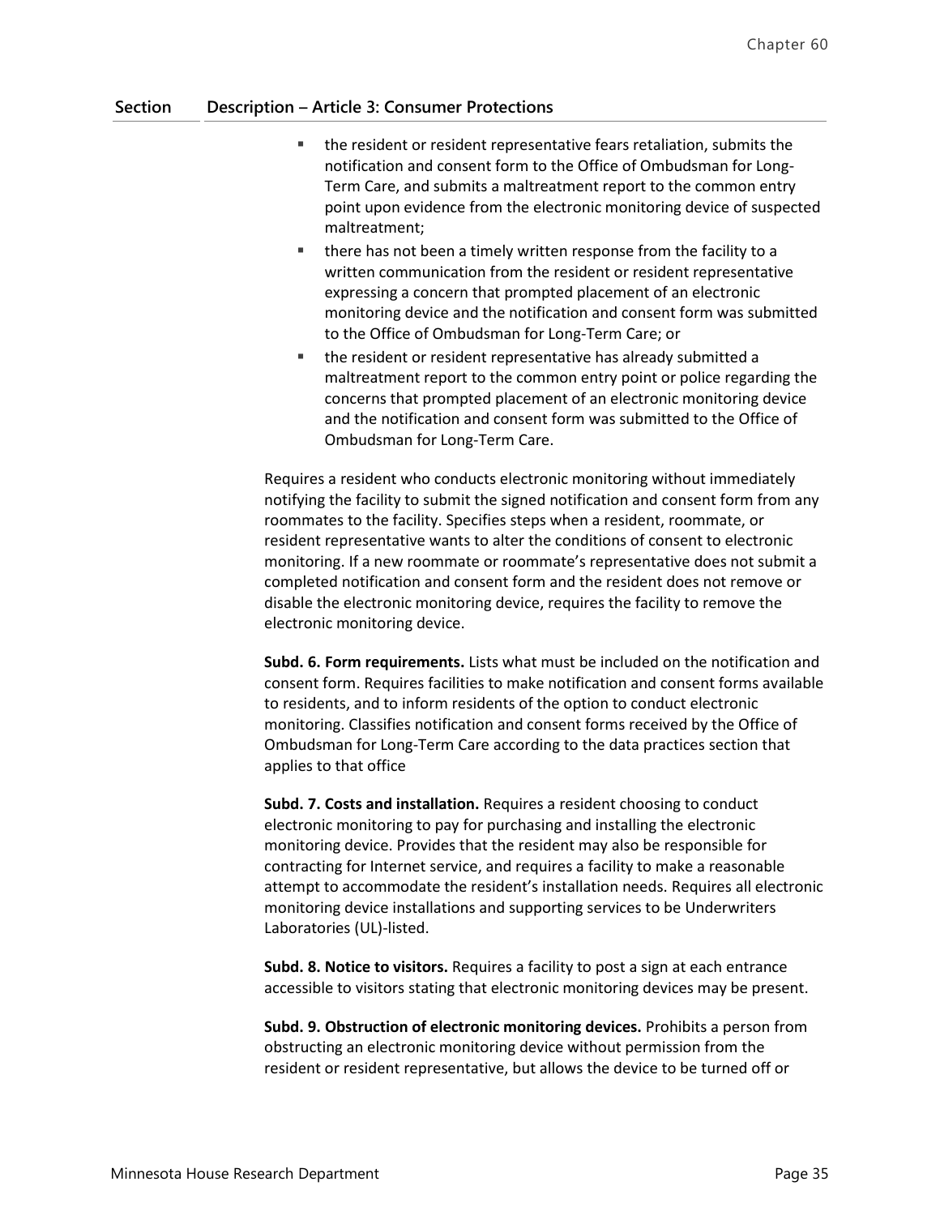| Section | Description – Article 3: Consumer Protections |
|---|---|

- the resident or resident representative fears retaliation, submits the notification and consent form to the Office of Ombudsman for Long-Term Care, and submits a maltreatment report to the common entry point upon evidence from the electronic monitoring device of suspected maltreatment;
- there has not been a timely written response from the facility to a written communication from the resident or resident representative expressing a concern that prompted placement of an electronic monitoring device and the notification and consent form was submitted to the Office of Ombudsman for Long-Term Care; or
- the resident or resident representative has already submitted a maltreatment report to the common entry point or police regarding the concerns that prompted placement of an electronic monitoring device and the notification and consent form was submitted to the Office of Ombudsman for Long-Term Care.

Requires a resident who conducts electronic monitoring without immediately notifying the facility to submit the signed notification and consent form from any roommates to the facility. Specifies steps when a resident, roommate, or resident representative wants to alter the conditions of consent to electronic monitoring. If a new roommate or roommate's representative does not submit a completed notification and consent form and the resident does not remove or disable the electronic monitoring device, requires the facility to remove the electronic monitoring device.

**Subd. 6. Form requirements.** Lists what must be included on the notification and consent form. Requires facilities to make notification and consent forms available to residents, and to inform residents of the option to conduct electronic monitoring. Classifies notification and consent forms received by the Office of Ombudsman for Long-Term Care according to the data practices section that applies to that office

**Subd. 7. Costs and installation.** Requires a resident choosing to conduct electronic monitoring to pay for purchasing and installing the electronic monitoring device. Provides that the resident may also be responsible for contracting for Internet service, and requires a facility to make a reasonable attempt to accommodate the resident's installation needs. Requires all electronic monitoring device installations and supporting services to be Underwriters Laboratories (UL)-listed.

**Subd. 8. Notice to visitors.** Requires a facility to post a sign at each entrance accessible to visitors stating that electronic monitoring devices may be present.

**Subd. 9. Obstruction of electronic monitoring devices.** Prohibits a person from obstructing an electronic monitoring device without permission from the resident or resident representative, but allows the device to be turned off or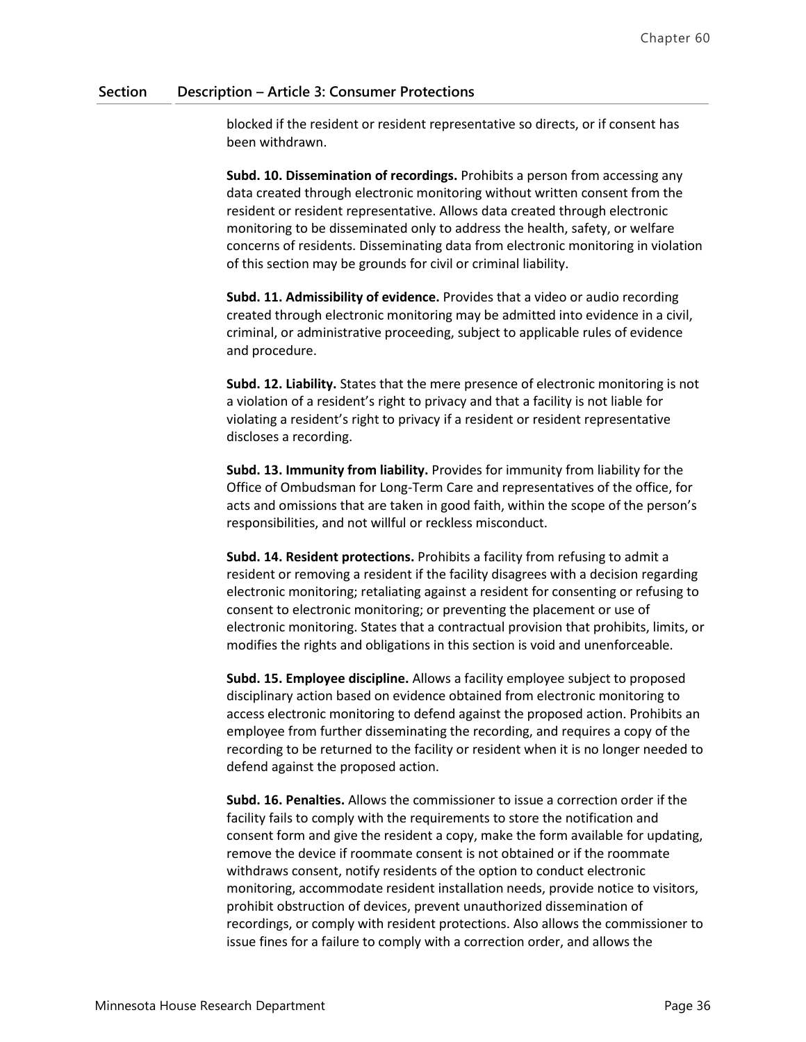| Section | Description – Article 3: Consumer Protections |
|---|---|
| | blocked if the resident or resident representative so directs, or if consent has been withdrawn. |
| | **Subd. 10. Dissemination of recordings.** Prohibits a person from accessing any data created through electronic monitoring without written consent from the resident or resident representative. Allows data created through electronic monitoring to be disseminated only to address the health, safety, or welfare concerns of residents. Disseminating data from electronic monitoring in violation of this section may be grounds for civil or criminal liability. |
| | **Subd. 11. Admissibility of evidence.** Provides that a video or audio recording created through electronic monitoring may be admitted into evidence in a civil, criminal, or administrative proceeding, subject to applicable rules of evidence and procedure. |
| | **Subd. 12. Liability.** States that the mere presence of electronic monitoring is not a violation of a resident's right to privacy and that a facility is not liable for violating a resident's right to privacy if a resident or resident representative discloses a recording. |
| | **Subd. 13. Immunity from liability.** Provides for immunity from liability for the Office of Ombudsman for Long-Term Care and representatives of the office, for acts and omissions that are taken in good faith, within the scope of the person's responsibilities, and not willful or reckless misconduct. |
| | **Subd. 14. Resident protections.** Prohibits a facility from refusing to admit a resident or removing a resident if the facility disagrees with a decision regarding electronic monitoring; retaliating against a resident for consenting or refusing to consent to electronic monitoring; or preventing the placement or use of electronic monitoring. States that a contractual provision that prohibits, limits, or modifies the rights and obligations in this section is void and unenforceable. |
| | **Subd. 15. Employee discipline.** Allows a facility employee subject to proposed disciplinary action based on evidence obtained from electronic monitoring to access electronic monitoring to defend against the proposed action. Prohibits an employee from further disseminating the recording, and requires a copy of the recording to be returned to the facility or resident when it is no longer needed to defend against the proposed action. |
| | **Subd. 16. Penalties.** Allows the commissioner to issue a correction order if the facility fails to comply with the requirements to store the notification and consent form and give the resident a copy, make the form available for updating, remove the device if roommate consent is not obtained or if the roommate withdraws consent, notify residents of the option to conduct electronic monitoring, accommodate resident installation needs, provide notice to visitors, prohibit obstruction of devices, prevent unauthorized dissemination of recordings, or comply with resident protections. Also allows the commissioner to issue fines for a failure to comply with a correction order, and allows the |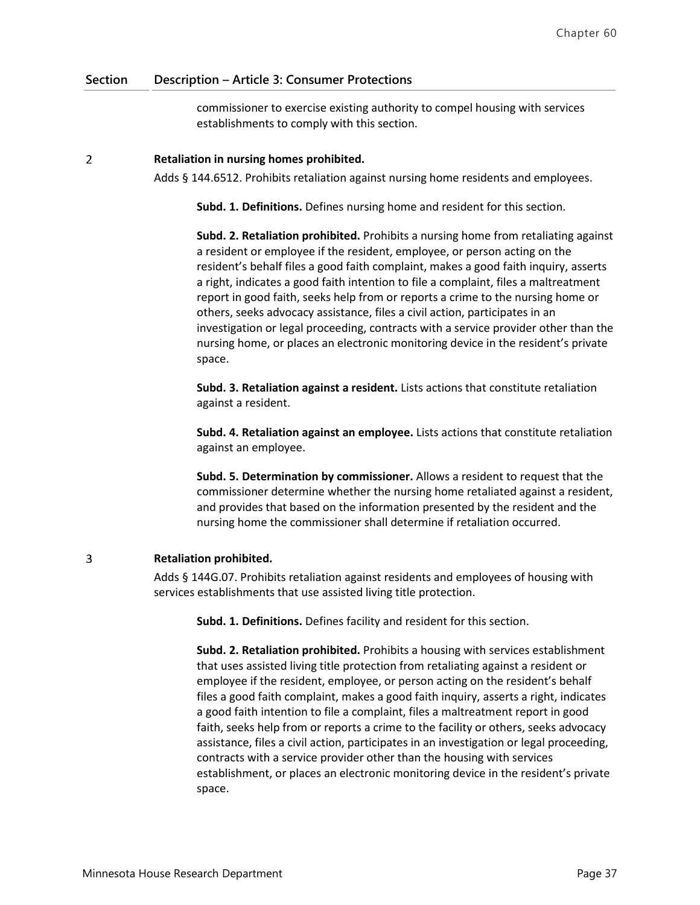| Section | Description – Article 3: Consumer Protections |
|---|---|
| | commissioner to exercise existing authority to compel housing with services establishments to comply with this section. |
| 2 | **Retaliation in nursing homes prohibited.** |

Adds § 144.6512. Prohibits retaliation against nursing home residents and employees.

**Subd. 1. Definitions.** Defines nursing home and resident for this section.

**Subd. 2. Retaliation prohibited.** Prohibits a nursing home from retaliating against a resident or employee if the resident, employee, or person acting on the resident's behalf files a good faith complaint, makes a good faith inquiry, asserts a right, indicates a good faith intention to file a complaint, files a maltreatment report in good faith, seeks help from or reports a crime to the nursing home or others, seeks advocacy assistance, files a civil action, participates in an investigation or legal proceeding, contracts with a service provider other than the nursing home, or places an electronic monitoring device in the resident's private space.

**Subd. 3. Retaliation against a resident.** Lists actions that constitute retaliation against a resident.

**Subd. 4. Retaliation against an employee.** Lists actions that constitute retaliation against an employee.

**Subd. 5. Determination by commissioner.** Allows a resident to request that the commissioner determine whether the nursing home retaliated against a resident, and provides that based on the information presented by the resident and the nursing home the commissioner shall determine if retaliation occurred.

3 **Retaliation prohibited.**

Adds § 144G.07. Prohibits retaliation against residents and employees of housing with services establishments that use assisted living title protection.

**Subd. 1. Definitions.** Defines facility and resident for this section.

**Subd. 2. Retaliation prohibited.** Prohibits a housing with services establishment that uses assisted living title protection from retaliating against a resident or employee if the resident, employee, or person acting on the resident's behalf files a good faith complaint, makes a good faith inquiry, asserts a right, indicates a good faith intention to file a complaint, files a maltreatment report in good faith, seeks help from or reports a crime to the facility or others, seeks advocacy assistance, files a civil action, participates in an investigation or legal proceeding, contracts with a service provider other than the housing with services establishment, or places an electronic monitoring device in the resident's private space.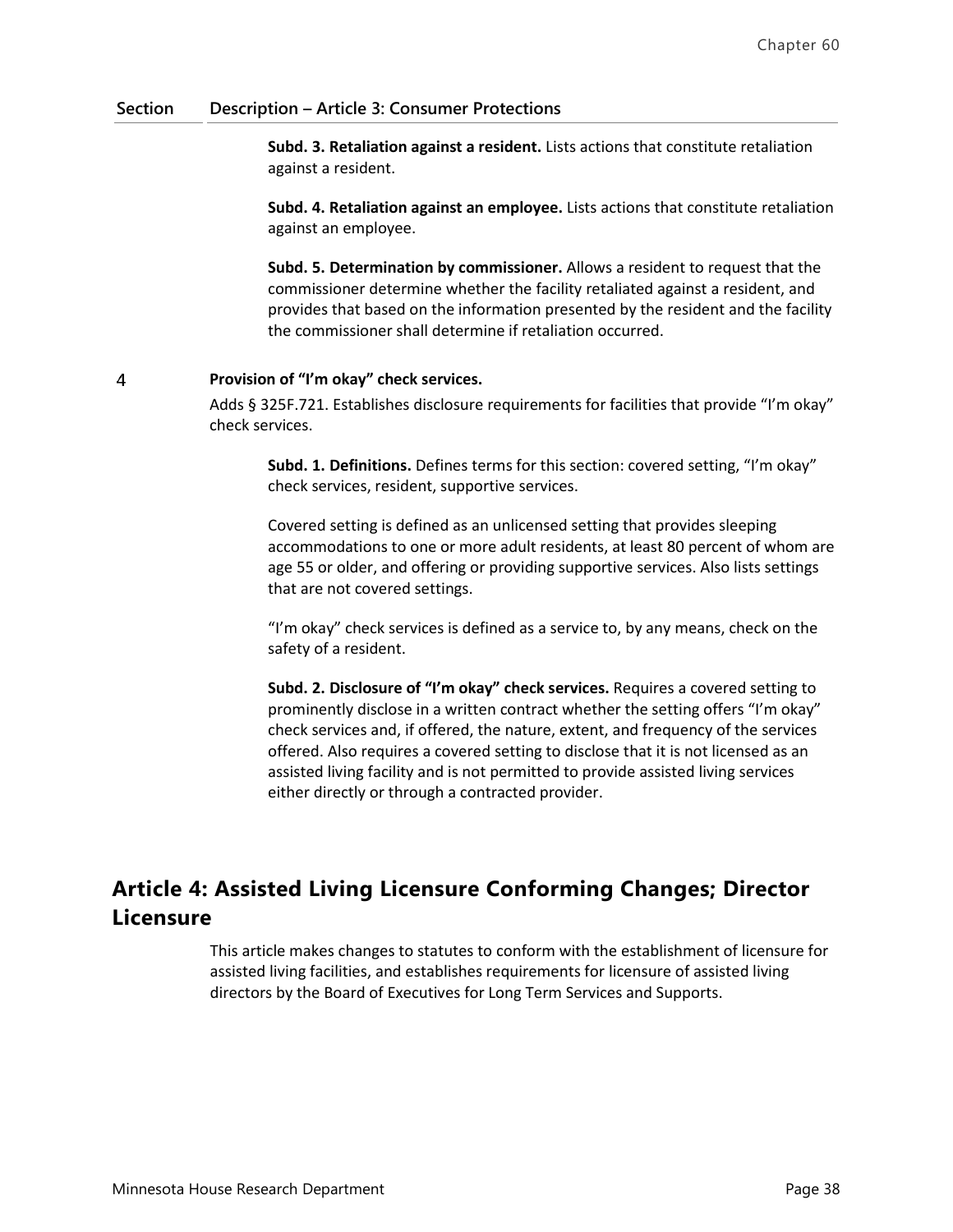| Section | Description – Article 3: Consumer Protections |
|---|---|
| | **Subd. 3. Retaliation against a resident.** Lists actions that constitute retaliation against a resident.<br><br>**Subd. 4. Retaliation against an employee.** Lists actions that constitute retaliation against an employee.<br><br>**Subd. 5. Determination by commissioner.** Allows a resident to request that the commissioner determine whether the facility retaliated against a resident, and provides that based on the information presented by the resident and the facility the commissioner shall determine if retaliation occurred. |
| 4 | **Provision of "I'm okay" check services.**<br><br>Adds § 325F.721. Establishes disclosure requirements for facilities that provide "I'm okay" check services.<br><br>**Subd. 1. Definitions.** Defines terms for this section: covered setting, "I'm okay" check services, resident, supportive services.<br><br>Covered setting is defined as an unlicensed setting that provides sleeping accommodations to one or more adult residents, at least 80 percent of whom are age 55 or older, and offering or providing supportive services. Also lists settings that are not covered settings.<br><br>"I'm okay" check services is defined as a service to, by any means, check on the safety of a resident.<br><br>**Subd. 2. Disclosure of "I'm okay" check services.** Requires a covered setting to prominently disclose in a written contract whether the setting offers "I'm okay" check services and, if offered, the nature, extent, and frequency of the services offered. Also requires a covered setting to disclose that it is not licensed as an assisted living facility and is not permitted to provide assisted living services either directly or through a contracted provider. |

## Article 4: Assisted Living Licensure Conforming Changes; Director Licensure

This article makes changes to statutes to conform with the establishment of licensure for assisted living facilities, and establishes requirements for licensure of assisted living directors by the Board of Executives for Long Term Services and Supports.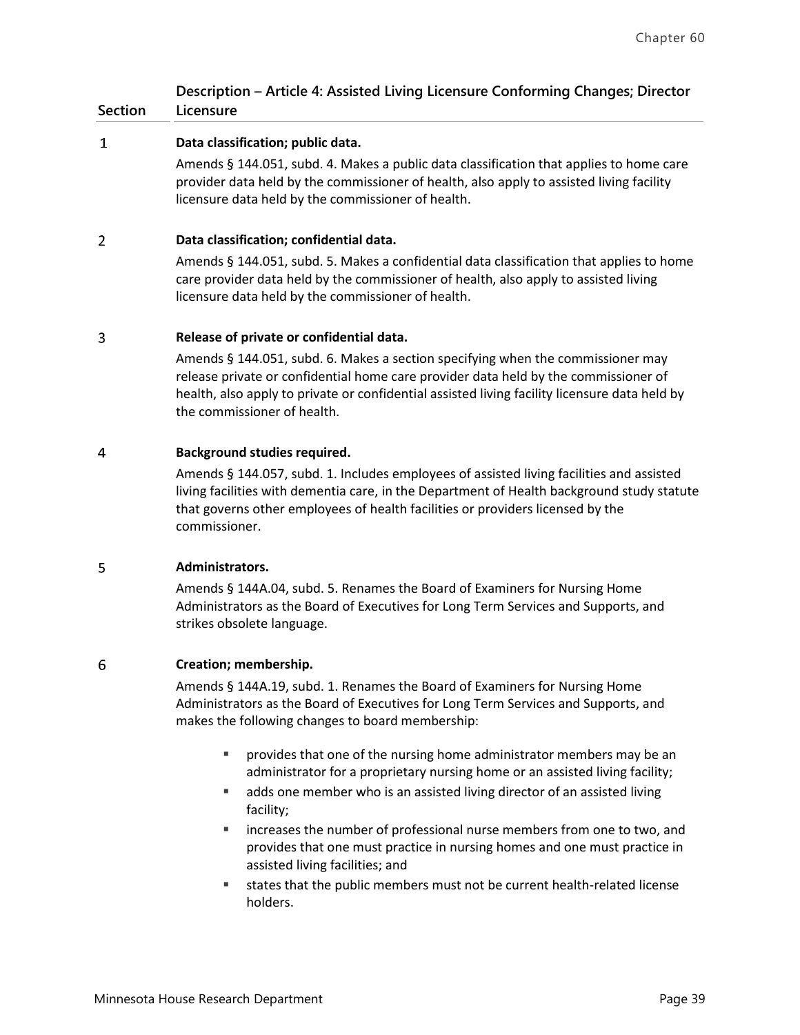| Section | Description – Article 4: Assisted Living Licensure Conforming Changes; Director Licensure |
|---|---|
| 1 | **Data classification; public data.**<br>Amends § 144.051, subd. 4. Makes a public data classification that applies to home care provider data held by the commissioner of health, also apply to assisted living facility licensure data held by the commissioner of health. |
| 2 | **Data classification; confidential data.**<br>Amends § 144.051, subd. 5. Makes a confidential data classification that applies to home care provider data held by the commissioner of health, also apply to assisted living licensure data held by the commissioner of health. |
| 3 | **Release of private or confidential data.**<br>Amends § 144.051, subd. 6. Makes a section specifying when the commissioner may release private or confidential home care provider data held by the commissioner of health, also apply to private or confidential assisted living facility licensure data held by the commissioner of health. |
| 4 | **Background studies required.**<br>Amends § 144.057, subd. 1. Includes employees of assisted living facilities and assisted living facilities with dementia care, in the Department of Health background study statute that governs other employees of health facilities or providers licensed by the commissioner. |
| 5 | **Administrators.**<br>Amends § 144A.04, subd. 5. Renames the Board of Examiners for Nursing Home Administrators as the Board of Executives for Long Term Services and Supports, and strikes obsolete language. |
| 6 | **Creation; membership.**<br>Amends § 144A.19, subd. 1. Renames the Board of Examiners for Nursing Home Administrators as the Board of Executives for Long Term Services and Supports, and makes the following changes to board membership:<br>▪ provides that one of the nursing home administrator members may be an administrator for a proprietary nursing home or an assisted living facility;<br>▪ adds one member who is an assisted living director of an assisted living facility;<br>▪ increases the number of professional nurse members from one to two, and provides that one must practice in nursing homes and one must practice in assisted living facilities; and<br>▪ states that the public members must not be current health-related license holders. |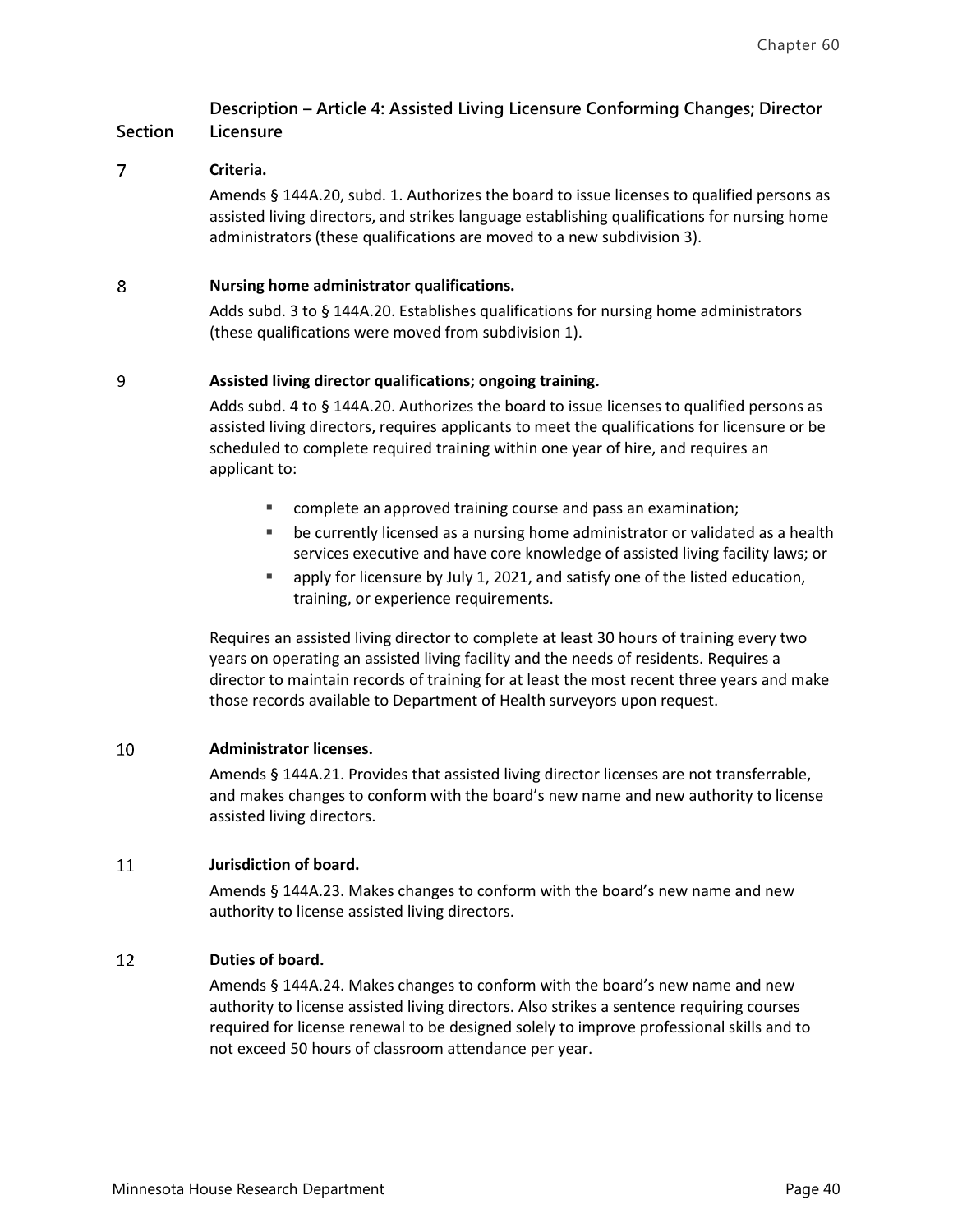| Section | Description – Article 4: Assisted Living Licensure Conforming Changes; Director Licensure |
|---|---|
| 7 | **Criteria.**<br>Amends § 144A.20, subd. 1. Authorizes the board to issue licenses to qualified persons as assisted living directors, and strikes language establishing qualifications for nursing home administrators (these qualifications are moved to a new subdivision 3). |
| 8 | **Nursing home administrator qualifications.**<br>Adds subd. 3 to § 144A.20. Establishes qualifications for nursing home administrators (these qualifications were moved from subdivision 1). |
| 9 | **Assisted living director qualifications; ongoing training.**<br>Adds subd. 4 to § 144A.20. Authorizes the board to issue licenses to qualified persons as assisted living directors, requires applicants to meet the qualifications for licensure or be scheduled to complete required training within one year of hire, and requires an applicant to:<br>▪ complete an approved training course and pass an examination;<br>▪ be currently licensed as a nursing home administrator or validated as a health services executive and have core knowledge of assisted living facility laws; or<br>▪ apply for licensure by July 1, 2021, and satisfy one of the listed education, training, or experience requirements.<br><br>Requires an assisted living director to complete at least 30 hours of training every two years on operating an assisted living facility and the needs of residents. Requires a director to maintain records of training for at least the most recent three years and make those records available to Department of Health surveyors upon request. |
| 10 | **Administrator licenses.**<br>Amends § 144A.21. Provides that assisted living director licenses are not transferrable, and makes changes to conform with the board's new name and new authority to license assisted living directors. |
| 11 | **Jurisdiction of board.**<br>Amends § 144A.23. Makes changes to conform with the board's new name and new authority to license assisted living directors. |
| 12 | **Duties of board.**<br>Amends § 144A.24. Makes changes to conform with the board's new name and new authority to license assisted living directors. Also strikes a sentence requiring courses required for license renewal to be designed solely to improve professional skills and to not exceed 50 hours of classroom attendance per year. |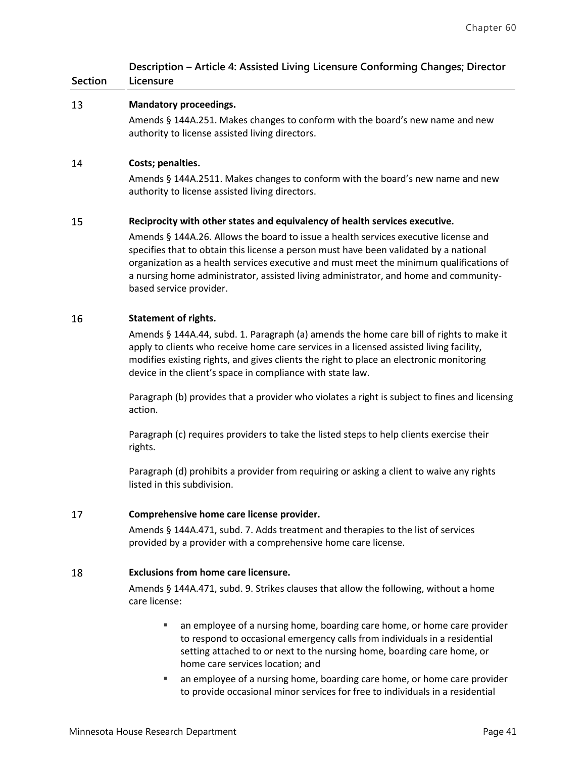| Section | Description – Article 4: Assisted Living Licensure Conforming Changes; Director Licensure |
|---|---|

**13 Mandatory proceedings.**

Amends § 144A.251. Makes changes to conform with the board's new name and new authority to license assisted living directors.

**14 Costs; penalties.**

Amends § 144A.2511. Makes changes to conform with the board's new name and new authority to license assisted living directors.

**15 Reciprocity with other states and equivalency of health services executive.**

Amends § 144A.26. Allows the board to issue a health services executive license and specifies that to obtain this license a person must have been validated by a national organization as a health services executive and must meet the minimum qualifications of a nursing home administrator, assisted living administrator, and home and community-based service provider.

**16 Statement of rights.**

Amends § 144A.44, subd. 1. Paragraph (a) amends the home care bill of rights to make it apply to clients who receive home care services in a licensed assisted living facility, modifies existing rights, and gives clients the right to place an electronic monitoring device in the client's space in compliance with state law.

Paragraph (b) provides that a provider who violates a right is subject to fines and licensing action.

Paragraph (c) requires providers to take the listed steps to help clients exercise their rights.

Paragraph (d) prohibits a provider from requiring or asking a client to waive any rights listed in this subdivision.

**17 Comprehensive home care license provider.**

Amends § 144A.471, subd. 7. Adds treatment and therapies to the list of services provided by a provider with a comprehensive home care license.

**18 Exclusions from home care licensure.**

Amends § 144A.471, subd. 9. Strikes clauses that allow the following, without a home care license:

- an employee of a nursing home, boarding care home, or home care provider to respond to occasional emergency calls from individuals in a residential setting attached to or next to the nursing home, boarding care home, or home care services location; and
- an employee of a nursing home, boarding care home, or home care provider to provide occasional minor services for free to individuals in a residential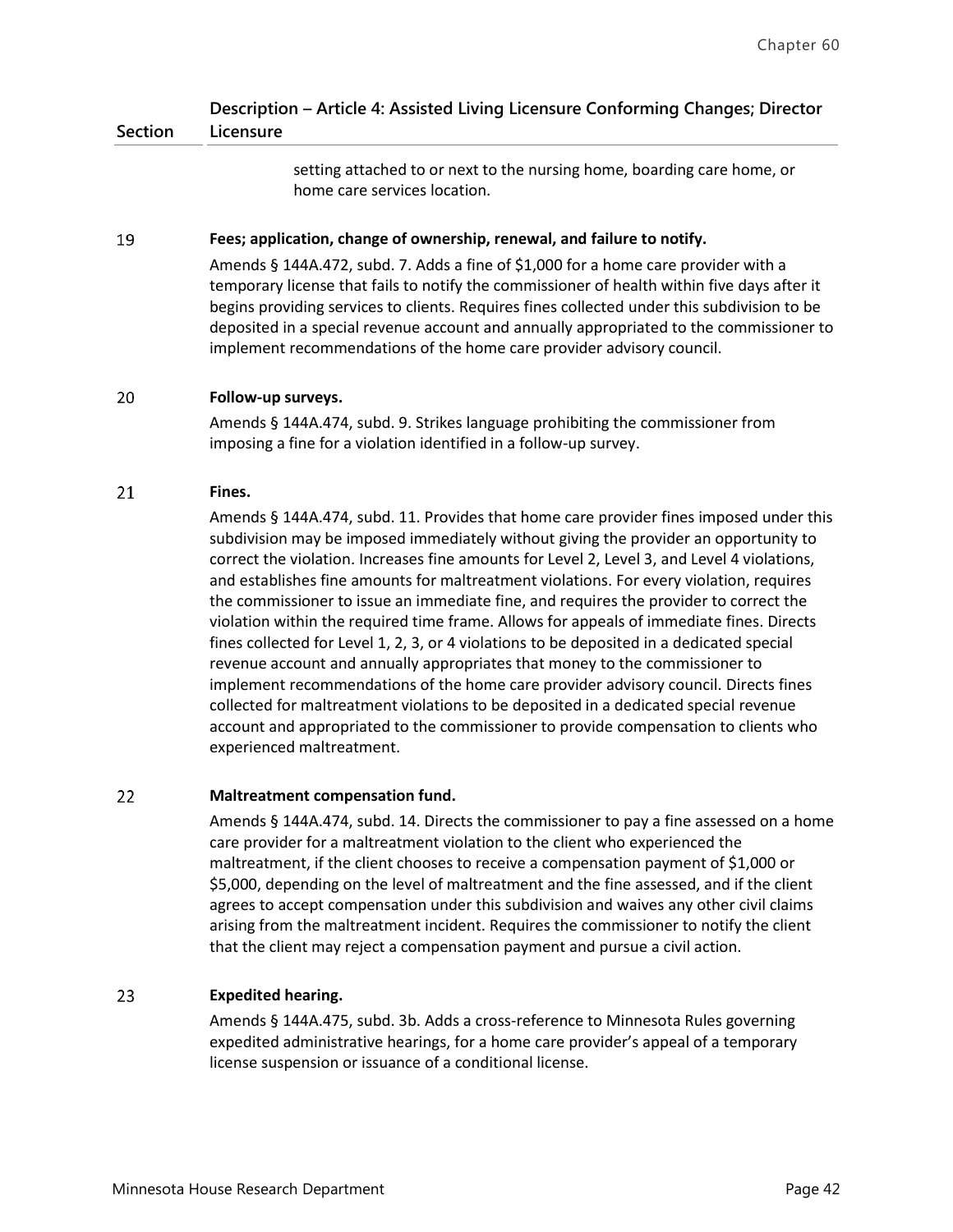| Section | Description – Article 4: Assisted Living Licensure Conforming Changes; Director Licensure |
|---|---|
| | setting attached to or next to the nursing home, boarding care home, or home care services location. |
| 19 | **Fees; application, change of ownership, renewal, and failure to notify.** Amends § 144A.472, subd. 7. Adds a fine of $1,000 for a home care provider with a temporary license that fails to notify the commissioner of health within five days after it begins providing services to clients. Requires fines collected under this subdivision to be deposited in a special revenue account and annually appropriated to the commissioner to implement recommendations of the home care provider advisory council. |
| 20 | **Follow-up surveys.** Amends § 144A.474, subd. 9. Strikes language prohibiting the commissioner from imposing a fine for a violation identified in a follow-up survey. |
| 21 | **Fines.** Amends § 144A.474, subd. 11. Provides that home care provider fines imposed under this subdivision may be imposed immediately without giving the provider an opportunity to correct the violation. Increases fine amounts for Level 2, Level 3, and Level 4 violations, and establishes fine amounts for maltreatment violations. For every violation, requires the commissioner to issue an immediate fine, and requires the provider to correct the violation within the required time frame. Allows for appeals of immediate fines. Directs fines collected for Level 1, 2, 3, or 4 violations to be deposited in a dedicated special revenue account and annually appropriates that money to the commissioner to implement recommendations of the home care provider advisory council. Directs fines collected for maltreatment violations to be deposited in a dedicated special revenue account and appropriated to the commissioner to provide compensation to clients who experienced maltreatment. |
| 22 | **Maltreatment compensation fund.** Amends § 144A.474, subd. 14. Directs the commissioner to pay a fine assessed on a home care provider for a maltreatment violation to the client who experienced the maltreatment, if the client chooses to receive a compensation payment of $1,000 or $5,000, depending on the level of maltreatment and the fine assessed, and if the client agrees to accept compensation under this subdivision and waives any other civil claims arising from the maltreatment incident. Requires the commissioner to notify the client that the client may reject a compensation payment and pursue a civil action. |
| 23 | **Expedited hearing.** Amends § 144A.475, subd. 3b. Adds a cross-reference to Minnesota Rules governing expedited administrative hearings, for a home care provider's appeal of a temporary license suspension or issuance of a conditional license. |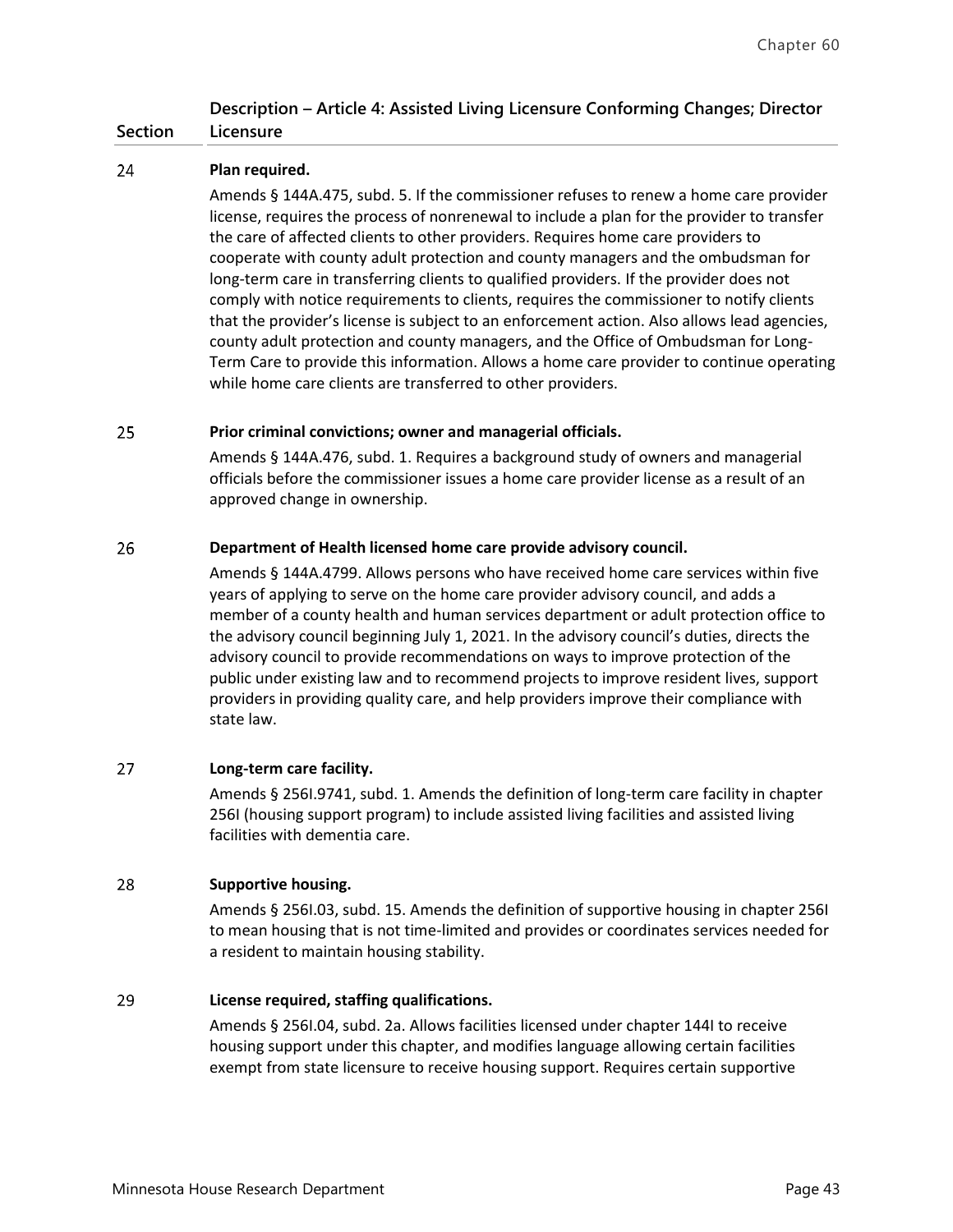| Section | Description – Article 4: Assisted Living Licensure Conforming Changes; Director Licensure |
|---|---|
| 24 | **Plan required.**<br>Amends § 144A.475, subd. 5. If the commissioner refuses to renew a home care provider license, requires the process of nonrenewal to include a plan for the provider to transfer the care of affected clients to other providers. Requires home care providers to cooperate with county adult protection and county managers and the ombudsman for long-term care in transferring clients to qualified providers. If the provider does not comply with notice requirements to clients, requires the commissioner to notify clients that the provider's license is subject to an enforcement action. Also allows lead agencies, county adult protection and county managers, and the Office of Ombudsman for Long-Term Care to provide this information. Allows a home care provider to continue operating while home care clients are transferred to other providers. |
| 25 | **Prior criminal convictions; owner and managerial officials.**<br>Amends § 144A.476, subd. 1. Requires a background study of owners and managerial officials before the commissioner issues a home care provider license as a result of an approved change in ownership. |
| 26 | **Department of Health licensed home care provide advisory council.**<br>Amends § 144A.4799. Allows persons who have received home care services within five years of applying to serve on the home care provider advisory council, and adds a member of a county health and human services department or adult protection office to the advisory council beginning July 1, 2021. In the advisory council's duties, directs the advisory council to provide recommendations on ways to improve protection of the public under existing law and to recommend projects to improve resident lives, support providers in providing quality care, and help providers improve their compliance with state law. |
| 27 | **Long-term care facility.**<br>Amends § 256I.9741, subd. 1. Amends the definition of long-term care facility in chapter 256I (housing support program) to include assisted living facilities and assisted living facilities with dementia care. |
| 28 | **Supportive housing.**<br>Amends § 256I.03, subd. 15. Amends the definition of supportive housing in chapter 256I to mean housing that is not time-limited and provides or coordinates services needed for a resident to maintain housing stability. |
| 29 | **License required, staffing qualifications.**<br>Amends § 256I.04, subd. 2a. Allows facilities licensed under chapter 144I to receive housing support under this chapter, and modifies language allowing certain facilities exempt from state licensure to receive housing support. Requires certain supportive |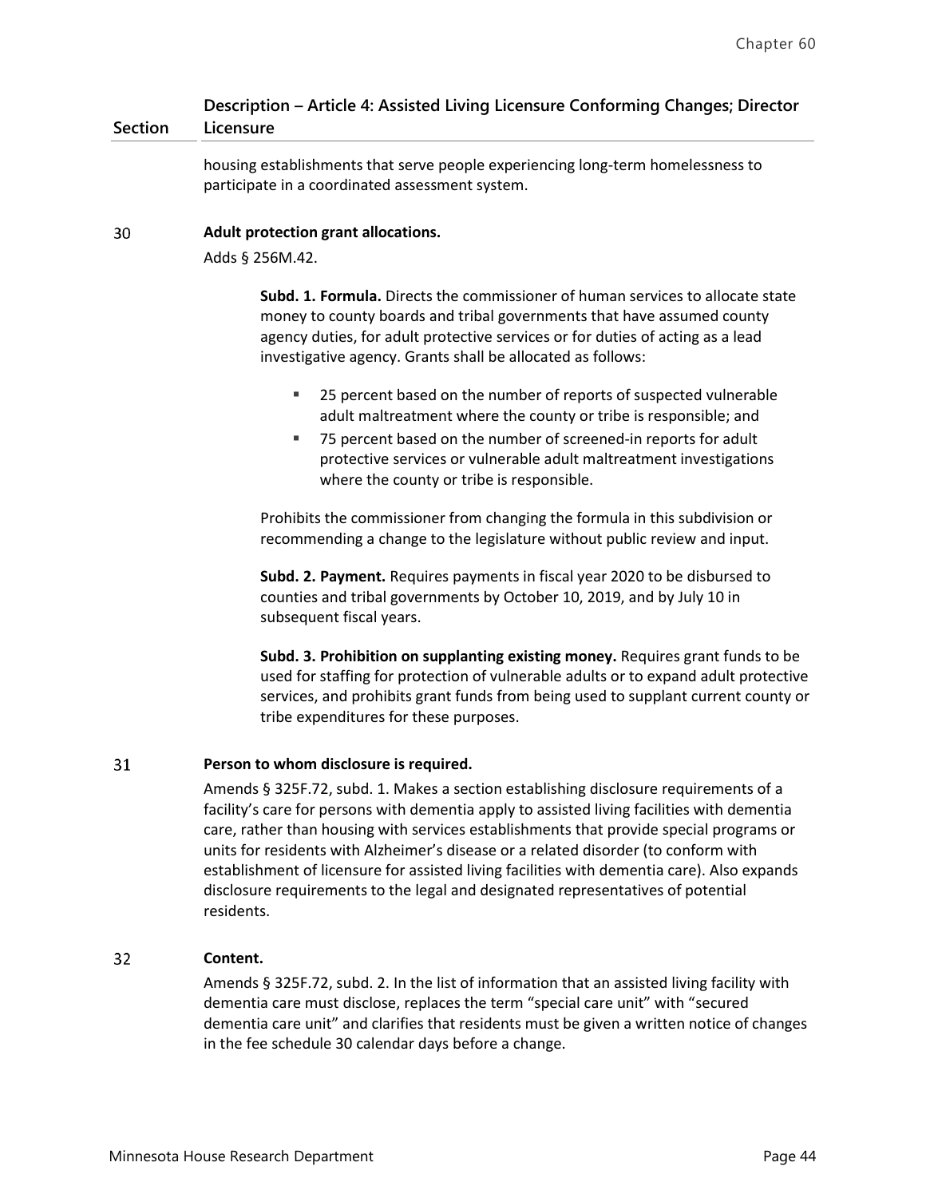| Section | Description – Article 4: Assisted Living Licensure Conforming Changes; Director Licensure |
|---|---|

housing establishments that serve people experiencing long-term homelessness to participate in a coordinated assessment system.

**30 Adult protection grant allocations.**

Adds § 256M.42.

> **Subd. 1. Formula.** Directs the commissioner of human services to allocate state money to county boards and tribal governments that have assumed county agency duties, for adult protective services or for duties of acting as a lead investigative agency. Grants shall be allocated as follows:
>
> - 25 percent based on the number of reports of suspected vulnerable adult maltreatment where the county or tribe is responsible; and
> - 75 percent based on the number of screened-in reports for adult protective services or vulnerable adult maltreatment investigations where the county or tribe is responsible.
>
> Prohibits the commissioner from changing the formula in this subdivision or recommending a change to the legislature without public review and input.
>
> **Subd. 2. Payment.** Requires payments in fiscal year 2020 to be disbursed to counties and tribal governments by October 10, 2019, and by July 10 in subsequent fiscal years.
>
> **Subd. 3. Prohibition on supplanting existing money.** Requires grant funds to be used for staffing for protection of vulnerable adults or to expand adult protective services, and prohibits grant funds from being used to supplant current county or tribe expenditures for these purposes.

**31 Person to whom disclosure is required.**

Amends § 325F.72, subd. 1. Makes a section establishing disclosure requirements of a facility's care for persons with dementia apply to assisted living facilities with dementia care, rather than housing with services establishments that provide special programs or units for residents with Alzheimer's disease or a related disorder (to conform with establishment of licensure for assisted living facilities with dementia care). Also expands disclosure requirements to the legal and designated representatives of potential residents.

**32 Content.**

Amends § 325F.72, subd. 2. In the list of information that an assisted living facility with dementia care must disclose, replaces the term "special care unit" with "secured dementia care unit" and clarifies that residents must be given a written notice of changes in the fee schedule 30 calendar days before a change.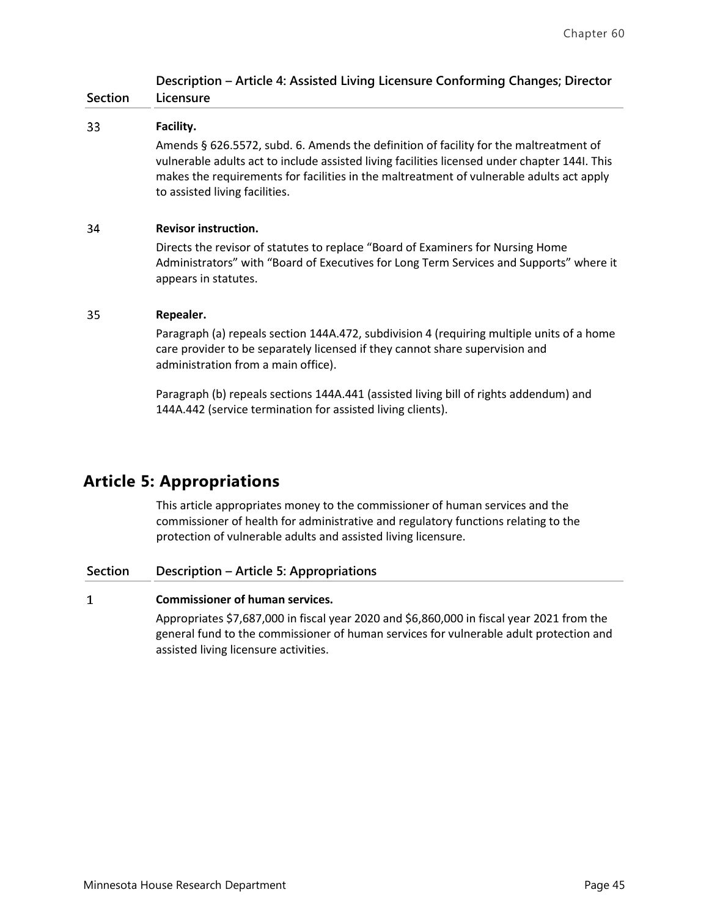| Section | Description – Article 4: Assisted Living Licensure Conforming Changes; Director Licensure |
|---|---|
| 33 | **Facility.**<br>Amends § 626.5572, subd. 6. Amends the definition of facility for the maltreatment of vulnerable adults act to include assisted living facilities licensed under chapter 144I. This makes the requirements for facilities in the maltreatment of vulnerable adults act apply to assisted living facilities. |
| 34 | **Revisor instruction.**<br>Directs the revisor of statutes to replace "Board of Examiners for Nursing Home Administrators" with "Board of Executives for Long Term Services and Supports" where it appears in statutes. |
| 35 | **Repealer.**<br>Paragraph (a) repeals section 144A.472, subdivision 4 (requiring multiple units of a home care provider to be separately licensed if they cannot share supervision and administration from a main office).<br><br>Paragraph (b) repeals sections 144A.441 (assisted living bill of rights addendum) and 144A.442 (service termination for assisted living clients). |

## Article 5: Appropriations

This article appropriates money to the commissioner of human services and the commissioner of health for administrative and regulatory functions relating to the protection of vulnerable adults and assisted living licensure.

| Section | Description – Article 5: Appropriations |
|---|---|
| 1 | **Commissioner of human services.**<br>Appropriates $7,687,000 in fiscal year 2020 and $6,860,000 in fiscal year 2021 from the general fund to the commissioner of human services for vulnerable adult protection and assisted living licensure activities. |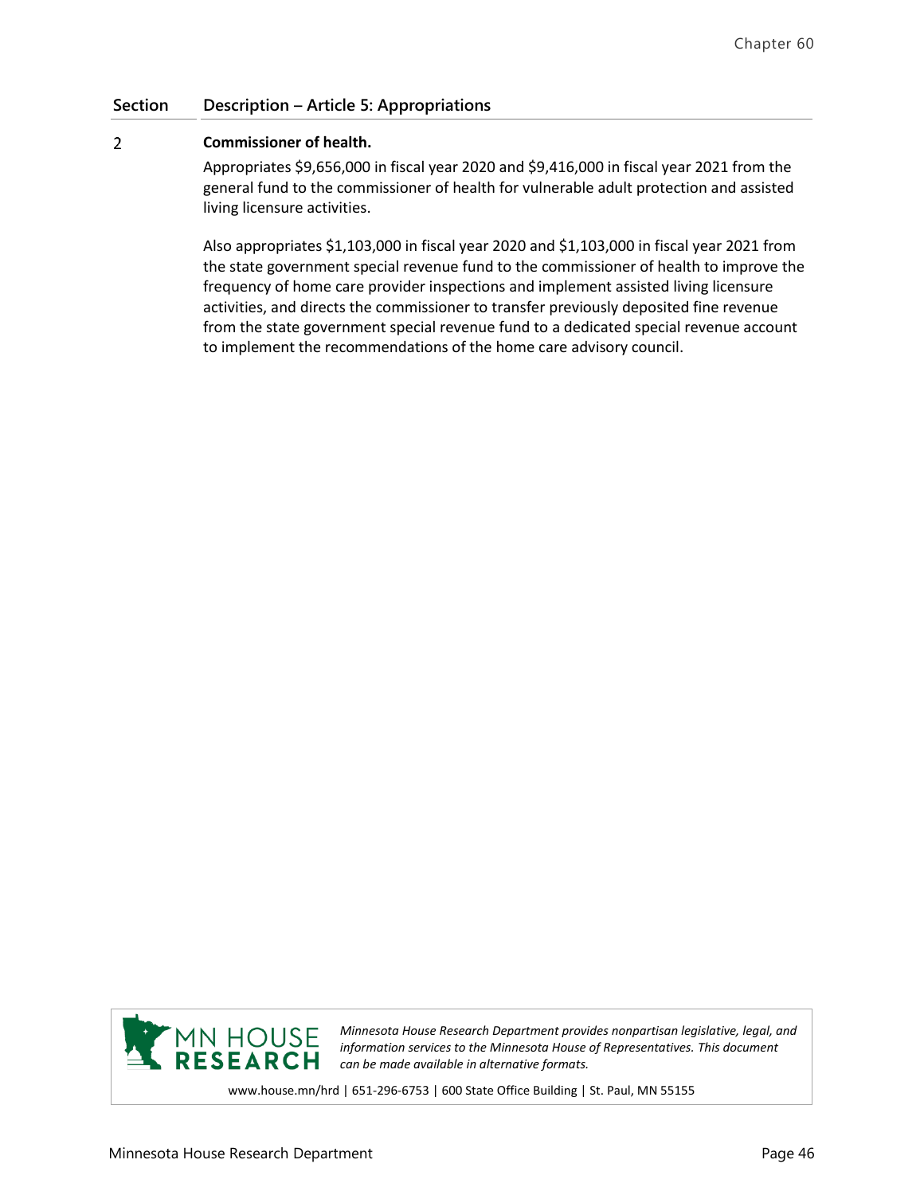| Section | Description – Article 5: Appropriations |
|---|---|
| 2 | **Commissioner of health.**<br><br>Appropriates $9,656,000 in fiscal year 2020 and $9,416,000 in fiscal year 2021 from the general fund to the commissioner of health for vulnerable adult protection and assisted living licensure activities.<br><br>Also appropriates $1,103,000 in fiscal year 2020 and $1,103,000 in fiscal year 2021 from the state government special revenue fund to the commissioner of health to improve the frequency of home care provider inspections and implement assisted living licensure activities, and directs the commissioner to transfer previously deposited fine revenue from the state government special revenue fund to a dedicated special revenue account to implement the recommendations of the home care advisory council. |

MN HOUSE RESEARCH

*Minnesota House Research Department provides nonpartisan legislative, legal, and information services to the Minnesota House of Representatives. This document can be made available in alternative formats.*

www.house.mn/hrd | 651-296-6753 | 600 State Office Building | St. Paul, MN 55155